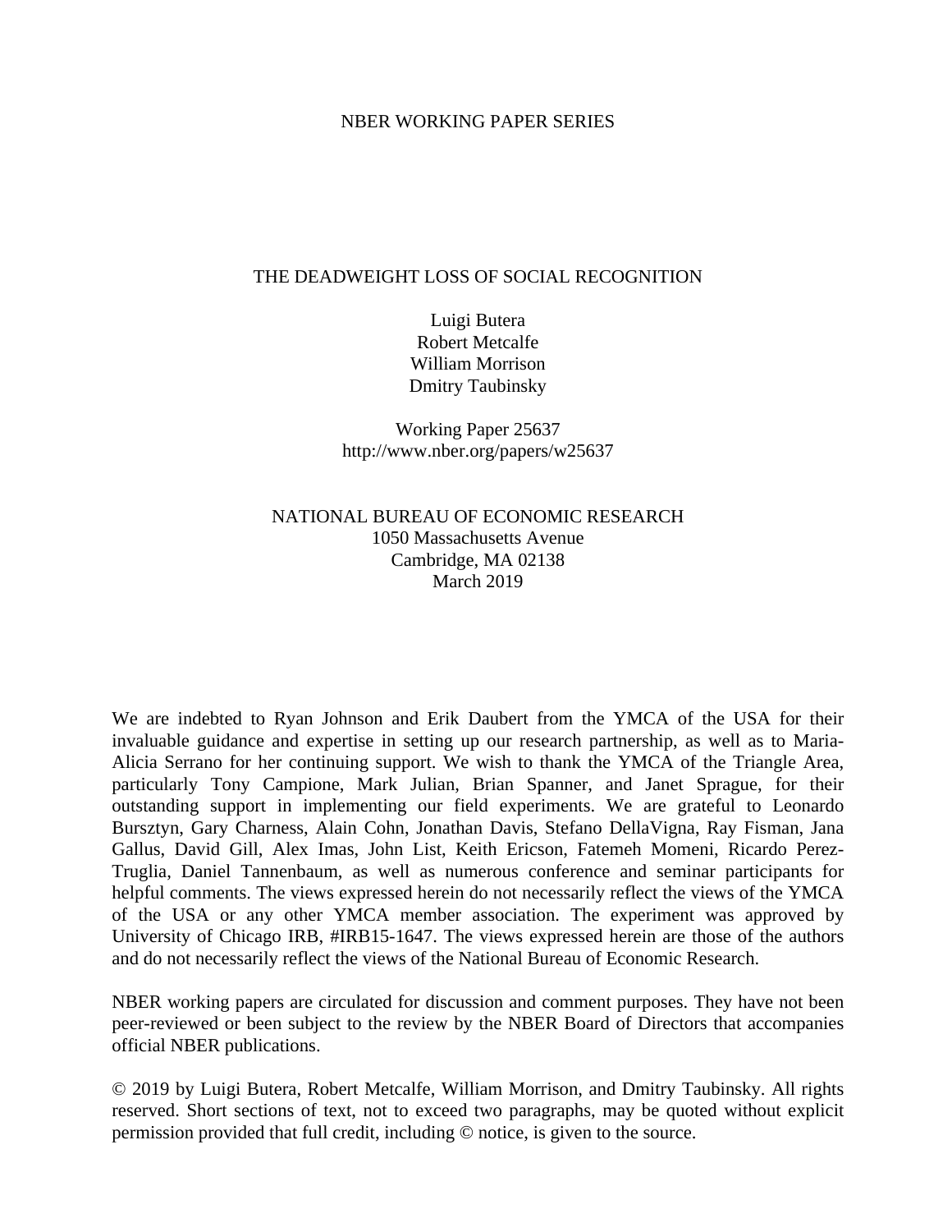NBER WORKING PAPER SERIES

# THE DEADWEIGHT LOSS OF SOCIAL RECOGNITION

Luigi Butera
Robert Metcalfe
William Morrison
Dmitry Taubinsky

Working Paper 25637
http://www.nber.org/papers/w25637

NATIONAL BUREAU OF ECONOMIC RESEARCH
1050 Massachusetts Avenue
Cambridge, MA 02138
March 2019

We are indebted to Ryan Johnson and Erik Daubert from the YMCA of the USA for their invaluable guidance and expertise in setting up our research partnership, as well as to Maria-Alicia Serrano for her continuing support. We wish to thank the YMCA of the Triangle Area, particularly Tony Campione, Mark Julian, Brian Spanner, and Janet Sprague, for their outstanding support in implementing our field experiments. We are grateful to Leonardo Bursztyn, Gary Charness, Alain Cohn, Jonathan Davis, Stefano DellaVigna, Ray Fisman, Jana Gallus, David Gill, Alex Imas, John List, Keith Ericson, Fatemeh Momeni, Ricardo Perez-Truglia, Daniel Tannenbaum, as well as numerous conference and seminar participants for helpful comments. The views expressed herein do not necessarily reflect the views of the YMCA of the USA or any other YMCA member association. The experiment was approved by University of Chicago IRB, #IRB15-1647. The views expressed herein are those of the authors and do not necessarily reflect the views of the National Bureau of Economic Research.

NBER working papers are circulated for discussion and comment purposes. They have not been peer-reviewed or been subject to the review by the NBER Board of Directors that accompanies official NBER publications.

© 2019 by Luigi Butera, Robert Metcalfe, William Morrison, and Dmitry Taubinsky. All rights reserved. Short sections of text, not to exceed two paragraphs, may be quoted without explicit permission provided that full credit, including © notice, is given to the source.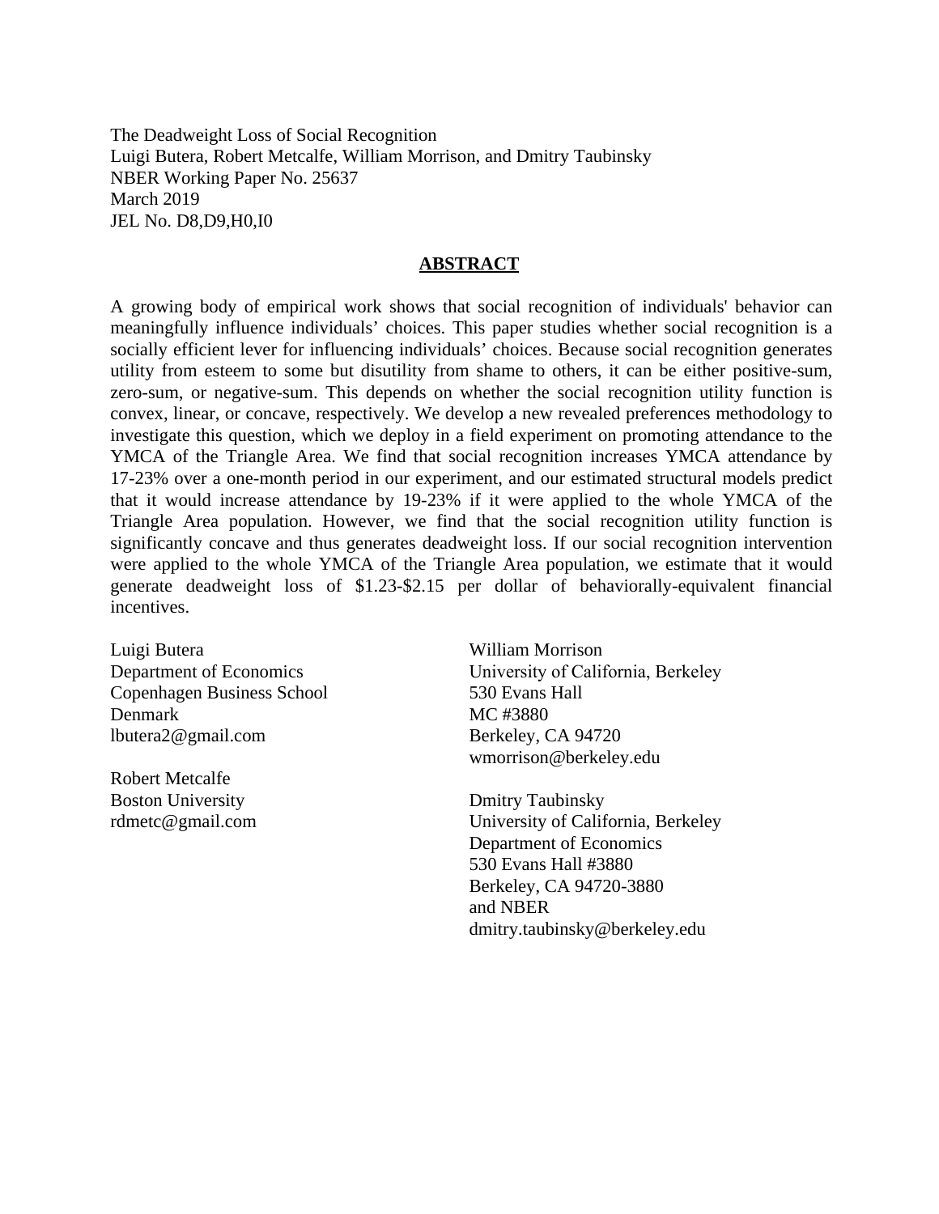The Deadweight Loss of Social Recognition
Luigi Butera, Robert Metcalfe, William Morrison, and Dmitry Taubinsky
NBER Working Paper No. 25637
March 2019
JEL No. D8,D9,H0,I0

## ABSTRACT

A growing body of empirical work shows that social recognition of individuals' behavior can meaningfully influence individuals' choices. This paper studies whether social recognition is a socially efficient lever for influencing individuals' choices. Because social recognition generates utility from esteem to some but disutility from shame to others, it can be either positive-sum, zero-sum, or negative-sum. This depends on whether the social recognition utility function is convex, linear, or concave, respectively. We develop a new revealed preferences methodology to investigate this question, which we deploy in a field experiment on promoting attendance to the YMCA of the Triangle Area. We find that social recognition increases YMCA attendance by 17-23% over a one-month period in our experiment, and our estimated structural models predict that it would increase attendance by 19-23% if it were applied to the whole YMCA of the Triangle Area population. However, we find that the social recognition utility function is significantly concave and thus generates deadweight loss. If our social recognition intervention were applied to the whole YMCA of the Triangle Area population, we estimate that it would generate deadweight loss of $1.23-$2.15 per dollar of behaviorally-equivalent financial incentives.

Luigi Butera
Department of Economics
Copenhagen Business School
Denmark
lbutera2@gmail.com

Robert Metcalfe
Boston University
rdmetc@gmail.com

William Morrison
University of California, Berkeley
530 Evans Hall
MC #3880
Berkeley, CA 94720
wmorrison@berkeley.edu

Dmitry Taubinsky
University of California, Berkeley
Department of Economics
530 Evans Hall #3880
Berkeley, CA 94720-3880
and NBER
dmitry.taubinsky@berkeley.edu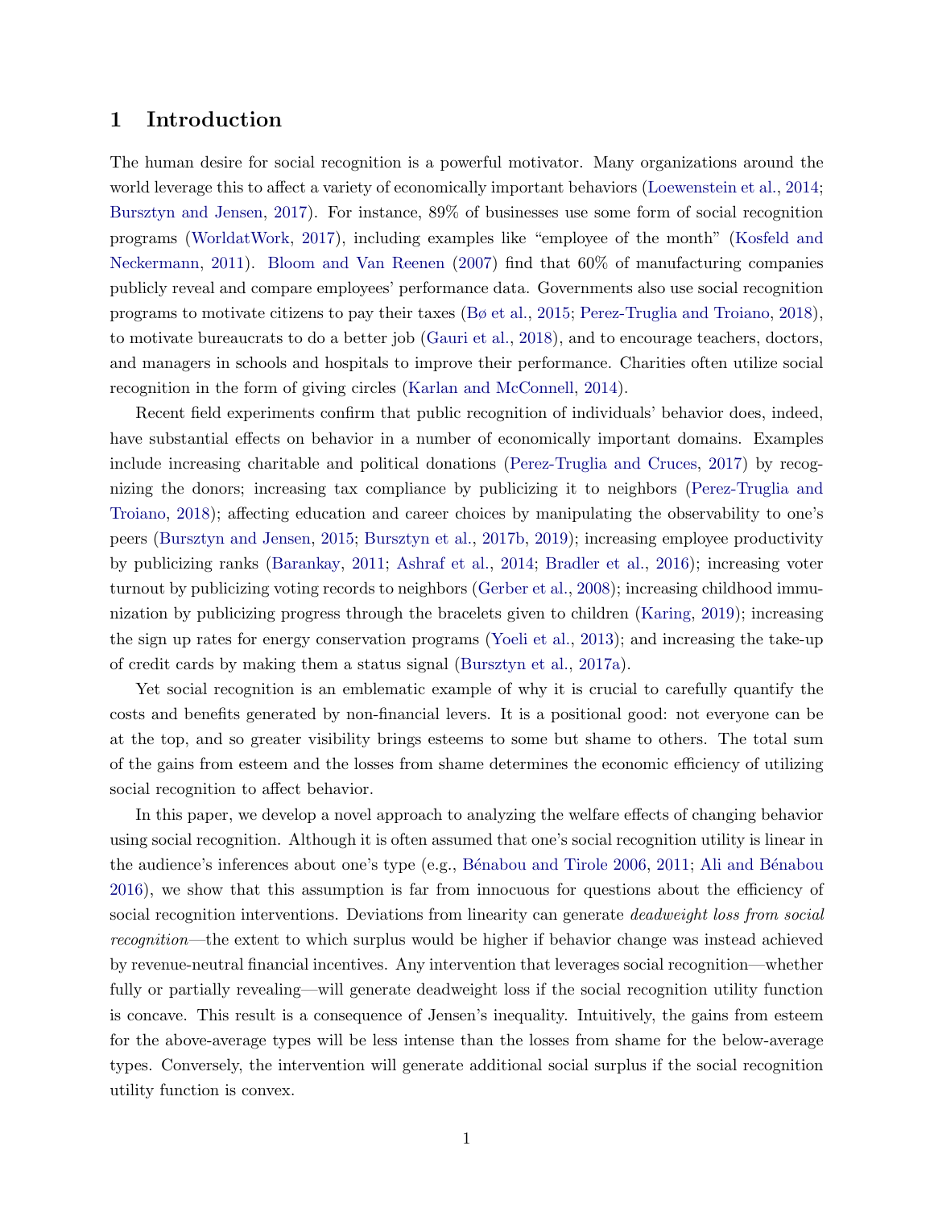# 1 Introduction

The human desire for social recognition is a powerful motivator. Many organizations around the world leverage this to affect a variety of economically important behaviors (Loewenstein et al., 2014; Bursztyn and Jensen, 2017). For instance, 89% of businesses use some form of social recognition programs (WorldatWork, 2017), including examples like "employee of the month" (Kosfeld and Neckermann, 2011). Bloom and Van Reenen (2007) find that 60% of manufacturing companies publicly reveal and compare employees' performance data. Governments also use social recognition programs to motivate citizens to pay their taxes (Bø et al., 2015; Perez-Truglia and Troiano, 2018), to motivate bureaucrats to do a better job (Gauri et al., 2018), and to encourage teachers, doctors, and managers in schools and hospitals to improve their performance. Charities often utilize social recognition in the form of giving circles (Karlan and McConnell, 2014).

Recent field experiments confirm that public recognition of individuals' behavior does, indeed, have substantial effects on behavior in a number of economically important domains. Examples include increasing charitable and political donations (Perez-Truglia and Cruces, 2017) by recognizing the donors; increasing tax compliance by publicizing it to neighbors (Perez-Truglia and Troiano, 2018); affecting education and career choices by manipulating the observability to one's peers (Bursztyn and Jensen, 2015; Bursztyn et al., 2017b, 2019); increasing employee productivity by publicizing ranks (Barankay, 2011; Ashraf et al., 2014; Bradler et al., 2016); increasing voter turnout by publicizing voting records to neighbors (Gerber et al., 2008); increasing childhood immunization by publicizing progress through the bracelets given to children (Karing, 2019); increasing the sign up rates for energy conservation programs (Yoeli et al., 2013); and increasing the take-up of credit cards by making them a status signal (Bursztyn et al., 2017a).

Yet social recognition is an emblematic example of why it is crucial to carefully quantify the costs and benefits generated by non-financial levers. It is a positional good: not everyone can be at the top, and so greater visibility brings esteems to some but shame to others. The total sum of the gains from esteem and the losses from shame determines the economic efficiency of utilizing social recognition to affect behavior.

In this paper, we develop a novel approach to analyzing the welfare effects of changing behavior using social recognition. Although it is often assumed that one's social recognition utility is linear in the audience's inferences about one's type (e.g., Bénabou and Tirole 2006, 2011; Ali and Bénabou 2016), we show that this assumption is far from innocuous for questions about the efficiency of social recognition interventions. Deviations from linearity can generate *deadweight loss from social recognition*—the extent to which surplus would be higher if behavior change was instead achieved by revenue-neutral financial incentives. Any intervention that leverages social recognition—whether fully or partially revealing—will generate deadweight loss if the social recognition utility function is concave. This result is a consequence of Jensen's inequality. Intuitively, the gains from esteem for the above-average types will be less intense than the losses from shame for the below-average types. Conversely, the intervention will generate additional social surplus if the social recognition utility function is convex.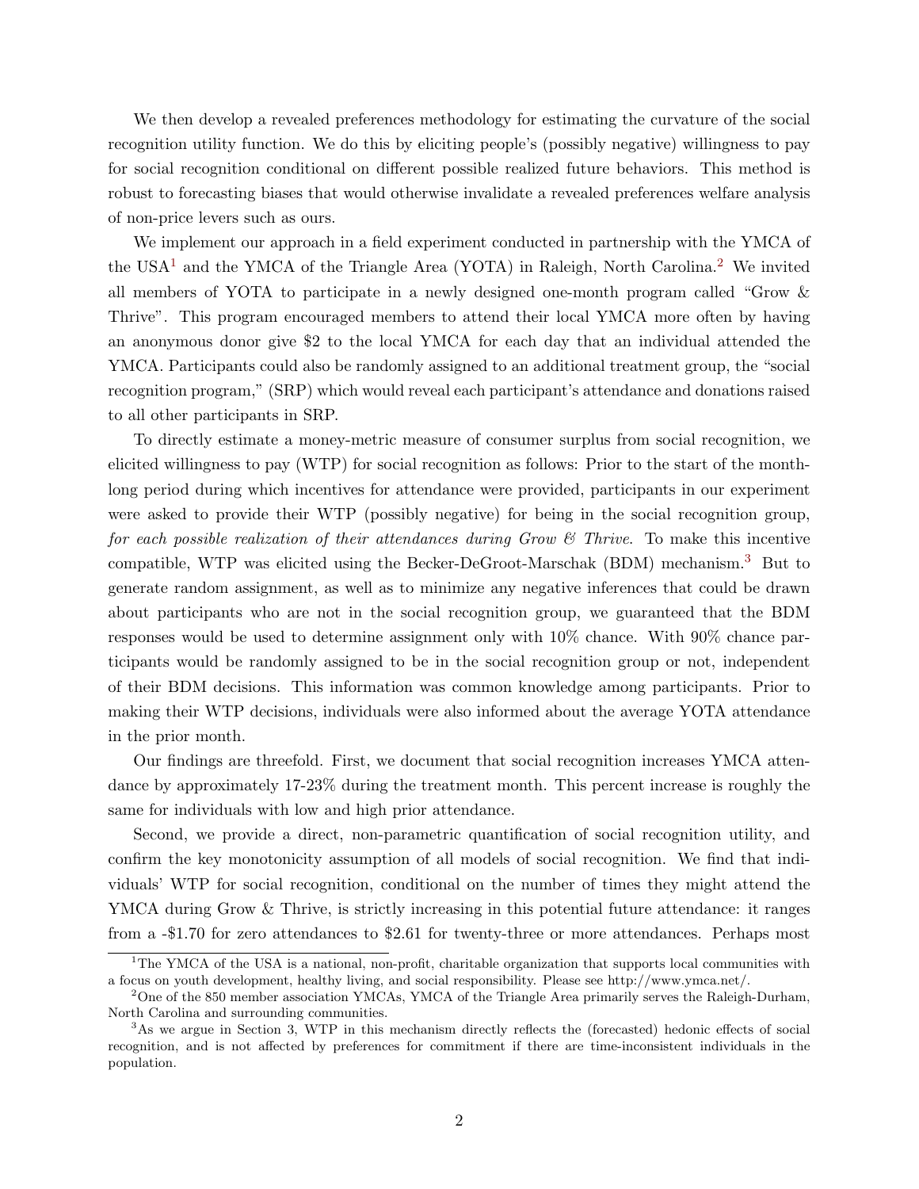We then develop a revealed preferences methodology for estimating the curvature of the social recognition utility function. We do this by eliciting people's (possibly negative) willingness to pay for social recognition conditional on different possible realized future behaviors. This method is robust to forecasting biases that would otherwise invalidate a revealed preferences welfare analysis of non-price levers such as ours.

We implement our approach in a field experiment conducted in partnership with the YMCA of the USA[1] and the YMCA of the Triangle Area (YOTA) in Raleigh, North Carolina.[2] We invited all members of YOTA to participate in a newly designed one-month program called "Grow & Thrive". This program encouraged members to attend their local YMCA more often by having an anonymous donor give $2 to the local YMCA for each day that an individual attended the YMCA. Participants could also be randomly assigned to an additional treatment group, the "social recognition program," (SRP) which would reveal each participant's attendance and donations raised to all other participants in SRP.

To directly estimate a money-metric measure of consumer surplus from social recognition, we elicited willingness to pay (WTP) for social recognition as follows: Prior to the start of the month-long period during which incentives for attendance were provided, participants in our experiment were asked to provide their WTP (possibly negative) for being in the social recognition group, *for each possible realization of their attendances during Grow & Thrive*. To make this incentive compatible, WTP was elicited using the Becker-DeGroot-Marschak (BDM) mechanism.[3] But to generate random assignment, as well as to minimize any negative inferences that could be drawn about participants who are not in the social recognition group, we guaranteed that the BDM responses would be used to determine assignment only with 10% chance. With 90% chance participants would be randomly assigned to be in the social recognition group or not, independent of their BDM decisions. This information was common knowledge among participants. Prior to making their WTP decisions, individuals were also informed about the average YOTA attendance in the prior month.

Our findings are threefold. First, we document that social recognition increases YMCA attendance by approximately 17-23% during the treatment month. This percent increase is roughly the same for individuals with low and high prior attendance.

Second, we provide a direct, non-parametric quantification of social recognition utility, and confirm the key monotonicity assumption of all models of social recognition. We find that individuals' WTP for social recognition, conditional on the number of times they might attend the YMCA during Grow & Thrive, is strictly increasing in this potential future attendance: it ranges from a -$1.70 for zero attendances to $2.61 for twenty-three or more attendances. Perhaps most

---

[1] The YMCA of the USA is a national, non-profit, charitable organization that supports local communities with a focus on youth development, healthy living, and social responsibility. Please see http://www.ymca.net/.

[2] One of the 850 member association YMCAs, YMCA of the Triangle Area primarily serves the Raleigh-Durham, North Carolina and surrounding communities.

[3] As we argue in Section 3, WTP in this mechanism directly reflects the (forecasted) hedonic effects of social recognition, and is not affected by preferences for commitment if there are time-inconsistent individuals in the population.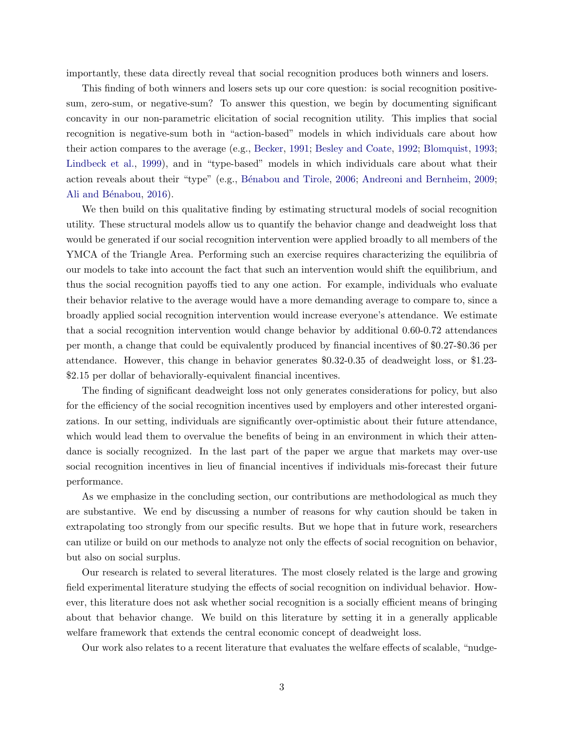importantly, these data directly reveal that social recognition produces both winners and losers.

This finding of both winners and losers sets up our core question: is social recognition positive-sum, zero-sum, or negative-sum? To answer this question, we begin by documenting significant concavity in our non-parametric elicitation of social recognition utility. This implies that social recognition is negative-sum both in "action-based" models in which individuals care about how their action compares to the average (e.g., Becker, 1991; Besley and Coate, 1992; Blomquist, 1993; Lindbeck et al., 1999), and in "type-based" models in which individuals care about what their action reveals about their "type" (e.g., Bénabou and Tirole, 2006; Andreoni and Bernheim, 2009; Ali and Bénabou, 2016).

We then build on this qualitative finding by estimating structural models of social recognition utility. These structural models allow us to quantify the behavior change and deadweight loss that would be generated if our social recognition intervention were applied broadly to all members of the YMCA of the Triangle Area. Performing such an exercise requires characterizing the equilibria of our models to take into account the fact that such an intervention would shift the equilibrium, and thus the social recognition payoffs tied to any one action. For example, individuals who evaluate their behavior relative to the average would have a more demanding average to compare to, since a broadly applied social recognition intervention would increase everyone's attendance. We estimate that a social recognition intervention would change behavior by additional 0.60-0.72 attendances per month, a change that could be equivalently produced by financial incentives of $0.27-$0.36 per attendance. However, this change in behavior generates $0.32-0.35 of deadweight loss, or $1.23-$2.15 per dollar of behaviorally-equivalent financial incentives.

The finding of significant deadweight loss not only generates considerations for policy, but also for the efficiency of the social recognition incentives used by employers and other interested organizations. In our setting, individuals are significantly over-optimistic about their future attendance, which would lead them to overvalue the benefits of being in an environment in which their attendance is socially recognized. In the last part of the paper we argue that markets may over-use social recognition incentives in lieu of financial incentives if individuals mis-forecast their future performance.

As we emphasize in the concluding section, our contributions are methodological as much they are substantive. We end by discussing a number of reasons for why caution should be taken in extrapolating too strongly from our specific results. But we hope that in future work, researchers can utilize or build on our methods to analyze not only the effects of social recognition on behavior, but also on social surplus.

Our research is related to several literatures. The most closely related is the large and growing field experimental literature studying the effects of social recognition on individual behavior. However, this literature does not ask whether social recognition is a socially efficient means of bringing about that behavior change. We build on this literature by setting it in a generally applicable welfare framework that extends the central economic concept of deadweight loss.

Our work also relates to a recent literature that evaluates the welfare effects of scalable, "nudge-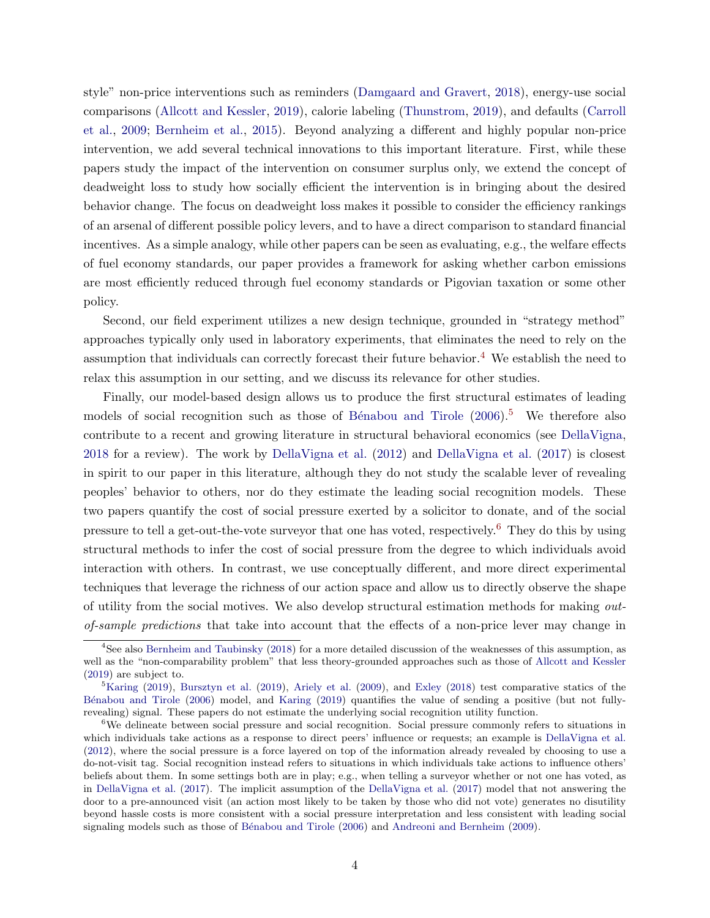style" non-price interventions such as reminders (Damgaard and Gravert, 2018), energy-use social comparisons (Allcott and Kessler, 2019), calorie labeling (Thunstrom, 2019), and defaults (Carroll et al., 2009; Bernheim et al., 2015). Beyond analyzing a different and highly popular non-price intervention, we add several technical innovations to this important literature. First, while these papers study the impact of the intervention on consumer surplus only, we extend the concept of deadweight loss to study how socially efficient the intervention is in bringing about the desired behavior change. The focus on deadweight loss makes it possible to consider the efficiency rankings of an arsenal of different possible policy levers, and to have a direct comparison to standard financial incentives. As a simple analogy, while other papers can be seen as evaluating, e.g., the welfare effects of fuel economy standards, our paper provides a framework for asking whether carbon emissions are most efficiently reduced through fuel economy standards or Pigovian taxation or some other policy.

Second, our field experiment utilizes a new design technique, grounded in "strategy method" approaches typically only used in laboratory experiments, that eliminates the need to rely on the assumption that individuals can correctly forecast their future behavior.[4] We establish the need to relax this assumption in our setting, and we discuss its relevance for other studies.

Finally, our model-based design allows us to produce the first structural estimates of leading models of social recognition such as those of Bénabou and Tirole (2006).[5] We therefore also contribute to a recent and growing literature in structural behavioral economics (see DellaVigna, 2018 for a review). The work by DellaVigna et al. (2012) and DellaVigna et al. (2017) is closest in spirit to our paper in this literature, although they do not study the scalable lever of revealing peoples' behavior to others, nor do they estimate the leading social recognition models. These two papers quantify the cost of social pressure exerted by a solicitor to donate, and of the social pressure to tell a get-out-the-vote surveyor that one has voted, respectively.[6] They do this by using structural methods to infer the cost of social pressure from the degree to which individuals avoid interaction with others. In contrast, we use conceptually different, and more direct experimental techniques that leverage the richness of our action space and allow us to directly observe the shape of utility from the social motives. We also develop structural estimation methods for making *out-of-sample predictions* that take into account that the effects of a non-price lever may change in

[4] See also Bernheim and Taubinsky (2018) for a more detailed discussion of the weaknesses of this assumption, as well as the "non-comparability problem" that less theory-grounded approaches such as those of Allcott and Kessler (2019) are subject to.

[5] Karing (2019), Bursztyn et al. (2019), Ariely et al. (2009), and Exley (2018) test comparative statics of the Bénabou and Tirole (2006) model, and Karing (2019) quantifies the value of sending a positive (but not fully-revealing) signal. These papers do not estimate the underlying social recognition utility function.

[6] We delineate between social pressure and social recognition. Social pressure commonly refers to situations in which individuals take actions as a response to direct peers' influence or requests; an example is DellaVigna et al. (2012), where the social pressure is a force layered on top of the information already revealed by choosing to use a do-not-visit tag. Social recognition instead refers to situations in which individuals take actions to influence others' beliefs about them. In some settings both are in play; e.g., when telling a surveyor whether or not one has voted, as in DellaVigna et al. (2017). The implicit assumption of the DellaVigna et al. (2017) model that not answering the door to a pre-announced visit (an action most likely to be taken by those who did not vote) generates no disutility beyond hassle costs is more consistent with a social pressure interpretation and less consistent with leading social signaling models such as those of Bénabou and Tirole (2006) and Andreoni and Bernheim (2009).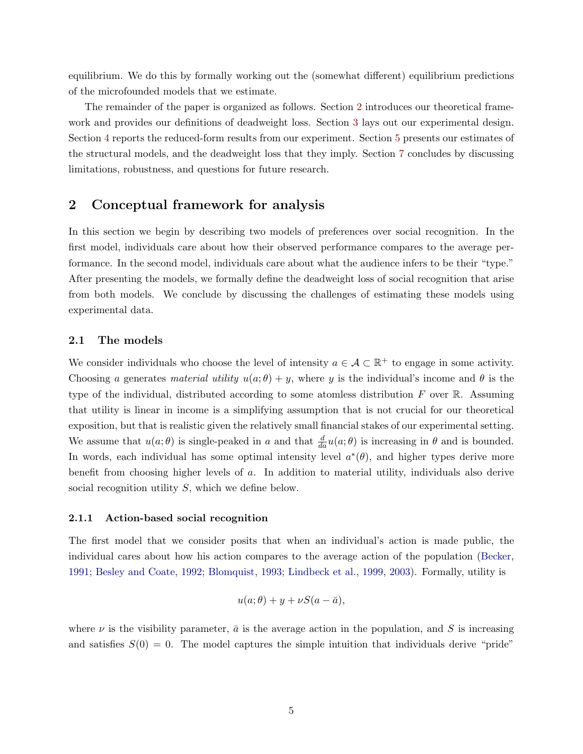equilibrium. We do this by formally working out the (somewhat different) equilibrium predictions of the microfounded models that we estimate.

The remainder of the paper is organized as follows. Section 2 introduces our theoretical framework and provides our definitions of deadweight loss. Section 3 lays out our experimental design. Section 4 reports the reduced-form results from our experiment. Section 5 presents our estimates of the structural models, and the deadweight loss that they imply. Section 7 concludes by discussing limitations, robustness, and questions for future research.

## 2 Conceptual framework for analysis

In this section we begin by describing two models of preferences over social recognition. In the first model, individuals care about how their observed performance compares to the average performance. In the second model, individuals care about what the audience infers to be their "type." After presenting the models, we formally define the deadweight loss of social recognition that arise from both models. We conclude by discussing the challenges of estimating these models using experimental data.

### 2.1 The models

We consider individuals who choose the level of intensity $a \in \mathcal{A} \subset \mathbb{R}^+$ to engage in some activity. Choosing $a$ generates *material utility* $u(a;\theta) + y$, where $y$ is the individual's income and $\theta$ is the type of the individual, distributed according to some atomless distribution $F$ over $\mathbb{R}$. Assuming that utility is linear in income is a simplifying assumption that is not crucial for our theoretical exposition, but that is realistic given the relatively small financial stakes of our experimental setting. We assume that $u(a;\theta)$ is single-peaked in $a$ and that $\frac{d}{da}u(a;\theta)$ is increasing in $\theta$ and is bounded. In words, each individual has some optimal intensity level $a^*(\theta)$, and higher types derive more benefit from choosing higher levels of $a$. In addition to material utility, individuals also derive social recognition utility $S$, which we define below.

#### 2.1.1 Action-based social recognition

The first model that we consider posits that when an individual's action is made public, the individual cares about how his action compares to the average action of the population (Becker, 1991; Besley and Coate, 1992; Blomquist, 1993; Lindbeck et al., 1999, 2003). Formally, utility is

$$u(a;\theta) + y + \nu S(a - \bar{a}),$$

where $\nu$ is the visibility parameter, $\bar{a}$ is the average action in the population, and $S$ is increasing and satisfies $S(0) = 0$. The model captures the simple intuition that individuals derive "pride"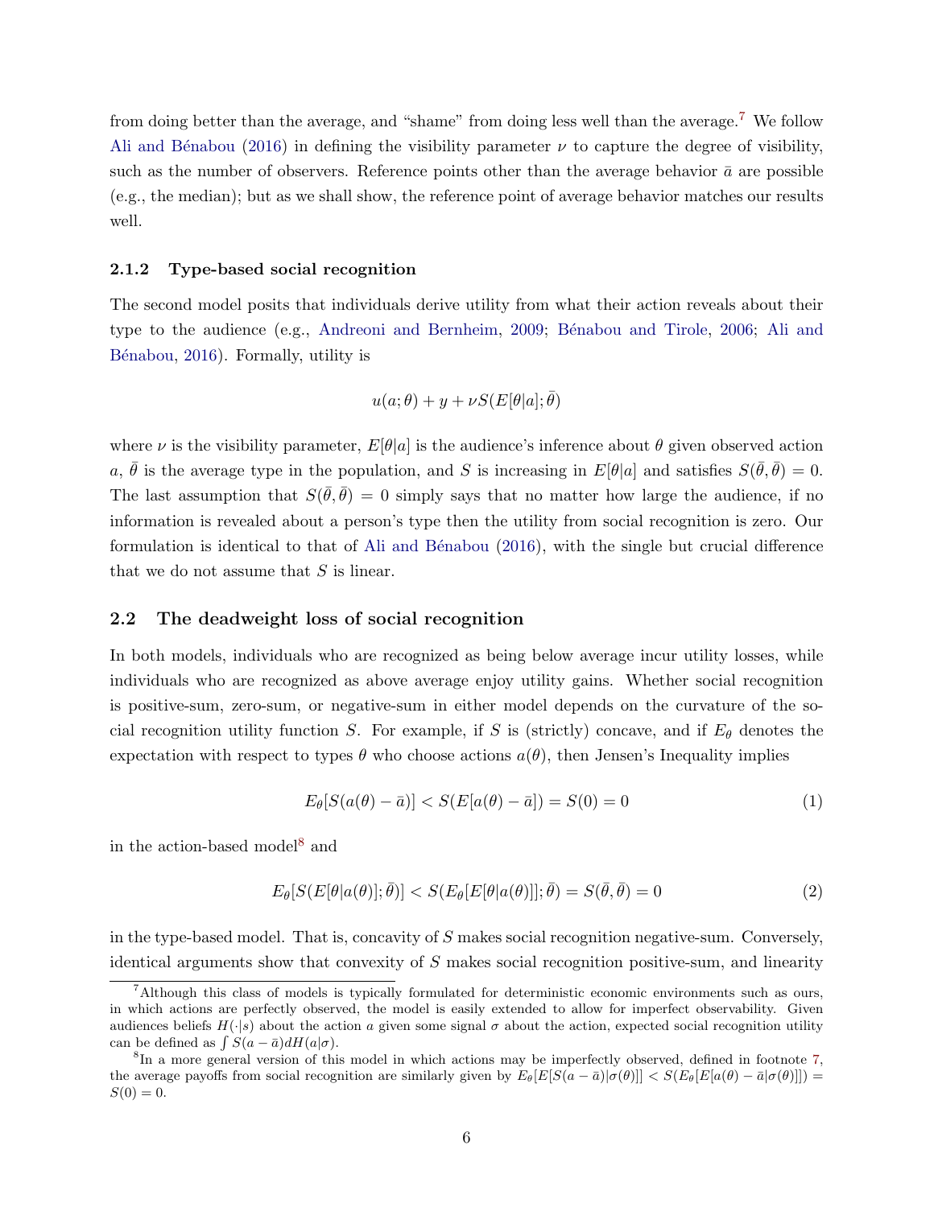from doing better than the average, and "shame" from doing less well than the average.[7] We follow Ali and Bénabou (2016) in defining the visibility parameter $\nu$ to capture the degree of visibility, such as the number of observers. Reference points other than the average behavior $\bar{a}$ are possible (e.g., the median); but as we shall show, the reference point of average behavior matches our results well.

#### 2.1.2 Type-based social recognition

The second model posits that individuals derive utility from what their action reveals about their type to the audience (e.g., Andreoni and Bernheim, 2009; Bénabou and Tirole, 2006; Ali and Bénabou, 2016). Formally, utility is

$$u(a;\theta) + y + \nu S(E[\theta|a];\bar{\theta})$$

where $\nu$ is the visibility parameter, $E[\theta|a]$ is the audience's inference about $\theta$ given observed action $a$, $\bar{\theta}$ is the average type in the population, and $S$ is increasing in $E[\theta|a]$ and satisfies $S(\bar{\theta},\bar{\theta}) = 0$. The last assumption that $S(\bar{\theta},\bar{\theta}) = 0$ simply says that no matter how large the audience, if no information is revealed about a person's type then the utility from social recognition is zero. Our formulation is identical to that of Ali and Bénabou (2016), with the single but crucial difference that we do not assume that $S$ is linear.

### 2.2 The deadweight loss of social recognition

In both models, individuals who are recognized as being below average incur utility losses, while individuals who are recognized as above average enjoy utility gains. Whether social recognition is positive-sum, zero-sum, or negative-sum in either model depends on the curvature of the social recognition utility function $S$. For example, if $S$ is (strictly) concave, and if $E_\theta$ denotes the expectation with respect to types $\theta$ who choose actions $a(\theta)$, then Jensen's Inequality implies

$$E_\theta[S(a(\theta) - \bar{a})] < S(E[a(\theta) - \bar{a}]) = S(0) = 0 \tag{1}$$

in the action-based model[8] and

$$E_\theta[S(E[\theta|a(\theta)];\bar{\theta})] < S(E_\theta[E[\theta|a(\theta)]];\bar{\theta}) = S(\bar{\theta},\bar{\theta}) = 0 \tag{2}$$

in the type-based model. That is, concavity of $S$ makes social recognition negative-sum. Conversely, identical arguments show that convexity of $S$ makes social recognition positive-sum, and linearity

[7] Although this class of models is typically formulated for deterministic economic environments such as ours, in which actions are perfectly observed, the model is easily extended to allow for imperfect observability. Given audiences beliefs $H(\cdot|s)$ about the action $a$ given some signal $\sigma$ about the action, expected social recognition utility can be defined as $\int S(a-\bar{a})dH(a|\sigma)$.

[8] In a more general version of this model in which actions may be imperfectly observed, defined in footnote 7, the average payoffs from social recognition are similarly given by $E_\theta[E[S(a-\bar{a})|\sigma(\theta)]] < S(E_\theta[E[a(\theta)-\bar{a}|\sigma(\theta)]]) = S(0) = 0$.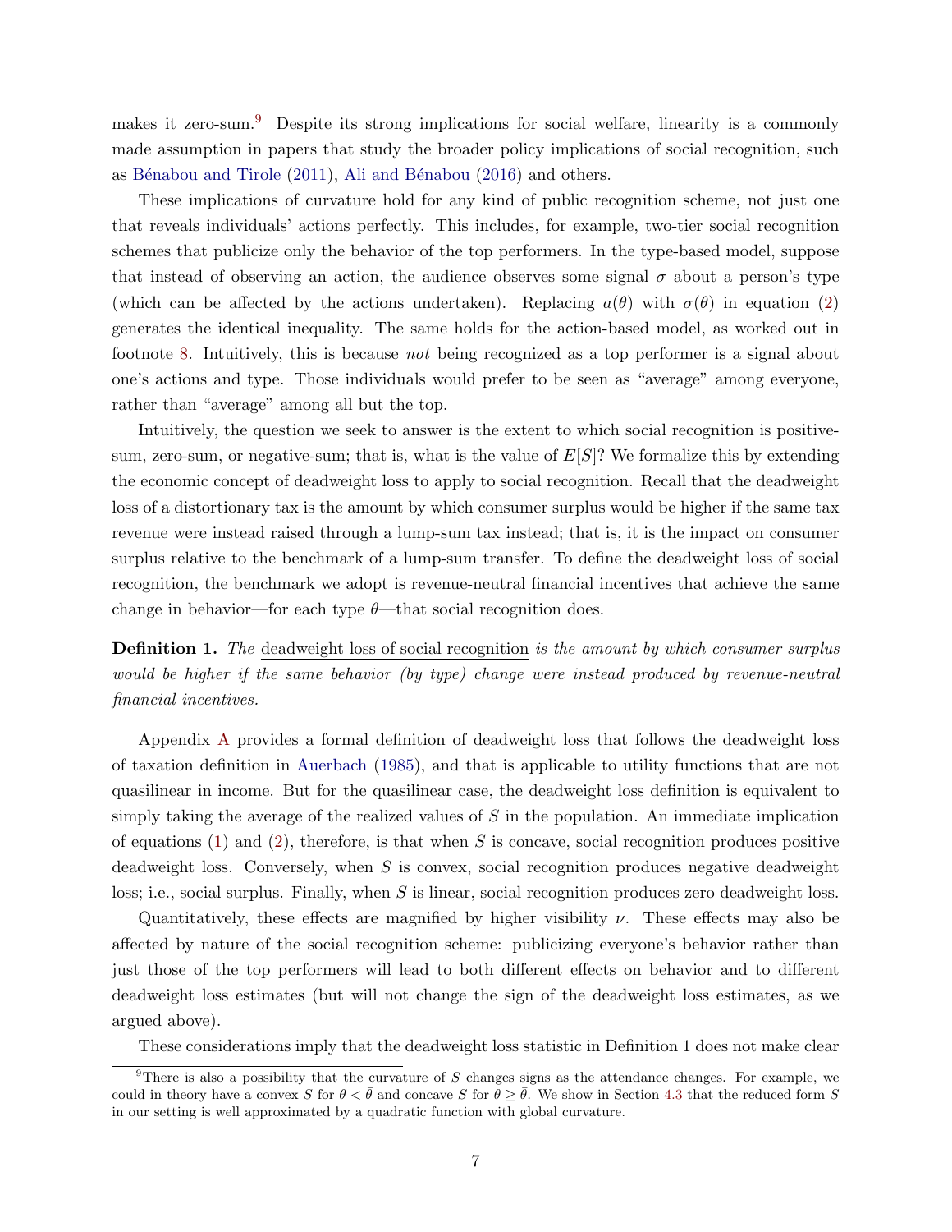makes it zero-sum.[9] Despite its strong implications for social welfare, linearity is a commonly made assumption in papers that study the broader policy implications of social recognition, such as Bénabou and Tirole (2011), Ali and Bénabou (2016) and others.

These implications of curvature hold for any kind of public recognition scheme, not just one that reveals individuals' actions perfectly. This includes, for example, two-tier social recognition schemes that publicize only the behavior of the top performers. In the type-based model, suppose that instead of observing an action, the audience observes some signal $\sigma$ about a person's type (which can be affected by the actions undertaken). Replacing $a(\theta)$ with $\sigma(\theta)$ in equation (2) generates the identical inequality. The same holds for the action-based model, as worked out in footnote 8. Intuitively, this is because *not* being recognized as a top performer is a signal about one's actions and type. Those individuals would prefer to be seen as "average" among everyone, rather than "average" among all but the top.

Intuitively, the question we seek to answer is the extent to which social recognition is positive-sum, zero-sum, or negative-sum; that is, what is the value of $E[S]$? We formalize this by extending the economic concept of deadweight loss to apply to social recognition. Recall that the deadweight loss of a distortionary tax is the amount by which consumer surplus would be higher if the same tax revenue were instead raised through a lump-sum tax instead; that is, it is the impact on consumer surplus relative to the benchmark of a lump-sum transfer. To define the deadweight loss of social recognition, the benchmark we adopt is revenue-neutral financial incentives that achieve the same change in behavior—for each type $\theta$—that social recognition does.

**Definition 1.** *The* <u>deadweight loss of social recognition</u> *is the amount by which consumer surplus would be higher if the same behavior (by type) change were instead produced by revenue-neutral financial incentives.*

Appendix A provides a formal definition of deadweight loss that follows the deadweight loss of taxation definition in Auerbach (1985), and that is applicable to utility functions that are not quasilinear in income. But for the quasilinear case, the deadweight loss definition is equivalent to simply taking the average of the realized values of $S$ in the population. An immediate implication of equations (1) and (2), therefore, is that when $S$ is concave, social recognition produces positive deadweight loss. Conversely, when $S$ is convex, social recognition produces negative deadweight loss; i.e., social surplus. Finally, when $S$ is linear, social recognition produces zero deadweight loss.

Quantitatively, these effects are magnified by higher visibility $\nu$. These effects may also be affected by nature of the social recognition scheme: publicizing everyone's behavior rather than just those of the top performers will lead to both different effects on behavior and to different deadweight loss estimates (but will not change the sign of the deadweight loss estimates, as we argued above).

These considerations imply that the deadweight loss statistic in Definition 1 does not make clear

[9] There is also a possibility that the curvature of $S$ changes signs as the attendance changes. For example, we could in theory have a convex $S$ for $\theta < \bar{\theta}$ and concave $S$ for $\theta \geq \bar{\theta}$. We show in Section 4.3 that the reduced form $S$ in our setting is well approximated by a quadratic function with global curvature.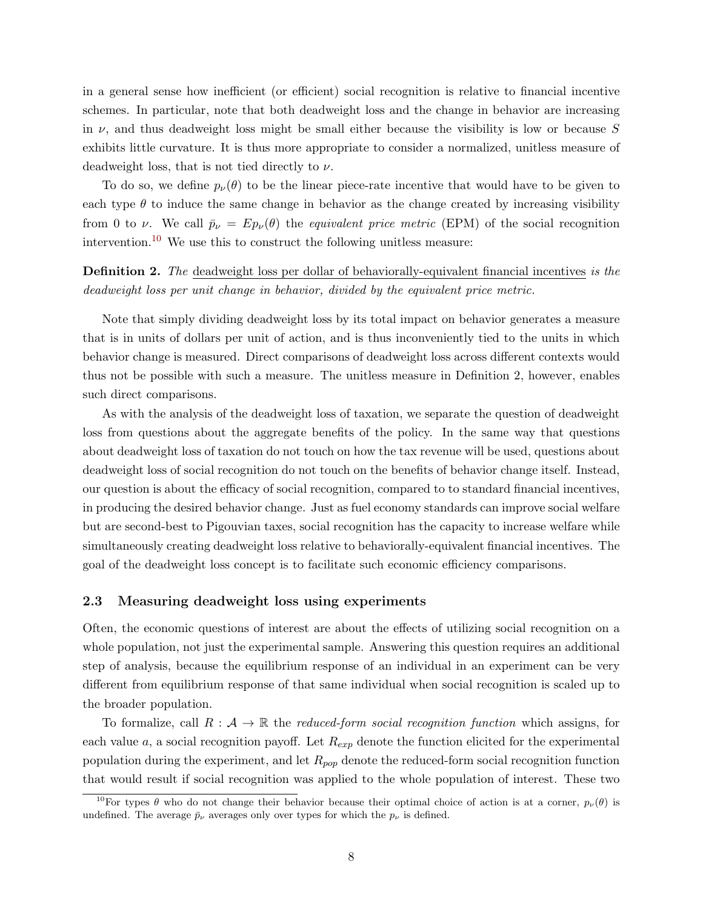in a general sense how inefficient (or efficient) social recognition is relative to financial incentive schemes. In particular, note that both deadweight loss and the change in behavior are increasing in $\nu$, and thus deadweight loss might be small either because the visibility is low or because $S$ exhibits little curvature. It is thus more appropriate to consider a normalized, unitless measure of deadweight loss, that is not tied directly to $\nu$.

To do so, we define $p_\nu(\theta)$ to be the linear piece-rate incentive that would have to be given to each type $\theta$ to induce the same change in behavior as the change created by increasing visibility from 0 to $\nu$. We call $\bar{p}_\nu = Ep_\nu(\theta)$ the *equivalent price metric* (EPM) of the social recognition intervention.[10] We use this to construct the following unitless measure:

**Definition 2.** *The* <u>deadweight loss per dollar of behaviorally-equivalent financial incentives</u> *is the deadweight loss per unit change in behavior, divided by the equivalent price metric.*

Note that simply dividing deadweight loss by its total impact on behavior generates a measure that is in units of dollars per unit of action, and is thus inconveniently tied to the units in which behavior change is measured. Direct comparisons of deadweight loss across different contexts would thus not be possible with such a measure. The unitless measure in Definition 2, however, enables such direct comparisons.

As with the analysis of the deadweight loss of taxation, we separate the question of deadweight loss from questions about the aggregate benefits of the policy. In the same way that questions about deadweight loss of taxation do not touch on how the tax revenue will be used, questions about deadweight loss of social recognition do not touch on the benefits of behavior change itself. Instead, our question is about the efficacy of social recognition, compared to to standard financial incentives, in producing the desired behavior change. Just as fuel economy standards can improve social welfare but are second-best to Pigouvian taxes, social recognition has the capacity to increase welfare while simultaneously creating deadweight loss relative to behaviorally-equivalent financial incentives. The goal of the deadweight loss concept is to facilitate such economic efficiency comparisons.

### 2.3 Measuring deadweight loss using experiments

Often, the economic questions of interest are about the effects of utilizing social recognition on a whole population, not just the experimental sample. Answering this question requires an additional step of analysis, because the equilibrium response of an individual in an experiment can be very different from equilibrium response of that same individual when social recognition is scaled up to the broader population.

To formalize, call $R : \mathcal{A} \to \mathbb{R}$ the *reduced-form social recognition function* which assigns, for each value $a$, a social recognition payoff. Let $R_{exp}$ denote the function elicited for the experimental population during the experiment, and let $R_{pop}$ denote the reduced-form social recognition function that would result if social recognition was applied to the whole population of interest. These two

[10] For types $\theta$ who do not change their behavior because their optimal choice of action is at a corner, $p_\nu(\theta)$ is undefined. The average $\bar{p}_\nu$ averages only over types for which the $p_\nu$ is defined.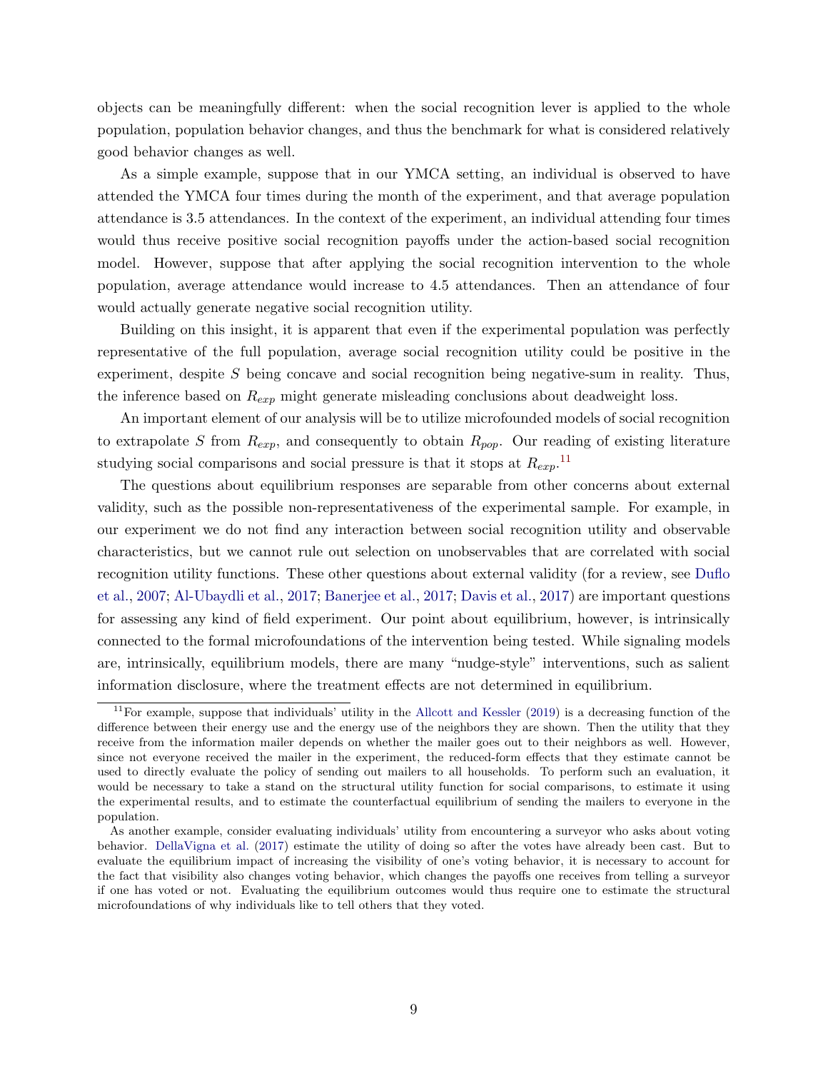objects can be meaningfully different: when the social recognition lever is applied to the whole population, population behavior changes, and thus the benchmark for what is considered relatively good behavior changes as well.

As a simple example, suppose that in our YMCA setting, an individual is observed to have attended the YMCA four times during the month of the experiment, and that average population attendance is 3.5 attendances. In the context of the experiment, an individual attending four times would thus receive positive social recognition payoffs under the action-based social recognition model. However, suppose that after applying the social recognition intervention to the whole population, average attendance would increase to 4.5 attendances. Then an attendance of four would actually generate negative social recognition utility.

Building on this insight, it is apparent that even if the experimental population was perfectly representative of the full population, average social recognition utility could be positive in the experiment, despite $S$ being concave and social recognition being negative-sum in reality. Thus, the inference based on $R_{exp}$ might generate misleading conclusions about deadweight loss.

An important element of our analysis will be to utilize microfounded models of social recognition to extrapolate $S$ from $R_{exp}$, and consequently to obtain $R_{pop}$. Our reading of existing literature studying social comparisons and social pressure is that it stops at $R_{exp}$.[11]

The questions about equilibrium responses are separable from other concerns about external validity, such as the possible non-representativeness of the experimental sample. For example, in our experiment we do not find any interaction between social recognition utility and observable characteristics, but we cannot rule out selection on unobservables that are correlated with social recognition utility functions. These other questions about external validity (for a review, see Duflo et al., 2007; Al-Ubaydli et al., 2017; Banerjee et al., 2017; Davis et al., 2017) are important questions for assessing any kind of field experiment. Our point about equilibrium, however, is intrinsically connected to the formal microfoundations of the intervention being tested. While signaling models are, intrinsically, equilibrium models, there are many "nudge-style" interventions, such as salient information disclosure, where the treatment effects are not determined in equilibrium.

[11] For example, suppose that individuals' utility in the Allcott and Kessler (2019) is a decreasing function of the difference between their energy use and the energy use of the neighbors they are shown. Then the utility that they receive from the information mailer depends on whether the mailer goes out to their neighbors as well. However, since not everyone received the mailer in the experiment, the reduced-form effects that they estimate cannot be used to directly evaluate the policy of sending out mailers to all households. To perform such an evaluation, it would be necessary to take a stand on the structural utility function for social comparisons, to estimate it using the experimental results, and to estimate the counterfactual equilibrium of sending the mailers to everyone in the population.

As another example, consider evaluating individuals' utility from encountering a surveyor who asks about voting behavior. DellaVigna et al. (2017) estimate the utility of doing so after the votes have already been cast. But to evaluate the equilibrium impact of increasing the visibility of one's voting behavior, it is necessary to account for the fact that visibility also changes voting behavior, which changes the payoffs one receives from telling a surveyor if one has voted or not. Evaluating the equilibrium outcomes would thus require one to estimate the structural microfoundations of why individuals like to tell others that they voted.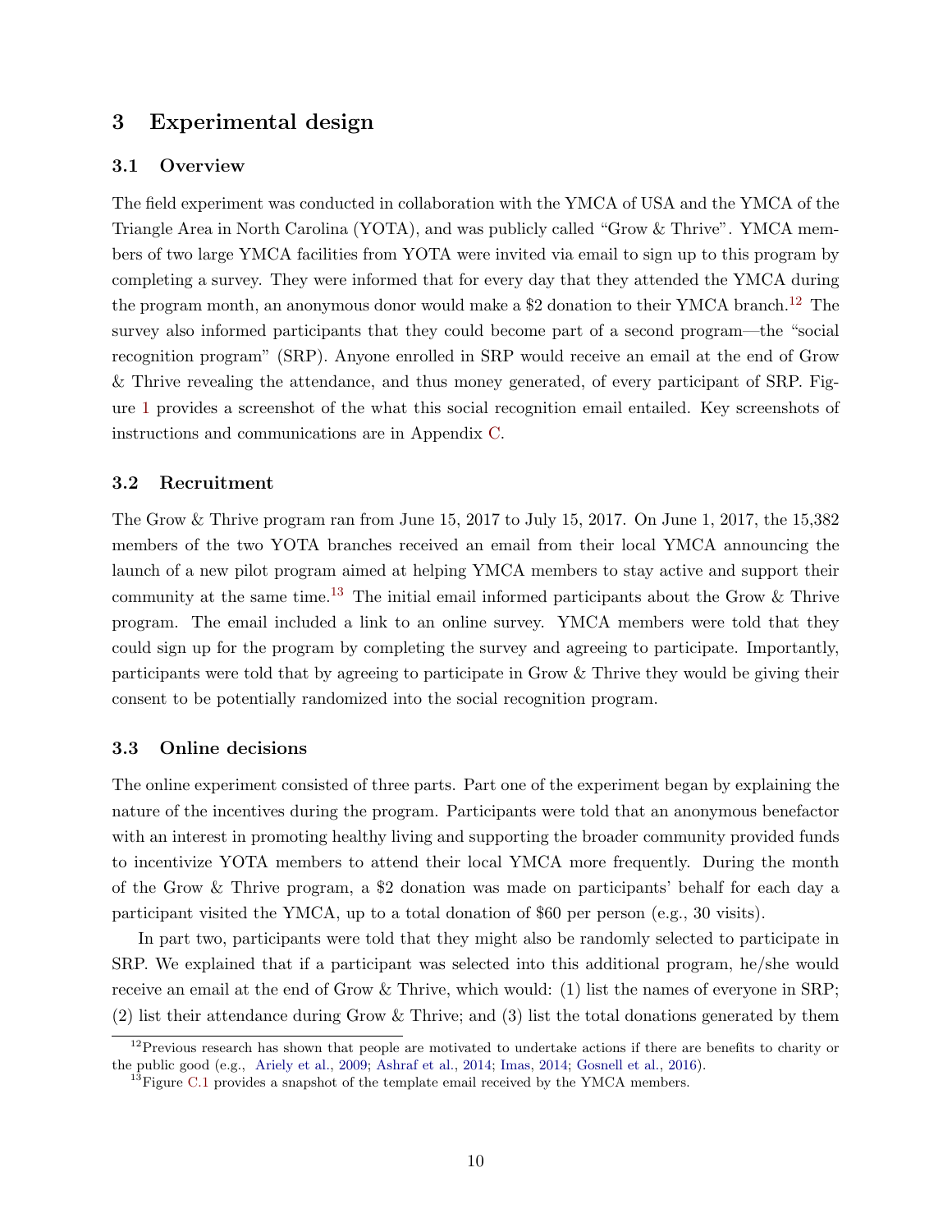# 3 Experimental design

## 3.1 Overview

The field experiment was conducted in collaboration with the YMCA of USA and the YMCA of the Triangle Area in North Carolina (YOTA), and was publicly called "Grow & Thrive". YMCA members of two large YMCA facilities from YOTA were invited via email to sign up to this program by completing a survey. They were informed that for every day that they attended the YMCA during the program month, an anonymous donor would make a $2 donation to their YMCA branch.[12] The survey also informed participants that they could become part of a second program—the "social recognition program" (SRP). Anyone enrolled in SRP would receive an email at the end of Grow & Thrive revealing the attendance, and thus money generated, of every participant of SRP. Figure 1 provides a screenshot of the what this social recognition email entailed. Key screenshots of instructions and communications are in Appendix C.

## 3.2 Recruitment

The Grow & Thrive program ran from June 15, 2017 to July 15, 2017. On June 1, 2017, the 15,382 members of the two YOTA branches received an email from their local YMCA announcing the launch of a new pilot program aimed at helping YMCA members to stay active and support their community at the same time.[13] The initial email informed participants about the Grow & Thrive program. The email included a link to an online survey. YMCA members were told that they could sign up for the program by completing the survey and agreeing to participate. Importantly, participants were told that by agreeing to participate in Grow & Thrive they would be giving their consent to be potentially randomized into the social recognition program.

## 3.3 Online decisions

The online experiment consisted of three parts. Part one of the experiment began by explaining the nature of the incentives during the program. Participants were told that an anonymous benefactor with an interest in promoting healthy living and supporting the broader community provided funds to incentivize YOTA members to attend their local YMCA more frequently. During the month of the Grow & Thrive program, a $2 donation was made on participants' behalf for each day a participant visited the YMCA, up to a total donation of $60 per person (e.g., 30 visits).

In part two, participants were told that they might also be randomly selected to participate in SRP. We explained that if a participant was selected into this additional program, he/she would receive an email at the end of Grow & Thrive, which would: (1) list the names of everyone in SRP; (2) list their attendance during Grow & Thrive; and (3) list the total donations generated by them

[12] Previous research has shown that people are motivated to undertake actions if there are benefits to charity or the public good (e.g., Ariely et al., 2009; Ashraf et al., 2014; Imas, 2014; Gosnell et al., 2016).

[13] Figure C.1 provides a snapshot of the template email received by the YMCA members.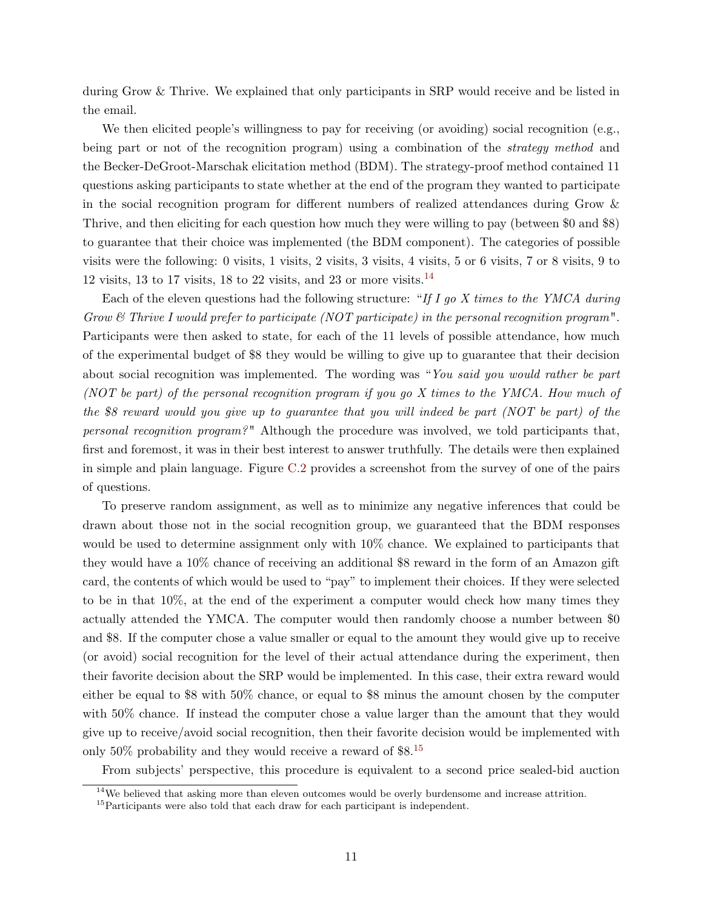during Grow & Thrive. We explained that only participants in SRP would receive and be listed in the email.

We then elicited people's willingness to pay for receiving (or avoiding) social recognition (e.g., being part or not of the recognition program) using a combination of the *strategy method* and the Becker-DeGroot-Marschak elicitation method (BDM). The strategy-proof method contained 11 questions asking participants to state whether at the end of the program they wanted to participate in the social recognition program for different numbers of realized attendances during Grow & Thrive, and then eliciting for each question how much they were willing to pay (between \$0 and \$8) to guarantee that their choice was implemented (the BDM component). The categories of possible visits were the following: 0 visits, 1 visits, 2 visits, 3 visits, 4 visits, 5 or 6 visits, 7 or 8 visits, 9 to 12 visits, 13 to 17 visits, 18 to 22 visits, and 23 or more visits.[14]

Each of the eleven questions had the following structure: "*If I go X times to the YMCA during Grow & Thrive I would prefer to participate (NOT participate) in the personal recognition program*". Participants were then asked to state, for each of the 11 levels of possible attendance, how much of the experimental budget of \$8 they would be willing to give up to guarantee that their decision about social recognition was implemented. The wording was "*You said you would rather be part (NOT be part) of the personal recognition program if you go X times to the YMCA. How much of the \$8 reward would you give up to guarantee that you will indeed be part (NOT be part) of the personal recognition program?*" Although the procedure was involved, we told participants that, first and foremost, it was in their best interest to answer truthfully. The details were then explained in simple and plain language. Figure C.2 provides a screenshot from the survey of one of the pairs of questions.

To preserve random assignment, as well as to minimize any negative inferences that could be drawn about those not in the social recognition group, we guaranteed that the BDM responses would be used to determine assignment only with 10% chance. We explained to participants that they would have a 10% chance of receiving an additional \$8 reward in the form of an Amazon gift card, the contents of which would be used to "pay" to implement their choices. If they were selected to be in that 10%, at the end of the experiment a computer would check how many times they actually attended the YMCA. The computer would then randomly choose a number between \$0 and \$8. If the computer chose a value smaller or equal to the amount they would give up to receive (or avoid) social recognition for the level of their actual attendance during the experiment, then their favorite decision about the SRP would be implemented. In this case, their extra reward would either be equal to \$8 with 50% chance, or equal to \$8 minus the amount chosen by the computer with 50% chance. If instead the computer chose a value larger than the amount that they would give up to receive/avoid social recognition, then their favorite decision would be implemented with only 50% probability and they would receive a reward of \$8.[15]

From subjects' perspective, this procedure is equivalent to a second price sealed-bid auction

[14] We believed that asking more than eleven outcomes would be overly burdensome and increase attrition.

[15] Participants were also told that each draw for each participant is independent.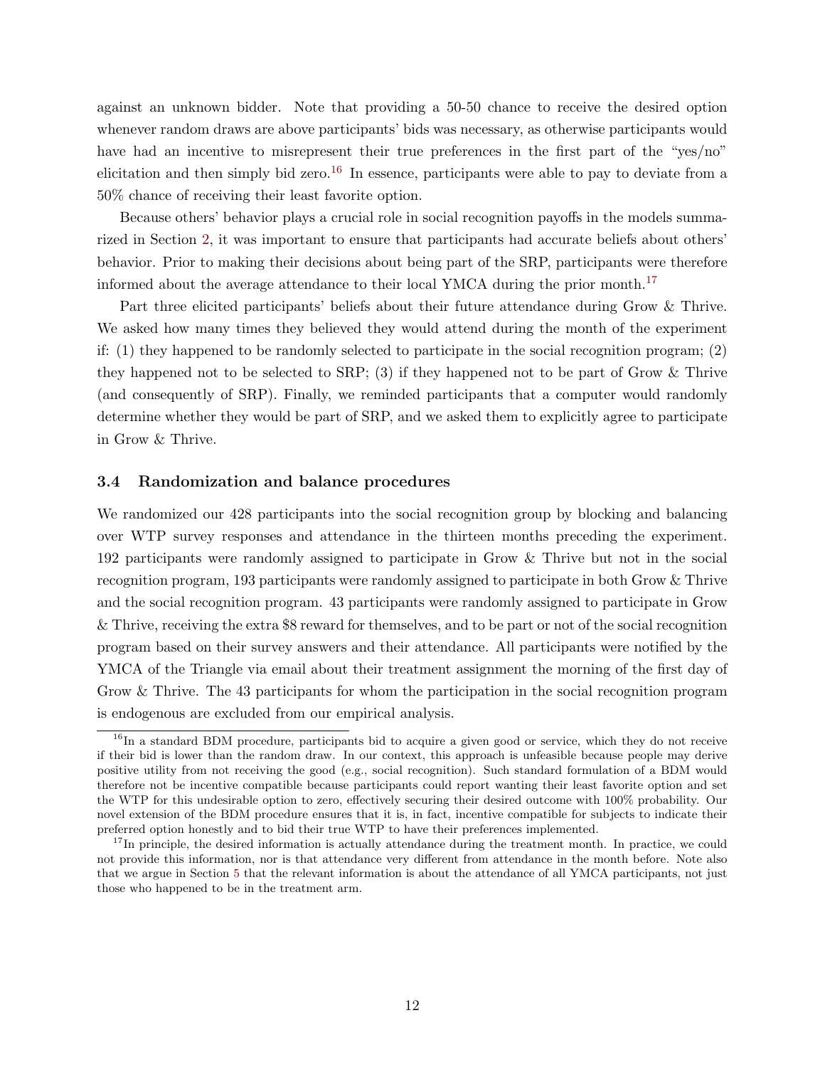against an unknown bidder. Note that providing a 50-50 chance to receive the desired option whenever random draws are above participants' bids was necessary, as otherwise participants would have had an incentive to misrepresent their true preferences in the first part of the "yes/no" elicitation and then simply bid zero.[16] In essence, participants were able to pay to deviate from a 50% chance of receiving their least favorite option.

Because others' behavior plays a crucial role in social recognition payoffs in the models summarized in Section 2, it was important to ensure that participants had accurate beliefs about others' behavior. Prior to making their decisions about being part of the SRP, participants were therefore informed about the average attendance to their local YMCA during the prior month.[17]

Part three elicited participants' beliefs about their future attendance during Grow & Thrive. We asked how many times they believed they would attend during the month of the experiment if: (1) they happened to be randomly selected to participate in the social recognition program; (2) they happened not to be selected to SRP; (3) if they happened not to be part of Grow & Thrive (and consequently of SRP). Finally, we reminded participants that a computer would randomly determine whether they would be part of SRP, and we asked them to explicitly agree to participate in Grow & Thrive.

### 3.4 Randomization and balance procedures

We randomized our 428 participants into the social recognition group by blocking and balancing over WTP survey responses and attendance in the thirteen months preceding the experiment. 192 participants were randomly assigned to participate in Grow & Thrive but not in the social recognition program, 193 participants were randomly assigned to participate in both Grow & Thrive and the social recognition program. 43 participants were randomly assigned to participate in Grow & Thrive, receiving the extra $8 reward for themselves, and to be part or not of the social recognition program based on their survey answers and their attendance. All participants were notified by the YMCA of the Triangle via email about their treatment assignment the morning of the first day of Grow & Thrive. The 43 participants for whom the participation in the social recognition program is endogenous are excluded from our empirical analysis.

[16] In a standard BDM procedure, participants bid to acquire a given good or service, which they do not receive if their bid is lower than the random draw. In our context, this approach is unfeasible because people may derive positive utility from not receiving the good (e.g., social recognition). Such standard formulation of a BDM would therefore not be incentive compatible because participants could report wanting their least favorite option and set the WTP for this undesirable option to zero, effectively securing their desired outcome with 100% probability. Our novel extension of the BDM procedure ensures that it is, in fact, incentive compatible for subjects to indicate their preferred option honestly and to bid their true WTP to have their preferences implemented.

[17] In principle, the desired information is actually attendance during the treatment month. In practice, we could not provide this information, nor is that attendance very different from attendance in the month before. Note also that we argue in Section 5 that the relevant information is about the attendance of all YMCA participants, not just those who happened to be in the treatment arm.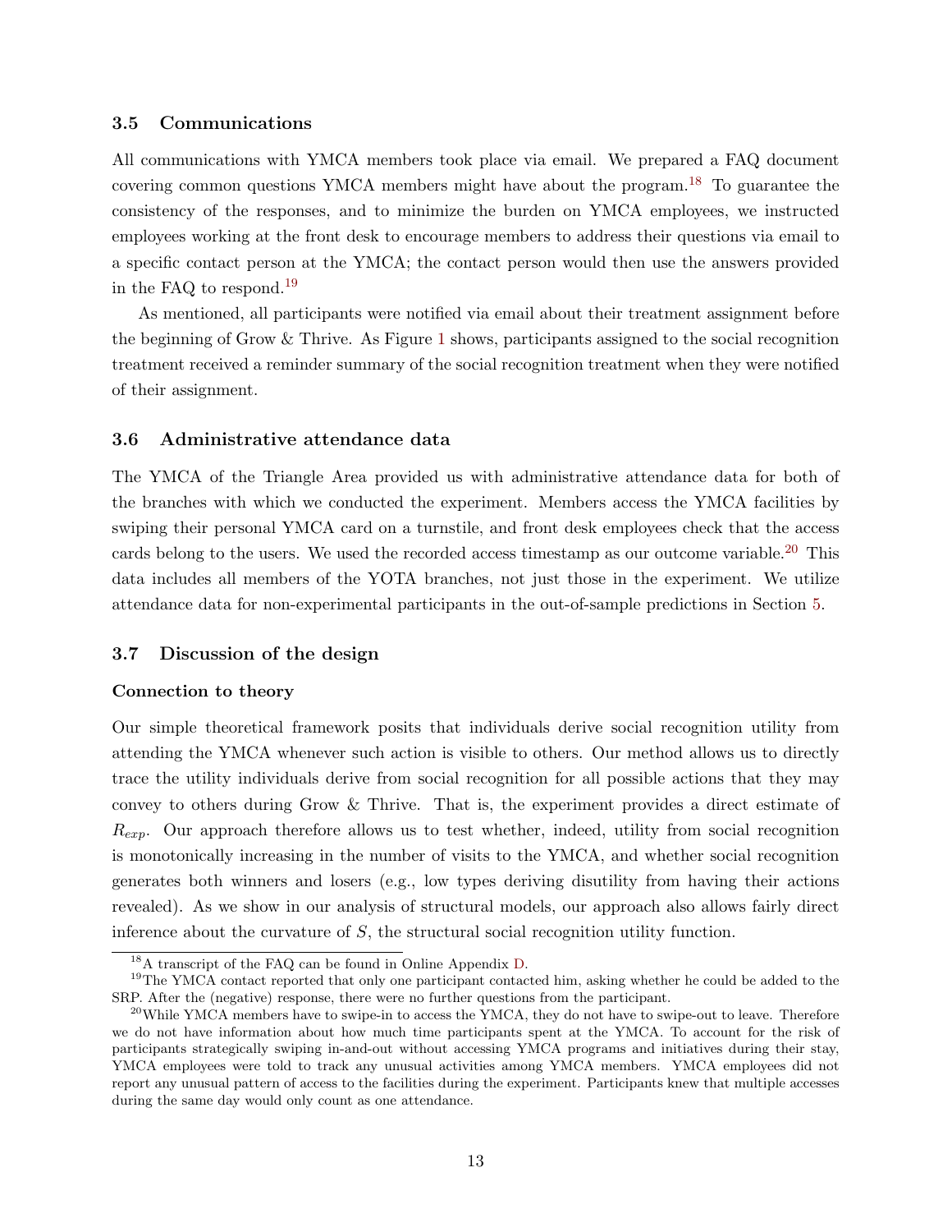### 3.5 Communications

All communications with YMCA members took place via email. We prepared a FAQ document covering common questions YMCA members might have about the program.[18] To guarantee the consistency of the responses, and to minimize the burden on YMCA employees, we instructed employees working at the front desk to encourage members to address their questions via email to a specific contact person at the YMCA; the contact person would then use the answers provided in the FAQ to respond.[19]

As mentioned, all participants were notified via email about their treatment assignment before the beginning of Grow & Thrive. As Figure 1 shows, participants assigned to the social recognition treatment received a reminder summary of the social recognition treatment when they were notified of their assignment.

### 3.6 Administrative attendance data

The YMCA of the Triangle Area provided us with administrative attendance data for both of the branches with which we conducted the experiment. Members access the YMCA facilities by swiping their personal YMCA card on a turnstile, and front desk employees check that the access cards belong to the users. We used the recorded access timestamp as our outcome variable.[20] This data includes all members of the YOTA branches, not just those in the experiment. We utilize attendance data for non-experimental participants in the out-of-sample predictions in Section 5.

### 3.7 Discussion of the design

**Connection to theory**

Our simple theoretical framework posits that individuals derive social recognition utility from attending the YMCA whenever such action is visible to others. Our method allows us to directly trace the utility individuals derive from social recognition for all possible actions that they may convey to others during Grow & Thrive. That is, the experiment provides a direct estimate of $R_{exp}$. Our approach therefore allows us to test whether, indeed, utility from social recognition is monotonically increasing in the number of visits to the YMCA, and whether social recognition generates both winners and losers (e.g., low types deriving disutility from having their actions revealed). As we show in our analysis of structural models, our approach also allows fairly direct inference about the curvature of $S$, the structural social recognition utility function.

[18] A transcript of the FAQ can be found in Online Appendix D.

[19] The YMCA contact reported that only one participant contacted him, asking whether he could be added to the SRP. After the (negative) response, there were no further questions from the participant.

[20] While YMCA members have to swipe-in to access the YMCA, they do not have to swipe-out to leave. Therefore we do not have information about how much time participants spent at the YMCA. To account for the risk of participants strategically swiping in-and-out without accessing YMCA programs and initiatives during their stay, YMCA employees were told to track any unusual activities among YMCA members. YMCA employees did not report any unusual pattern of access to the facilities during the experiment. Participants knew that multiple accesses during the same day would only count as one attendance.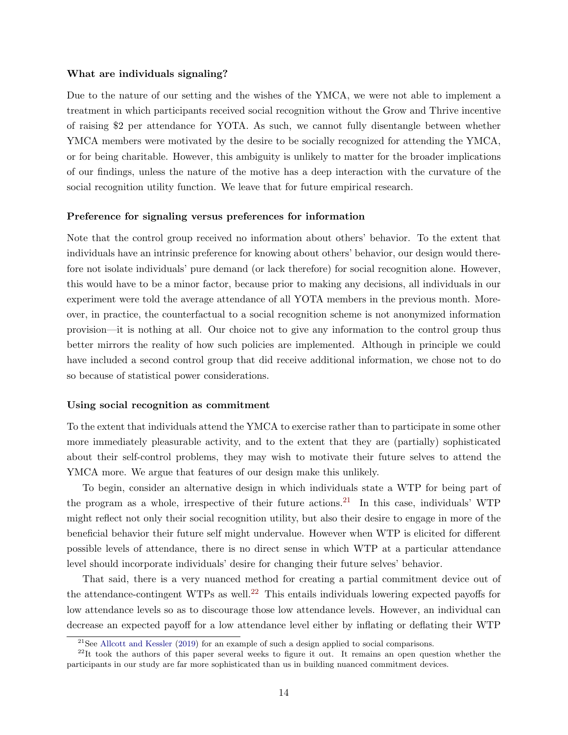**What are individuals signaling?**

Due to the nature of our setting and the wishes of the YMCA, we were not able to implement a treatment in which participants received social recognition without the Grow and Thrive incentive of raising $2 per attendance for YOTA. As such, we cannot fully disentangle between whether YMCA members were motivated by the desire to be socially recognized for attending the YMCA, or for being charitable. However, this ambiguity is unlikely to matter for the broader implications of our findings, unless the nature of the motive has a deep interaction with the curvature of the social recognition utility function. We leave that for future empirical research.

**Preference for signaling versus preferences for information**

Note that the control group received no information about others' behavior. To the extent that individuals have an intrinsic preference for knowing about others' behavior, our design would therefore not isolate individuals' pure demand (or lack therefore) for social recognition alone. However, this would have to be a minor factor, because prior to making any decisions, all individuals in our experiment were told the average attendance of all YOTA members in the previous month. Moreover, in practice, the counterfactual to a social recognition scheme is not anonymized information provision—it is nothing at all. Our choice not to give any information to the control group thus better mirrors the reality of how such policies are implemented. Although in principle we could have included a second control group that did receive additional information, we chose not to do so because of statistical power considerations.

**Using social recognition as commitment**

To the extent that individuals attend the YMCA to exercise rather than to participate in some other more immediately pleasurable activity, and to the extent that they are (partially) sophisticated about their self-control problems, they may wish to motivate their future selves to attend the YMCA more. We argue that features of our design make this unlikely.

To begin, consider an alternative design in which individuals state a WTP for being part of the program as a whole, irrespective of their future actions.[21] In this case, individuals' WTP might reflect not only their social recognition utility, but also their desire to engage in more of the beneficial behavior their future self might undervalue. However when WTP is elicited for different possible levels of attendance, there is no direct sense in which WTP at a particular attendance level should incorporate individuals' desire for changing their future selves' behavior.

That said, there is a very nuanced method for creating a partial commitment device out of the attendance-contingent WTPs as well.[22] This entails individuals lowering expected payoffs for low attendance levels so as to discourage those low attendance levels. However, an individual can decrease an expected payoff for a low attendance level either by inflating or deflating their WTP

[21] See Allcott and Kessler (2019) for an example of such a design applied to social comparisons.

[22] It took the authors of this paper several weeks to figure it out. It remains an open question whether the participants in our study are far more sophisticated than us in building nuanced commitment devices.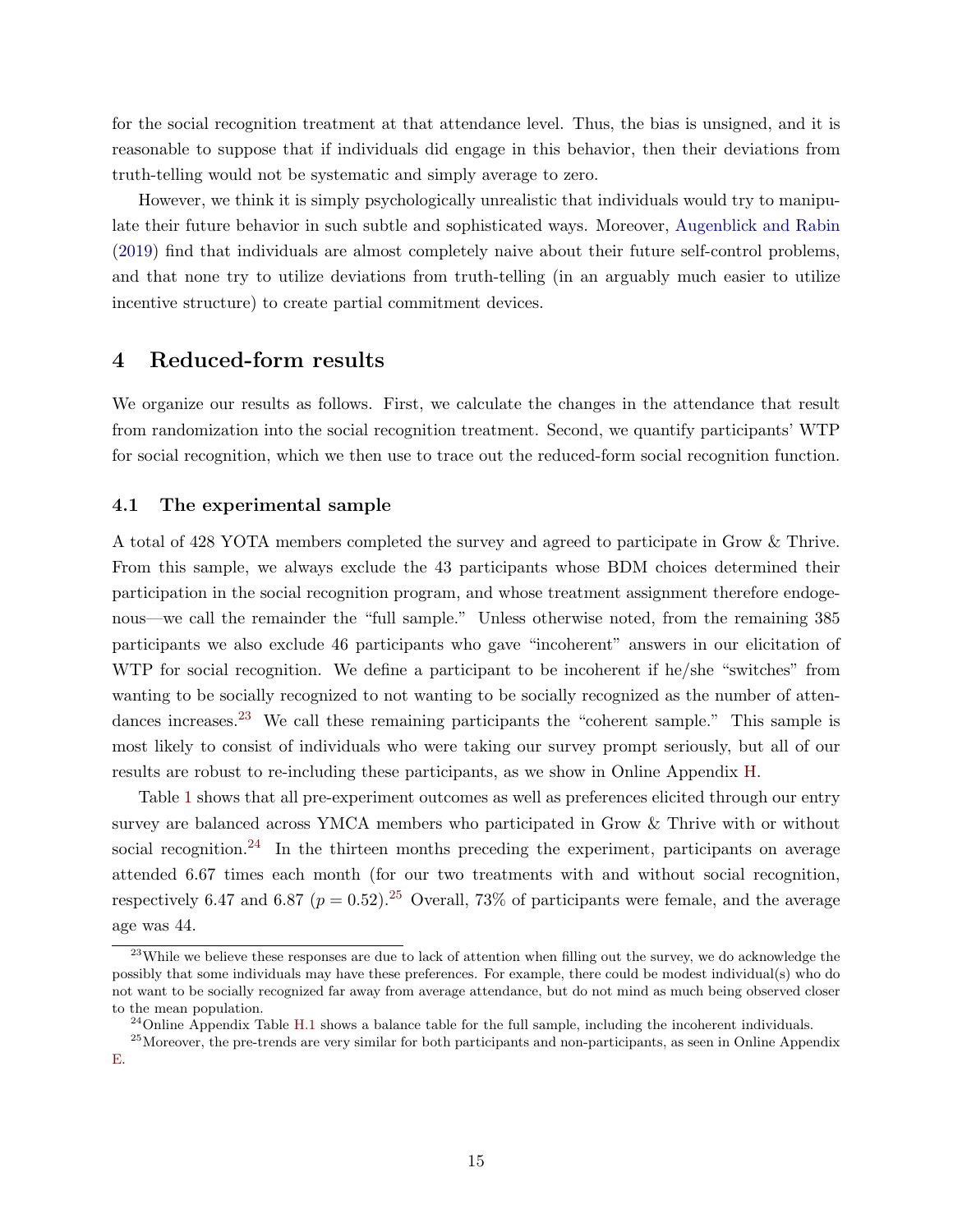for the social recognition treatment at that attendance level. Thus, the bias is unsigned, and it is reasonable to suppose that if individuals did engage in this behavior, then their deviations from truth-telling would not be systematic and simply average to zero.

However, we think it is simply psychologically unrealistic that individuals would try to manipulate their future behavior in such subtle and sophisticated ways. Moreover, Augenblick and Rabin (2019) find that individuals are almost completely naive about their future self-control problems, and that none try to utilize deviations from truth-telling (in an arguably much easier to utilize incentive structure) to create partial commitment devices.

# 4 Reduced-form results

We organize our results as follows. First, we calculate the changes in the attendance that result from randomization into the social recognition treatment. Second, we quantify participants' WTP for social recognition, which we then use to trace out the reduced-form social recognition function.

## 4.1 The experimental sample

A total of 428 YOTA members completed the survey and agreed to participate in Grow & Thrive. From this sample, we always exclude the 43 participants whose BDM choices determined their participation in the social recognition program, and whose treatment assignment therefore endogenous—we call the remainder the "full sample." Unless otherwise noted, from the remaining 385 participants we also exclude 46 participants who gave "incoherent" answers in our elicitation of WTP for social recognition. We define a participant to be incoherent if he/she "switches" from wanting to be socially recognized to not wanting to be socially recognized as the number of attendances increases.[23] We call these remaining participants the "coherent sample." This sample is most likely to consist of individuals who were taking our survey prompt seriously, but all of our results are robust to re-including these participants, as we show in Online Appendix H.

Table 1 shows that all pre-experiment outcomes as well as preferences elicited through our entry survey are balanced across YMCA members who participated in Grow & Thrive with or without social recognition.[24] In the thirteen months preceding the experiment, participants on average attended 6.67 times each month (for our two treatments with and without social recognition, respectively 6.47 and 6.87 ($p = 0.52$).[25] Overall, 73% of participants were female, and the average age was 44.

[23] While we believe these responses are due to lack of attention when filling out the survey, we do acknowledge the possibly that some individuals may have these preferences. For example, there could be modest individual(s) who do not want to be socially recognized far away from average attendance, but do not mind as much being observed closer to the mean population.

[24] Online Appendix Table H.1 shows a balance table for the full sample, including the incoherent individuals.

[25] Moreover, the pre-trends are very similar for both participants and non-participants, as seen in Online Appendix E.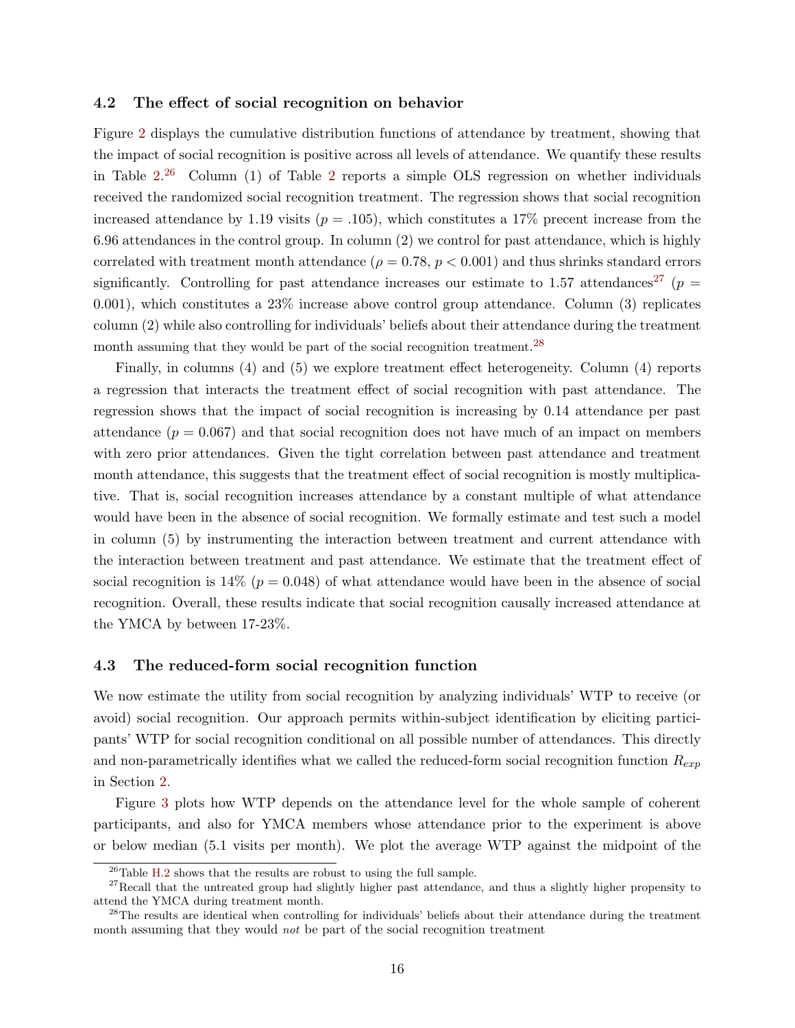### 4.2 The effect of social recognition on behavior

Figure 2 displays the cumulative distribution functions of attendance by treatment, showing that the impact of social recognition is positive across all levels of attendance. We quantify these results in Table 2.[26] Column (1) of Table 2 reports a simple OLS regression on whether individuals received the randomized social recognition treatment. The regression shows that social recognition increased attendance by 1.19 visits ($p = .105$), which constitutes a 17% precent increase from the 6.96 attendances in the control group. In column (2) we control for past attendance, which is highly correlated with treatment month attendance ($\rho = 0.78$, $p < 0.001$) and thus shrinks standard errors significantly. Controlling for past attendance increases our estimate to 1.57 attendances[27] ($p = 0.001$), which constitutes a 23% increase above control group attendance. Column (3) replicates column (2) while also controlling for individuals' beliefs about their attendance during the treatment month assuming that they would be part of the social recognition treatment.[28]

Finally, in columns (4) and (5) we explore treatment effect heterogeneity. Column (4) reports a regression that interacts the treatment effect of social recognition with past attendance. The regression shows that the impact of social recognition is increasing by 0.14 attendance per past attendance ($p = 0.067$) and that social recognition does not have much of an impact on members with zero prior attendances. Given the tight correlation between past attendance and treatment month attendance, this suggests that the treatment effect of social recognition is mostly multiplicative. That is, social recognition increases attendance by a constant multiple of what attendance would have been in the absence of social recognition. We formally estimate and test such a model in column (5) by instrumenting the interaction between treatment and current attendance with the interaction between treatment and past attendance. We estimate that the treatment effect of social recognition is 14% ($p = 0.048$) of what attendance would have been in the absence of social recognition. Overall, these results indicate that social recognition causally increased attendance at the YMCA by between 17-23%.

### 4.3 The reduced-form social recognition function

We now estimate the utility from social recognition by analyzing individuals' WTP to receive (or avoid) social recognition. Our approach permits within-subject identification by eliciting participants' WTP for social recognition conditional on all possible number of attendances. This directly and non-parametrically identifies what we called the reduced-form social recognition function $R_{exp}$ in Section 2.

Figure 3 plots how WTP depends on the attendance level for the whole sample of coherent participants, and also for YMCA members whose attendance prior to the experiment is above or below median (5.1 visits per month). We plot the average WTP against the midpoint of the

---

[26] Table H.2 shows that the results are robust to using the full sample.

[27] Recall that the untreated group had slightly higher past attendance, and thus a slightly higher propensity to attend the YMCA during treatment month.

[28] The results are identical when controlling for individuals' beliefs about their attendance during the treatment month assuming that they would *not* be part of the social recognition treatment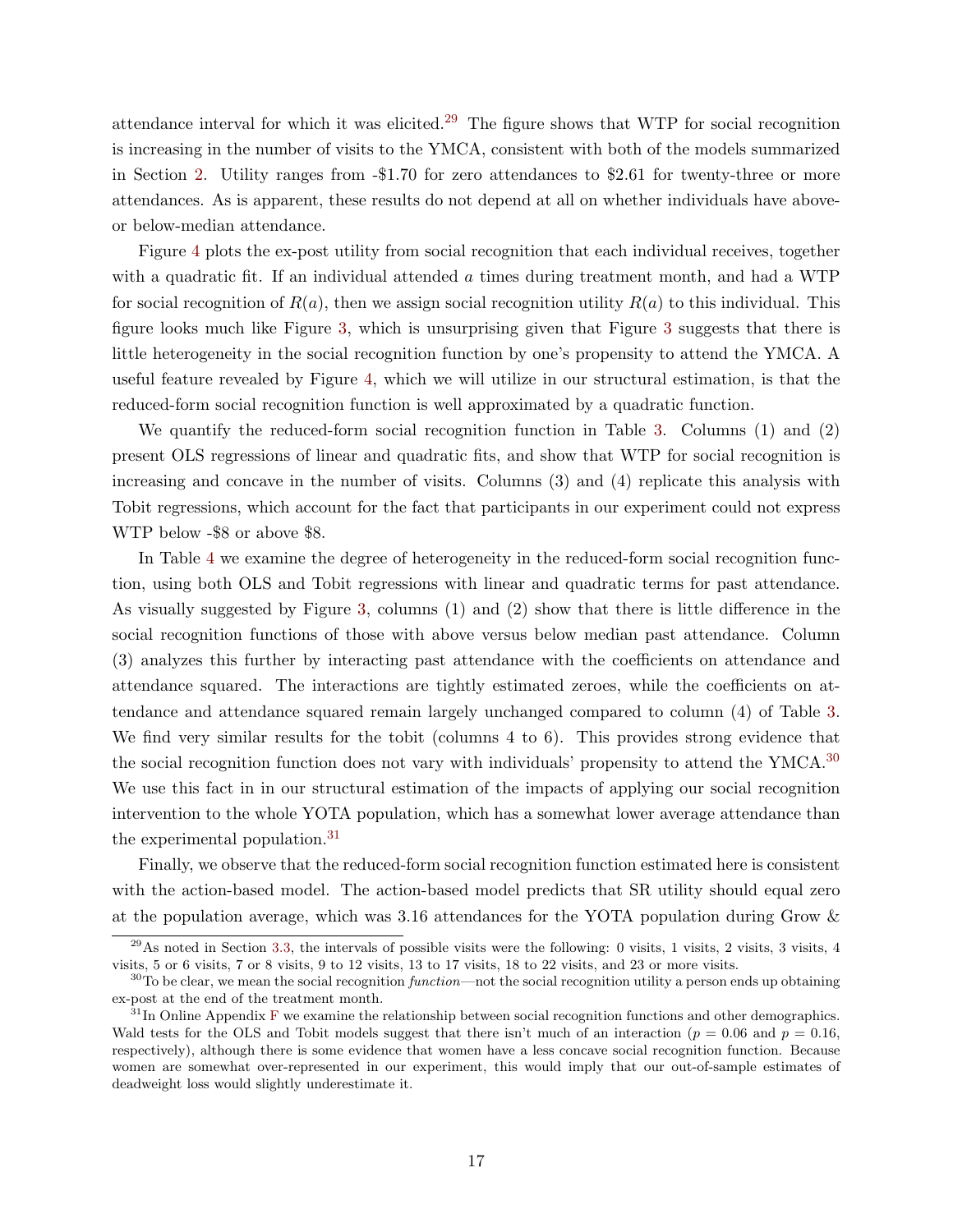attendance interval for which it was elicited.[29] The figure shows that WTP for social recognition is increasing in the number of visits to the YMCA, consistent with both of the models summarized in Section 2. Utility ranges from -$1.70 for zero attendances to $2.61 for twenty-three or more attendances. As is apparent, these results do not depend at all on whether individuals have above- or below-median attendance.

Figure 4 plots the ex-post utility from social recognition that each individual receives, together with a quadratic fit. If an individual attended $a$ times during treatment month, and had a WTP for social recognition of $R(a)$, then we assign social recognition utility $R(a)$ to this individual. This figure looks much like Figure 3, which is unsurprising given that Figure 3 suggests that there is little heterogeneity in the social recognition function by one's propensity to attend the YMCA. A useful feature revealed by Figure 4, which we will utilize in our structural estimation, is that the reduced-form social recognition function is well approximated by a quadratic function.

We quantify the reduced-form social recognition function in Table 3. Columns (1) and (2) present OLS regressions of linear and quadratic fits, and show that WTP for social recognition is increasing and concave in the number of visits. Columns (3) and (4) replicate this analysis with Tobit regressions, which account for the fact that participants in our experiment could not express WTP below -$8 or above $8.

In Table 4 we examine the degree of heterogeneity in the reduced-form social recognition function, using both OLS and Tobit regressions with linear and quadratic terms for past attendance. As visually suggested by Figure 3, columns (1) and (2) show that there is little difference in the social recognition functions of those with above versus below median past attendance. Column (3) analyzes this further by interacting past attendance with the coefficients on attendance and attendance squared. The interactions are tightly estimated zeroes, while the coefficients on attendance and attendance squared remain largely unchanged compared to column (4) of Table 3. We find very similar results for the tobit (columns 4 to 6). This provides strong evidence that the social recognition function does not vary with individuals' propensity to attend the YMCA.[30] We use this fact in in our structural estimation of the impacts of applying our social recognition intervention to the whole YOTA population, which has a somewhat lower average attendance than the experimental population.[31]

Finally, we observe that the reduced-form social recognition function estimated here is consistent with the action-based model. The action-based model predicts that SR utility should equal zero at the population average, which was 3.16 attendances for the YOTA population during Grow &

[29] As noted in Section 3.3, the intervals of possible visits were the following: 0 visits, 1 visits, 2 visits, 3 visits, 4 visits, 5 or 6 visits, 7 or 8 visits, 9 to 12 visits, 13 to 17 visits, 18 to 22 visits, and 23 or more visits.

[30] To be clear, we mean the social recognition *function*—not the social recognition utility a person ends up obtaining ex-post at the end of the treatment month.

[31] In Online Appendix F we examine the relationship between social recognition functions and other demographics. Wald tests for the OLS and Tobit models suggest that there isn't much of an interaction ($p = 0.06$ and $p = 0.16$, respectively), although there is some evidence that women have a less concave social recognition function. Because women are somewhat over-represented in our experiment, this would imply that our out-of-sample estimates of deadweight loss would slightly underestimate it.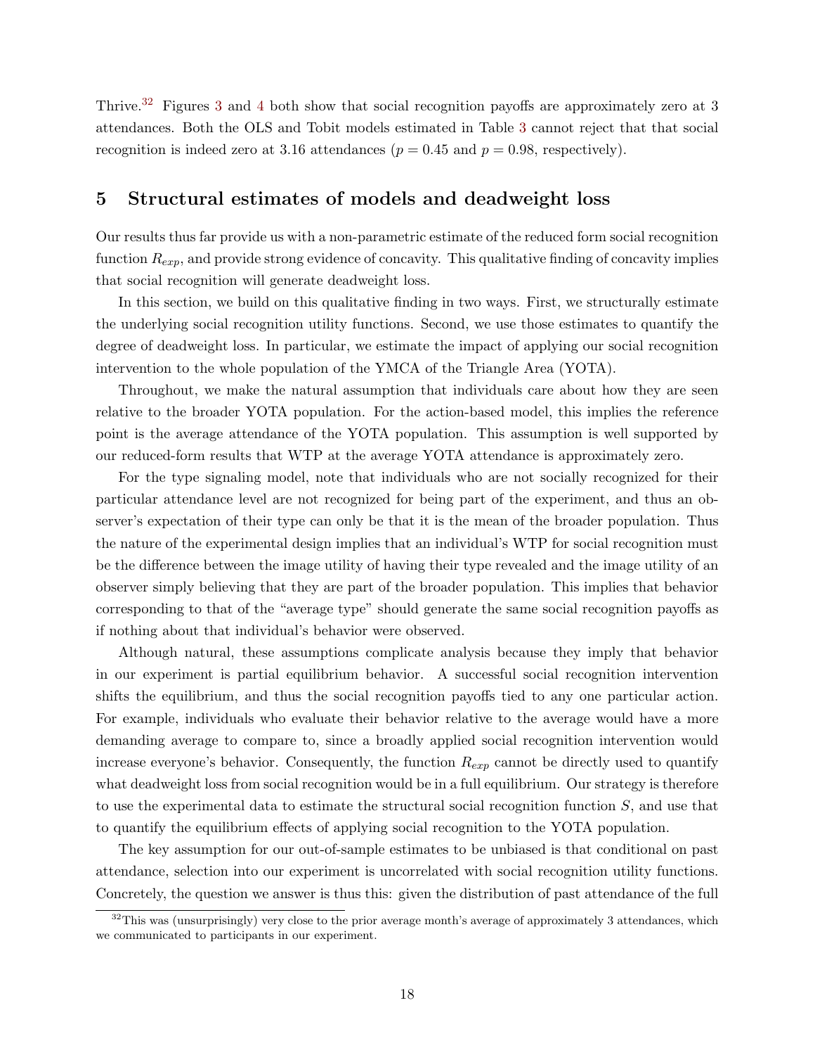Thrive.[32] Figures 3 and 4 both show that social recognition payoffs are approximately zero at 3 attendances. Both the OLS and Tobit models estimated in Table 3 cannot reject that that social recognition is indeed zero at 3.16 attendances ($p = 0.45$ and $p = 0.98$, respectively).

## 5 Structural estimates of models and deadweight loss

Our results thus far provide us with a non-parametric estimate of the reduced form social recognition function $R_{exp}$, and provide strong evidence of concavity. This qualitative finding of concavity implies that social recognition will generate deadweight loss.

In this section, we build on this qualitative finding in two ways. First, we structurally estimate the underlying social recognition utility functions. Second, we use those estimates to quantify the degree of deadweight loss. In particular, we estimate the impact of applying our social recognition intervention to the whole population of the YMCA of the Triangle Area (YOTA).

Throughout, we make the natural assumption that individuals care about how they are seen relative to the broader YOTA population. For the action-based model, this implies the reference point is the average attendance of the YOTA population. This assumption is well supported by our reduced-form results that WTP at the average YOTA attendance is approximately zero.

For the type signaling model, note that individuals who are not socially recognized for their particular attendance level are not recognized for being part of the experiment, and thus an observer's expectation of their type can only be that it is the mean of the broader population. Thus the nature of the experimental design implies that an individual's WTP for social recognition must be the difference between the image utility of having their type revealed and the image utility of an observer simply believing that they are part of the broader population. This implies that behavior corresponding to that of the "average type" should generate the same social recognition payoffs as if nothing about that individual's behavior were observed.

Although natural, these assumptions complicate analysis because they imply that behavior in our experiment is partial equilibrium behavior. A successful social recognition intervention shifts the equilibrium, and thus the social recognition payoffs tied to any one particular action. For example, individuals who evaluate their behavior relative to the average would have a more demanding average to compare to, since a broadly applied social recognition intervention would increase everyone's behavior. Consequently, the function $R_{exp}$ cannot be directly used to quantify what deadweight loss from social recognition would be in a full equilibrium. Our strategy is therefore to use the experimental data to estimate the structural social recognition function $S$, and use that to quantify the equilibrium effects of applying social recognition to the YOTA population.

The key assumption for our out-of-sample estimates to be unbiased is that conditional on past attendance, selection into our experiment is uncorrelated with social recognition utility functions. Concretely, the question we answer is thus this: given the distribution of past attendance of the full

[32] This was (unsurprisingly) very close to the prior average month's average of approximately 3 attendances, which we communicated to participants in our experiment.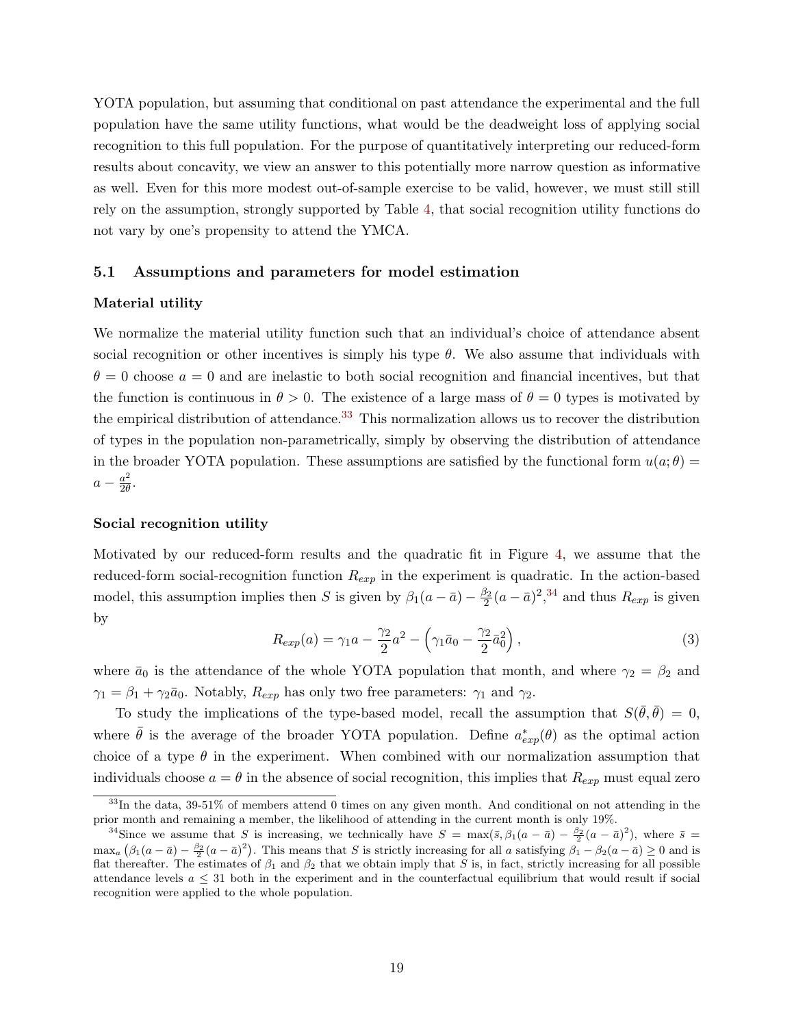YOTA population, but assuming that conditional on past attendance the experimental and the full population have the same utility functions, what would be the deadweight loss of applying social recognition to this full population. For the purpose of quantitatively interpreting our reduced-form results about concavity, we view an answer to this potentially more narrow question as informative as well. Even for this more modest out-of-sample exercise to be valid, however, we must still still rely on the assumption, strongly supported by Table 4, that social recognition utility functions do not vary by one's propensity to attend the YMCA.

## 5.1 Assumptions and parameters for model estimation

### Material utility

We normalize the material utility function such that an individual's choice of attendance absent social recognition or other incentives is simply his type $\theta$. We also assume that individuals with $\theta = 0$ choose $a = 0$ and are inelastic to both social recognition and financial incentives, but that the function is continuous in $\theta > 0$. The existence of a large mass of $\theta = 0$ types is motivated by the empirical distribution of attendance.[33] This normalization allows us to recover the distribution of types in the population non-parametrically, simply by observing the distribution of attendance in the broader YOTA population. These assumptions are satisfied by the functional form $u(a;\theta) = a - \frac{a^2}{2\theta}$.

### Social recognition utility

Motivated by our reduced-form results and the quadratic fit in Figure 4, we assume that the reduced-form social-recognition function $R_{exp}$ in the experiment is quadratic. In the action-based model, this assumption implies then $S$ is given by $\beta_1(a - \bar{a}) - \frac{\beta_2}{2}(a - \bar{a})^2$,[34] and thus $R_{exp}$ is given by

$$R_{exp}(a) = \gamma_1 a - \frac{\gamma_2}{2}a^2 - \left(\gamma_1 \bar{a}_0 - \frac{\gamma_2}{2}\bar{a}_0^2\right), \tag{3}$$

where $\bar{a}_0$ is the attendance of the whole YOTA population that month, and where $\gamma_2 = \beta_2$ and $\gamma_1 = \beta_1 + \gamma_2 \bar{a}_0$. Notably, $R_{exp}$ has only two free parameters: $\gamma_1$ and $\gamma_2$.

To study the implications of the type-based model, recall the assumption that $S(\bar{\theta}, \bar{\theta}) = 0$, where $\bar{\theta}$ is the average of the broader YOTA population. Define $a^*_{exp}(\theta)$ as the optimal action choice of a type $\theta$ in the experiment. When combined with our normalization assumption that individuals choose $a = \theta$ in the absence of social recognition, this implies that $R_{exp}$ must equal zero

[33] In the data, 39-51% of members attend 0 times on any given month. And conditional on not attending in the prior month and remaining a member, the likelihood of attending in the current month is only 19%.

[34] Since we assume that $S$ is increasing, we technically have $S = \max(\bar{s}, \beta_1(a - \bar{a}) - \frac{\beta_2}{2}(a - \bar{a})^2)$, where $\bar{s} = \max_a \left(\beta_1(a - \bar{a}) - \frac{\beta_2}{2}(a - \bar{a})^2\right)$. This means that $S$ is strictly increasing for all $a$ satisfying $\beta_1 - \beta_2(a - \bar{a}) \geq 0$ and is flat thereafter. The estimates of $\beta_1$ and $\beta_2$ that we obtain imply that $S$ is, in fact, strictly increasing for all possible attendance levels $a \leq 31$ both in the experiment and in the counterfactual equilibrium that would result if social recognition were applied to the whole population.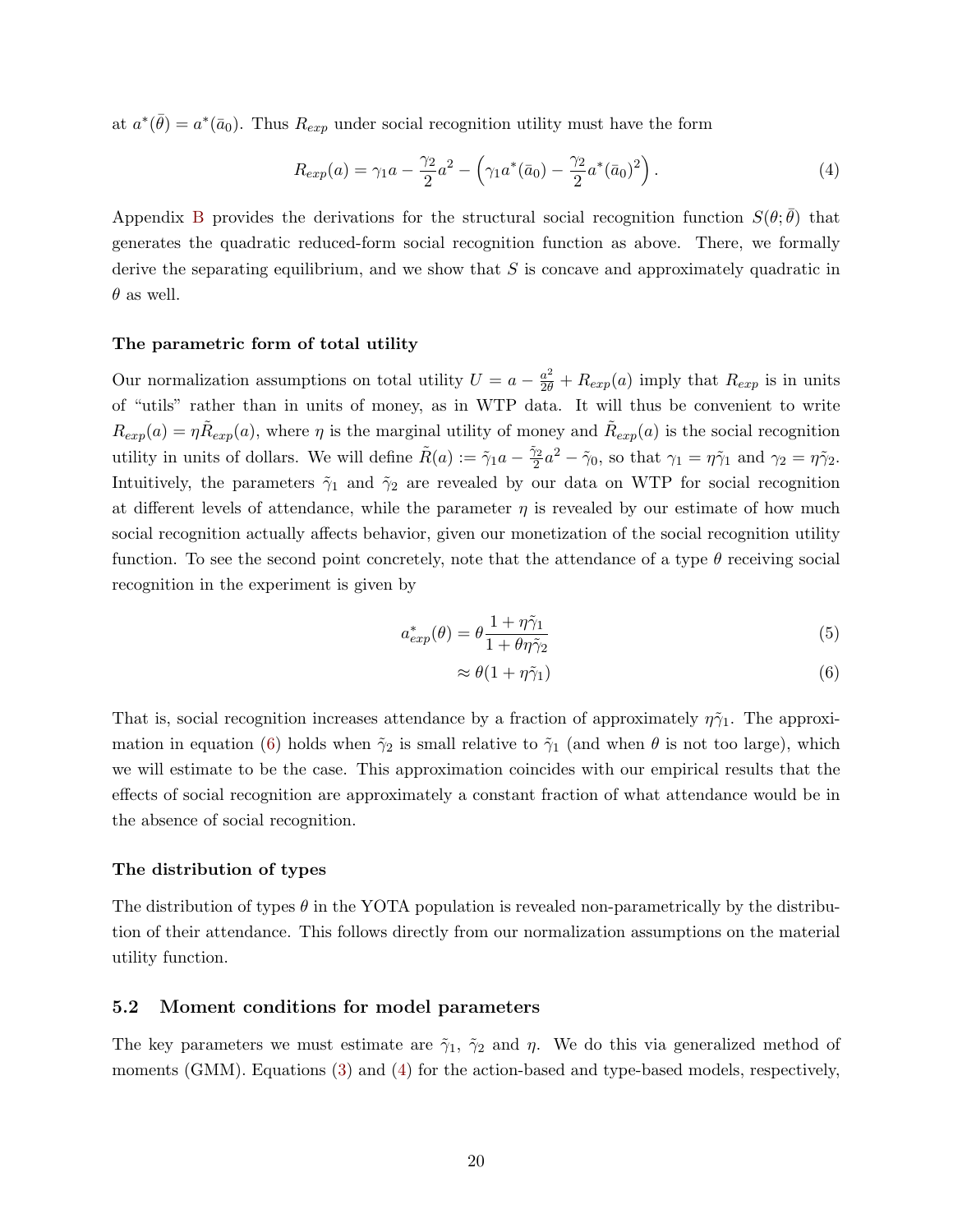at $a^*(\bar{\theta}) = a^*(\bar{a}_0)$. Thus $R_{exp}$ under social recognition utility must have the form

$$R_{exp}(a) = \gamma_1 a - \frac{\gamma_2}{2}a^2 - \left(\gamma_1 a^*(\bar{a}_0) - \frac{\gamma_2}{2}a^*(\bar{a}_0)^2\right). \tag{4}$$

Appendix B provides the derivations for the structural social recognition function $S(\theta;\bar{\theta})$ that generates the quadratic reduced-form social recognition function as above. There, we formally derive the separating equilibrium, and we show that $S$ is concave and approximately quadratic in $\theta$ as well.

#### The parametric form of total utility

Our normalization assumptions on total utility $U = a - \frac{a^2}{2\theta} + R_{exp}(a)$ imply that $R_{exp}$ is in units of "utils" rather than in units of money, as in WTP data. It will thus be convenient to write $R_{exp}(a) = \eta \tilde{R}_{exp}(a)$, where $\eta$ is the marginal utility of money and $\tilde{R}_{exp}(a)$ is the social recognition utility in units of dollars. We will define $\tilde{R}(a) := \tilde{\gamma}_1 a - \frac{\tilde{\gamma}_2}{2}a^2 - \tilde{\gamma}_0$, so that $\gamma_1 = \eta\tilde{\gamma}_1$ and $\gamma_2 = \eta\tilde{\gamma}_2$. Intuitively, the parameters $\tilde{\gamma}_1$ and $\tilde{\gamma}_2$ are revealed by our data on WTP for social recognition at different levels of attendance, while the parameter $\eta$ is revealed by our estimate of how much social recognition actually affects behavior, given our monetization of the social recognition utility function. To see the second point concretely, note that the attendance of a type $\theta$ receiving social recognition in the experiment is given by

$$a^*_{exp}(\theta) = \theta\frac{1+\eta\tilde{\gamma}_1}{1+\theta\eta\tilde{\gamma}_2} \tag{5}$$

$$\approx \theta(1+\eta\tilde{\gamma}_1) \tag{6}$$

That is, social recognition increases attendance by a fraction of approximately $\eta\tilde{\gamma}_1$. The approximation in equation (6) holds when $\tilde{\gamma}_2$ is small relative to $\tilde{\gamma}_1$ (and when $\theta$ is not too large), which we will estimate to be the case. This approximation coincides with our empirical results that the effects of social recognition are approximately a constant fraction of what attendance would be in the absence of social recognition.

#### The distribution of types

The distribution of types $\theta$ in the YOTA population is revealed non-parametrically by the distribution of their attendance. This follows directly from our normalization assumptions on the material utility function.

### 5.2 Moment conditions for model parameters

The key parameters we must estimate are $\tilde{\gamma}_1$, $\tilde{\gamma}_2$ and $\eta$. We do this via generalized method of moments (GMM). Equations (3) and (4) for the action-based and type-based models, respectively,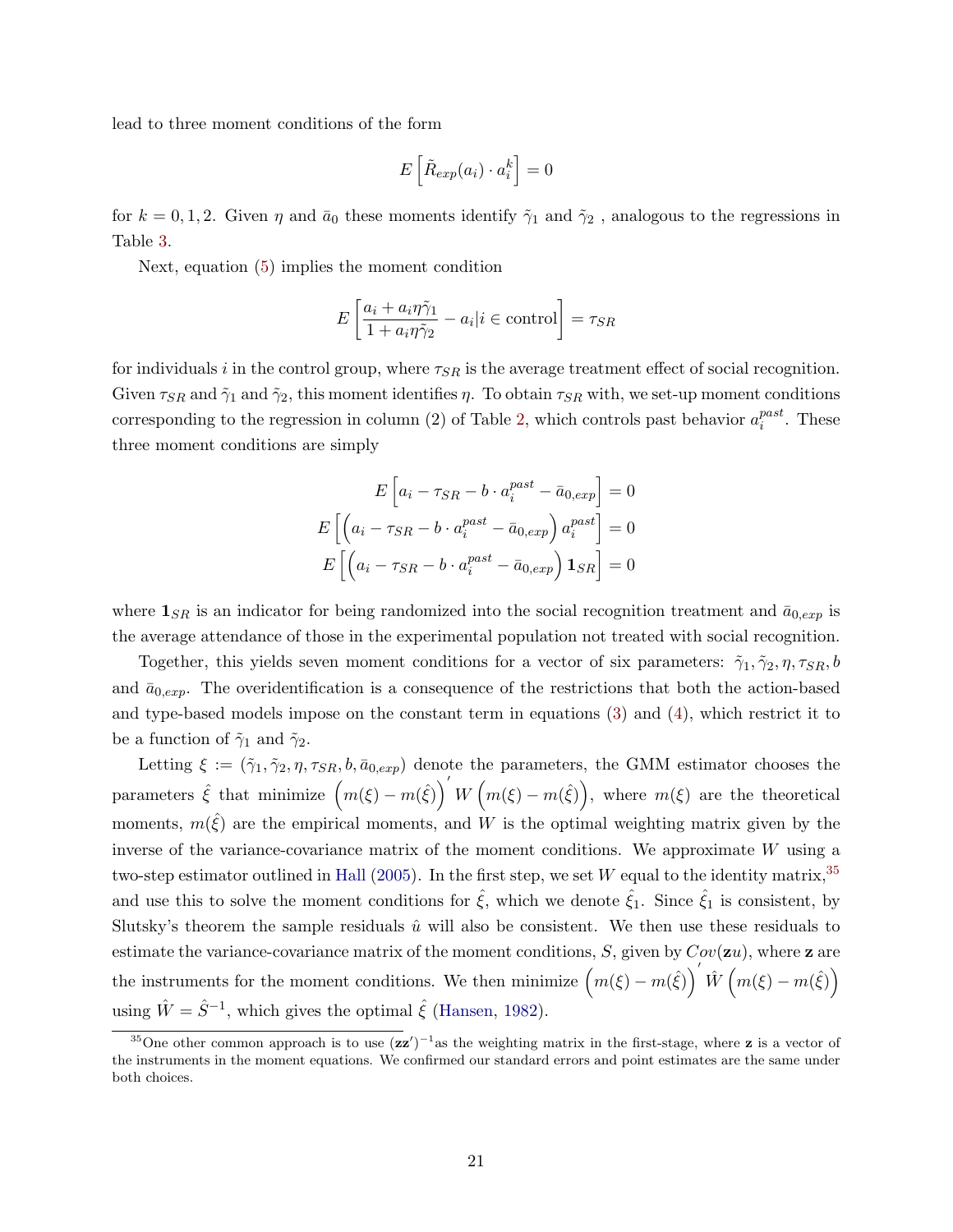lead to three moment conditions of the form

$$E\left[\tilde{R}_{exp}(a_i) \cdot a_i^k\right] = 0$$

for $k = 0, 1, 2$. Given $\eta$ and $\bar{a}_0$ these moments identify $\tilde{\gamma}_1$ and $\tilde{\gamma}_2$ , analogous to the regressions in Table 3.

Next, equation (5) implies the moment condition

$$E\left[\frac{a_i + a_i\eta\tilde{\gamma}_1}{1 + a_i\eta\tilde{\gamma}_2} - a_i | i \in \text{control}\right] = \tau_{SR}$$

for individuals $i$ in the control group, where $\tau_{SR}$ is the average treatment effect of social recognition. Given $\tau_{SR}$ and $\tilde{\gamma}_1$ and $\tilde{\gamma}_2$, this moment identifies $\eta$. To obtain $\tau_{SR}$ with, we set-up moment conditions corresponding to the regression in column (2) of Table 2, which controls past behavior $a_i^{past}$. These three moment conditions are simply

$$E\left[a_i - \tau_{SR} - b \cdot a_i^{past} - \bar{a}_{0,exp}\right] = 0$$

$$E\left[\left(a_i - \tau_{SR} - b \cdot a_i^{past} - \bar{a}_{0,exp}\right) a_i^{past}\right] = 0$$

$$E\left[\left(a_i - \tau_{SR} - b \cdot a_i^{past} - \bar{a}_{0,exp}\right) \mathbf{1}_{SR}\right] = 0$$

where $\mathbf{1}_{SR}$ is an indicator for being randomized into the social recognition treatment and $\bar{a}_{0,exp}$ is the average attendance of those in the experimental population not treated with social recognition.

Together, this yields seven moment conditions for a vector of six parameters: $\tilde{\gamma}_1, \tilde{\gamma}_2, \eta, \tau_{SR}, b$ and $\bar{a}_{0,exp}$. The overidentification is a consequence of the restrictions that both the action-based and type-based models impose on the constant term in equations (3) and (4), which restrict it to be a function of $\tilde{\gamma}_1$ and $\tilde{\gamma}_2$.

Letting $\xi := (\tilde{\gamma}_1, \tilde{\gamma}_2, \eta, \tau_{SR}, b, \bar{a}_{0,exp})$ denote the parameters, the GMM estimator chooses the parameters $\hat{\xi}$ that minimize $\left(m(\xi) - m(\hat{\xi})\right)' W \left(m(\xi) - m(\hat{\xi})\right)$, where $m(\xi)$ are the theoretical moments, $m(\hat{\xi})$ are the empirical moments, and $W$ is the optimal weighting matrix given by the inverse of the variance-covariance matrix of the moment conditions. We approximate $W$ using a two-step estimator outlined in Hall (2005). In the first step, we set $W$ equal to the identity matrix,[35] and use this to solve the moment conditions for $\hat{\xi}$, which we denote $\hat{\xi}_1$. Since $\hat{\xi}_1$ is consistent, by Slutsky's theorem the sample residuals $\hat{u}$ will also be consistent. We then use these residuals to estimate the variance-covariance matrix of the moment conditions, $S$, given by $Cov(\mathbf{z}u)$, where $\mathbf{z}$ are the instruments for the moment conditions. We then minimize $\left(m(\xi) - m(\hat{\xi})\right)' \hat{W} \left(m(\xi) - m(\hat{\xi})\right)$ using $\hat{W} = \hat{S}^{-1}$, which gives the optimal $\hat{\xi}$ (Hansen, 1982).

[35] One other common approach is to use $(\mathbf{z}\mathbf{z}')^{-1}$ as the weighting matrix in the first-stage, where $\mathbf{z}$ is a vector of the instruments in the moment equations. We confirmed our standard errors and point estimates are the same under both choices.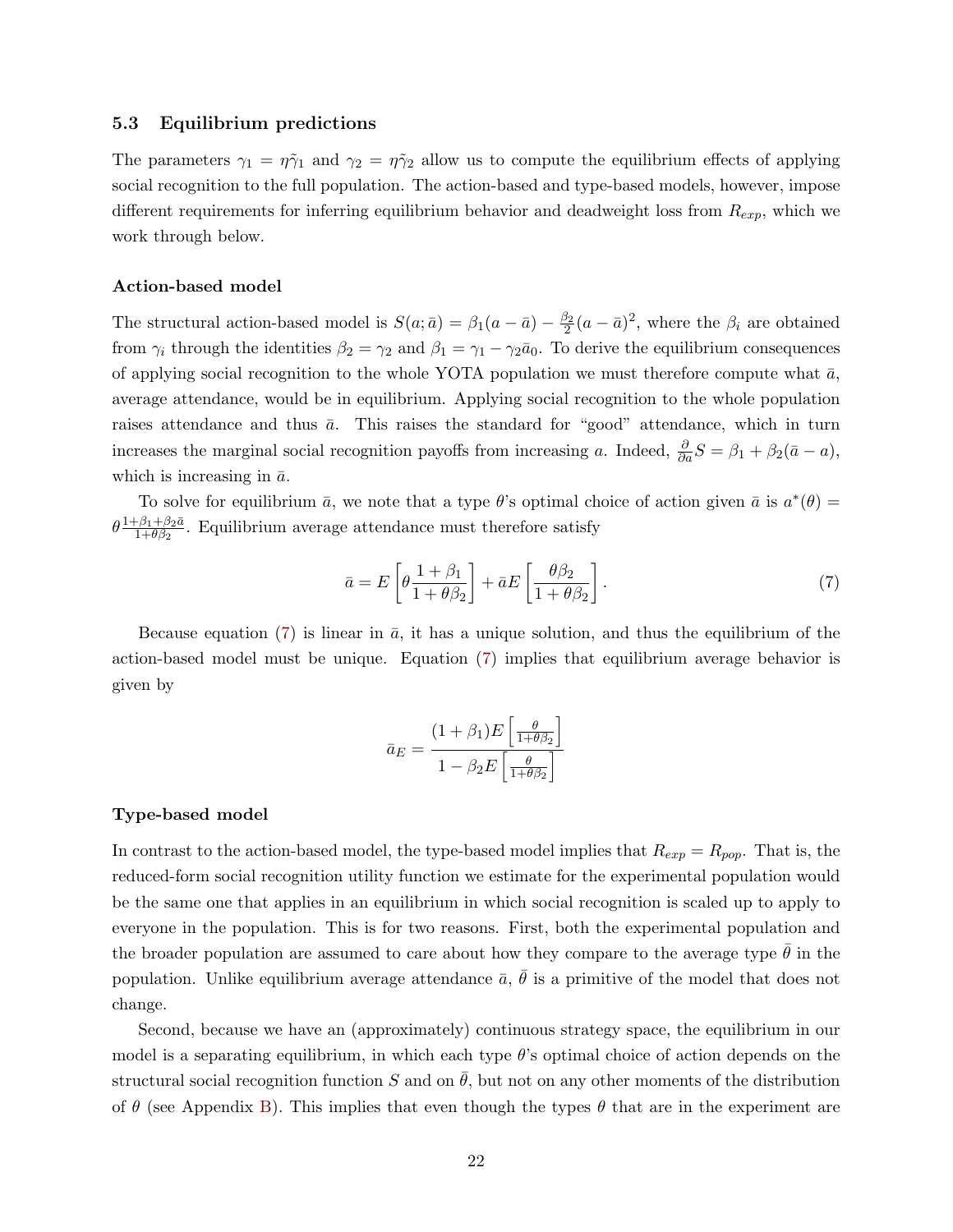### 5.3 Equilibrium predictions

The parameters $\gamma_1 = \eta\tilde{\gamma}_1$ and $\gamma_2 = \eta\tilde{\gamma}_2$ allow us to compute the equilibrium effects of applying social recognition to the full population. The action-based and type-based models, however, impose different requirements for inferring equilibrium behavior and deadweight loss from $R_{exp}$, which we work through below.

**Action-based model**

The structural action-based model is $S(a;\bar{a}) = \beta_1(a-\bar{a}) - \frac{\beta_2}{2}(a-\bar{a})^2$, where the $\beta_i$ are obtained from $\gamma_i$ through the identities $\beta_2 = \gamma_2$ and $\beta_1 = \gamma_1 - \gamma_2\bar{a}_0$. To derive the equilibrium consequences of applying social recognition to the whole YOTA population we must therefore compute what $\bar{a}$, average attendance, would be in equilibrium. Applying social recognition to the whole population raises attendance and thus $\bar{a}$. This raises the standard for "good" attendance, which in turn increases the marginal social recognition payoffs from increasing $a$. Indeed, $\frac{\partial}{\partial a}S = \beta_1 + \beta_2(\bar{a} - a)$, which is increasing in $\bar{a}$.

To solve for equilibrium $\bar{a}$, we note that a type $\theta$'s optimal choice of action given $\bar{a}$ is $a^*(\theta) = \theta\frac{1+\beta_1+\beta_2\bar{a}}{1+\theta\beta_2}$. Equilibrium average attendance must therefore satisfy

$$\bar{a} = E\left[\theta\frac{1+\beta_1}{1+\theta\beta_2}\right] + \bar{a}E\left[\frac{\theta\beta_2}{1+\theta\beta_2}\right]. \tag{7}$$

Because equation (7) is linear in $\bar{a}$, it has a unique solution, and thus the equilibrium of the action-based model must be unique. Equation (7) implies that equilibrium average behavior is given by

$$\bar{a}_E = \frac{(1+\beta_1)E\left[\frac{\theta}{1+\theta\beta_2}\right]}{1-\beta_2 E\left[\frac{\theta}{1+\theta\beta_2}\right]}$$

**Type-based model**

In contrast to the action-based model, the type-based model implies that $R_{exp} = R_{pop}$. That is, the reduced-form social recognition utility function we estimate for the experimental population would be the same one that applies in an equilibrium in which social recognition is scaled up to apply to everyone in the population. This is for two reasons. First, both the experimental population and the broader population are assumed to care about how they compare to the average type $\bar{\theta}$ in the population. Unlike equilibrium average attendance $\bar{a}$, $\bar{\theta}$ is a primitive of the model that does not change.

Second, because we have an (approximately) continuous strategy space, the equilibrium in our model is a separating equilibrium, in which each type $\theta$'s optimal choice of action depends on the structural social recognition function $S$ and on $\bar{\theta}$, but not on any other moments of the distribution of $\theta$ (see Appendix B). This implies that even though the types $\theta$ that are in the experiment are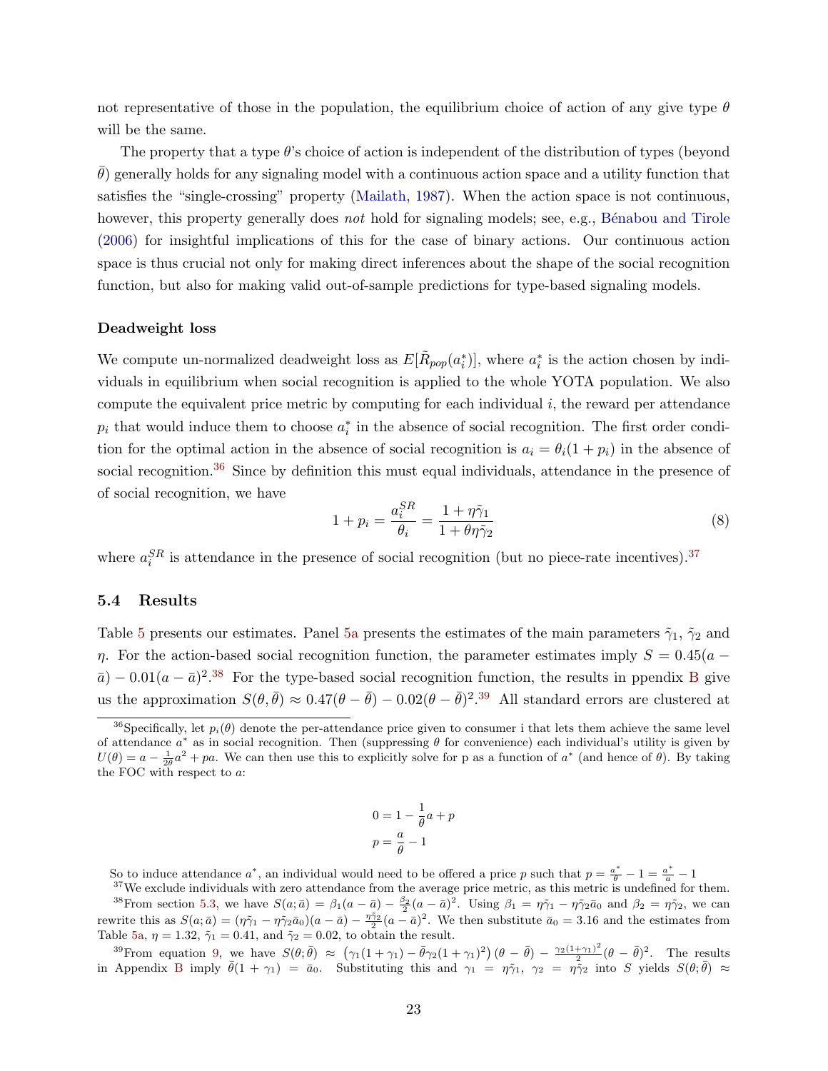not representative of those in the population, the equilibrium choice of action of any give type $\theta$ will be the same.

The property that a type $\theta$'s choice of action is independent of the distribution of types (beyond $\bar{\theta}$) generally holds for any signaling model with a continuous action space and a utility function that satisfies the "single-crossing" property (Mailath, 1987). When the action space is not continuous, however, this property generally does *not* hold for signaling models; see, e.g., Bénabou and Tirole (2006) for insightful implications of this for the case of binary actions. Our continuous action space is thus crucial not only for making direct inferences about the shape of the social recognition function, but also for making valid out-of-sample predictions for type-based signaling models.

**Deadweight loss**

We compute un-normalized deadweight loss as $E[\tilde{R}_{pop}(a_i^*)]$, where $a_i^*$ is the action chosen by individuals in equilibrium when social recognition is applied to the whole YOTA population. We also compute the equivalent price metric by computing for each individual $i$, the reward per attendance $p_i$ that would induce them to choose $a_i^*$ in the absence of social recognition. The first order condition for the optimal action in the absence of social recognition is $a_i = \theta_i(1 + p_i)$ in the absence of social recognition.[36] Since by definition this must equal individuals, attendance in the presence of of social recognition, we have

$$1 + p_i = \frac{a_i^{SR}}{\theta_i} = \frac{1 + \eta\tilde{\gamma}_1}{1 + \theta\eta\tilde{\gamma}_2} \tag{8}$$

where $a_i^{SR}$ is attendance in the presence of social recognition (but no piece-rate incentives).[37]

## 5.4 Results

Table 5 presents our estimates. Panel 5a presents the estimates of the main parameters $\tilde{\gamma}_1$, $\tilde{\gamma}_2$ and $\eta$. For the action-based social recognition function, the parameter estimates imply $S = 0.45(a - \bar{a}) - 0.01(a - \bar{a})^2$.[38] For the type-based social recognition function, the results in ppendix B give us the approximation $S(\theta, \bar{\theta}) \approx 0.47(\theta - \bar{\theta}) - 0.02(\theta - \bar{\theta})^2$.[39] All standard errors are clustered at

---

[36] Specifically, let $p_i(\theta)$ denote the per-attendance price given to consumer i that lets them achieve the same level of attendance $a^*$ as in social recognition. Then (suppressing $\theta$ for convenience) each individual's utility is given by $U(\theta) = a - \frac{1}{2\theta}a^2 + pa$. We can then use this to explicitly solve for p as a function of $a^*$ (and hence of $\theta$). By taking the FOC with respect to $a$:

$$0 = 1 - \frac{1}{\theta}a + p$$
$$p = \frac{a}{\theta} - 1$$

So to induce attendance $a^*$, an individual would need to be offered a price $p$ such that $p = \frac{a^*}{\theta} - 1 = \frac{a^*}{a} - 1$

[37] We exclude individuals with zero attendance from the average price metric, as this metric is undefined for them.

[38] From section 5.3, we have $S(a; \bar{a}) = \beta_1(a - \bar{a}) - \frac{\beta_2}{2}(a - \bar{a})^2$. Using $\beta_1 = \eta\tilde{\gamma}_1 - \eta\tilde{\gamma}_2\bar{a}_0$ and $\beta_2 = \eta\tilde{\gamma}_2$, we can rewrite this as $S(a; \bar{a}) = (\eta\tilde{\gamma}_1 - \eta\tilde{\gamma}_2\bar{a}_0)(a - \bar{a}) - \frac{\eta\tilde{\gamma}_2}{2}(a - \bar{a})^2$. We then substitute $\bar{a}_0 = 3.16$ and the estimates from Table 5a, $\eta = 1.32$, $\tilde{\gamma}_1 = 0.41$, and $\tilde{\gamma}_2 = 0.02$, to obtain the result.

[39] From equation 9, we have $S(\theta; \bar{\theta}) \approx \left(\gamma_1(1 + \gamma_1) - \bar{\theta}\gamma_2(1 + \gamma_1)^2\right)(\theta - \bar{\theta}) - \frac{\gamma_2(1+\gamma_1)^2}{2}(\theta - \bar{\theta})^2$. The results in Appendix B imply $\bar{\theta}(1 + \gamma_1) = \bar{a}_0$. Substituting this and $\gamma_1 = \eta\tilde{\gamma}_1$, $\gamma_2 = \eta\tilde{\gamma}_2$ into $S$ yields $S(\theta; \bar{\theta}) \approx$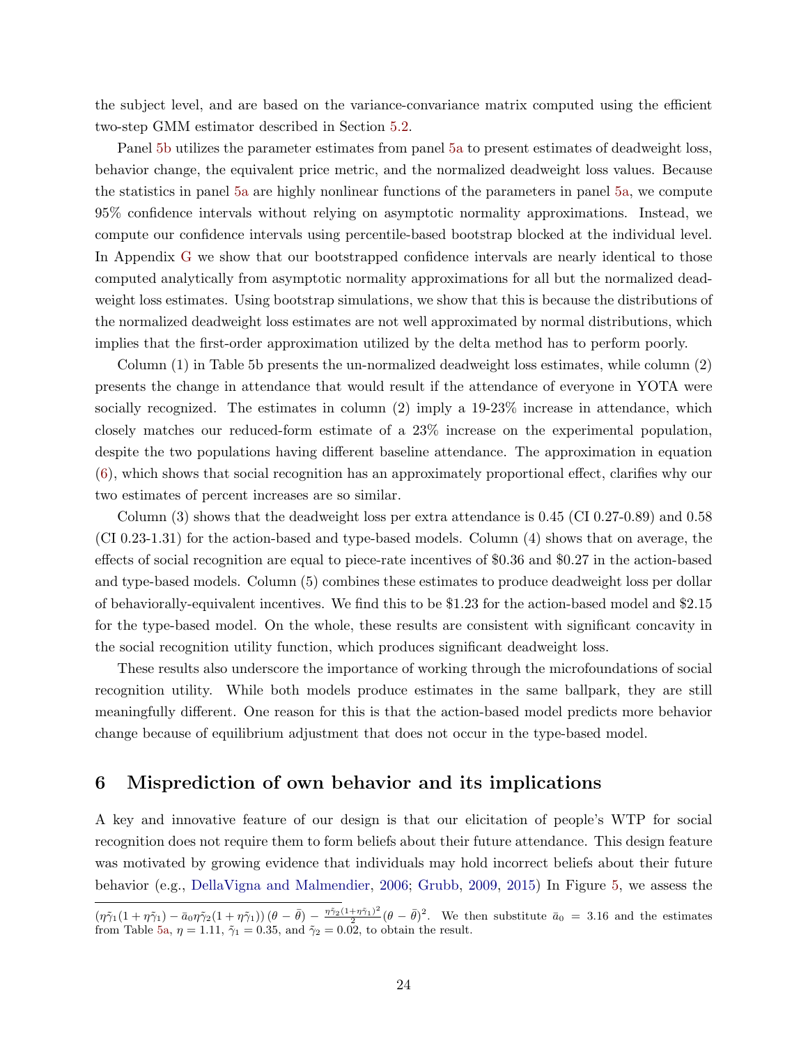the subject level, and are based on the variance-convariance matrix computed using the efficient two-step GMM estimator described in Section 5.2.

Panel 5b utilizes the parameter estimates from panel 5a to present estimates of deadweight loss, behavior change, the equivalent price metric, and the normalized deadweight loss values. Because the statistics in panel 5a are highly nonlinear functions of the parameters in panel 5a, we compute 95% confidence intervals without relying on asymptotic normality approximations. Instead, we compute our confidence intervals using percentile-based bootstrap blocked at the individual level. In Appendix G we show that our bootstrapped confidence intervals are nearly identical to those computed analytically from asymptotic normality approximations for all but the normalized deadweight loss estimates. Using bootstrap simulations, we show that this is because the distributions of the normalized deadweight loss estimates are not well approximated by normal distributions, which implies that the first-order approximation utilized by the delta method has to perform poorly.

Column (1) in Table 5b presents the un-normalized deadweight loss estimates, while column (2) presents the change in attendance that would result if the attendance of everyone in YOTA were socially recognized. The estimates in column (2) imply a 19-23% increase in attendance, which closely matches our reduced-form estimate of a 23% increase on the experimental population, despite the two populations having different baseline attendance. The approximation in equation (6), which shows that social recognition has an approximately proportional effect, clarifies why our two estimates of percent increases are so similar.

Column (3) shows that the deadweight loss per extra attendance is 0.45 (CI 0.27-0.89) and 0.58 (CI 0.23-1.31) for the action-based and type-based models. Column (4) shows that on average, the effects of social recognition are equal to piece-rate incentives of \$0.36 and \$0.27 in the action-based and type-based models. Column (5) combines these estimates to produce deadweight loss per dollar of behaviorally-equivalent incentives. We find this to be \$1.23 for the action-based model and \$2.15 for the type-based model. On the whole, these results are consistent with significant concavity in the social recognition utility function, which produces significant deadweight loss.

These results also underscore the importance of working through the microfoundations of social recognition utility. While both models produce estimates in the same ballpark, they are still meaningfully different. One reason for this is that the action-based model predicts more behavior change because of equilibrium adjustment that does not occur in the type-based model.

# 6 Misprediction of own behavior and its implications

A key and innovative feature of our design is that our elicitation of people's WTP for social recognition does not require them to form beliefs about their future attendance. This design feature was motivated by growing evidence that individuals may hold incorrect beliefs about their future behavior (e.g., DellaVigna and Malmendier, 2006; Grubb, 2009, 2015) In Figure 5, we assess the

---

$(\eta\tilde{\gamma}_1(1+\eta\tilde{\gamma}_1) - \bar{a}_0\eta\tilde{\gamma}_2(1+\eta\tilde{\gamma}_1))(\theta-\bar{\theta}) - \frac{\eta\tilde{\gamma}_2(1+\eta\tilde{\gamma}_1)^2}{2}(\theta-\bar{\theta})^2$. We then substitute $\bar{a}_0 = 3.16$ and the estimates from Table 5a, $\eta = 1.11$, $\tilde{\gamma}_1 = 0.35$, and $\tilde{\gamma}_2 = 0.02$, to obtain the result.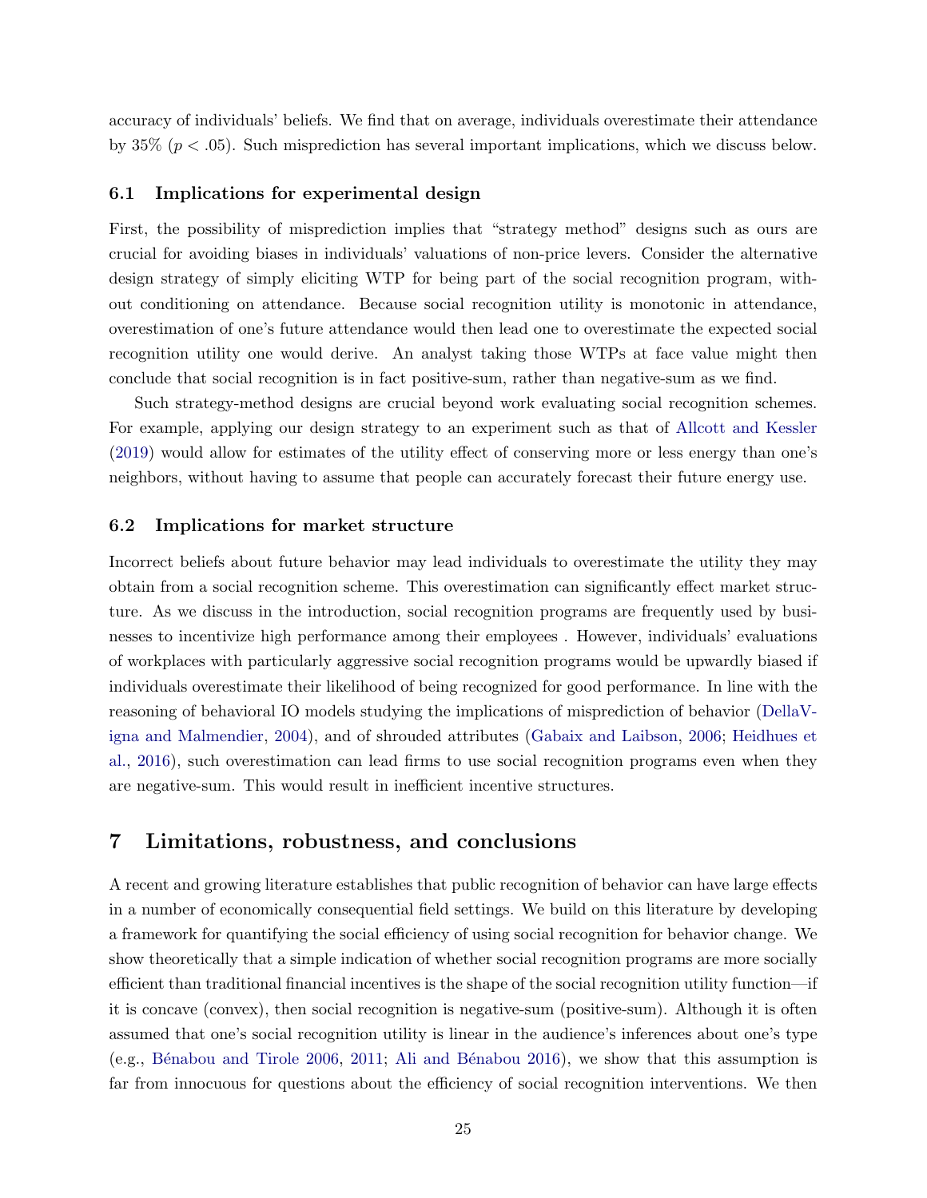accuracy of individuals' beliefs. We find that on average, individuals overestimate their attendance by 35% ($p < .05$). Such misprediction has several important implications, which we discuss below.

### 6.1 Implications for experimental design

First, the possibility of misprediction implies that "strategy method" designs such as ours are crucial for avoiding biases in individuals' valuations of non-price levers. Consider the alternative design strategy of simply eliciting WTP for being part of the social recognition program, without conditioning on attendance. Because social recognition utility is monotonic in attendance, overestimation of one's future attendance would then lead one to overestimate the expected social recognition utility one would derive. An analyst taking those WTPs at face value might then conclude that social recognition is in fact positive-sum, rather than negative-sum as we find.

Such strategy-method designs are crucial beyond work evaluating social recognition schemes. For example, applying our design strategy to an experiment such as that of Allcott and Kessler (2019) would allow for estimates of the utility effect of conserving more or less energy than one's neighbors, without having to assume that people can accurately forecast their future energy use.

### 6.2 Implications for market structure

Incorrect beliefs about future behavior may lead individuals to overestimate the utility they may obtain from a social recognition scheme. This overestimation can significantly effect market structure. As we discuss in the introduction, social recognition programs are frequently used by businesses to incentivize high performance among their employees . However, individuals' evaluations of workplaces with particularly aggressive social recognition programs would be upwardly biased if individuals overestimate their likelihood of being recognized for good performance. In line with the reasoning of behavioral IO models studying the implications of misprediction of behavior (DellaVigna and Malmendier, 2004), and of shrouded attributes (Gabaix and Laibson, 2006; Heidhues et al., 2016), such overestimation can lead firms to use social recognition programs even when they are negative-sum. This would result in inefficient incentive structures.

## 7 Limitations, robustness, and conclusions

A recent and growing literature establishes that public recognition of behavior can have large effects in a number of economically consequential field settings. We build on this literature by developing a framework for quantifying the social efficiency of using social recognition for behavior change. We show theoretically that a simple indication of whether social recognition programs are more socially efficient than traditional financial incentives is the shape of the social recognition utility function—if it is concave (convex), then social recognition is negative-sum (positive-sum). Although it is often assumed that one's social recognition utility is linear in the audience's inferences about one's type (e.g., Bénabou and Tirole 2006, 2011; Ali and Bénabou 2016), we show that this assumption is far from innocuous for questions about the efficiency of social recognition interventions. We then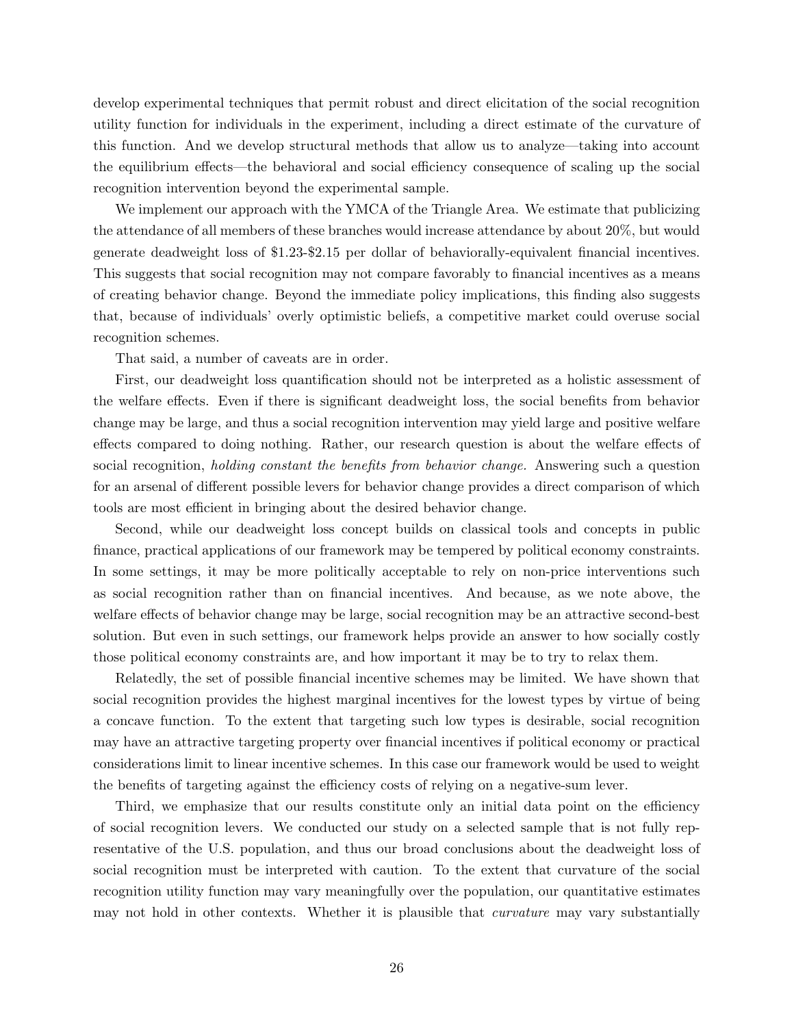develop experimental techniques that permit robust and direct elicitation of the social recognition utility function for individuals in the experiment, including a direct estimate of the curvature of this function. And we develop structural methods that allow us to analyze—taking into account the equilibrium effects—the behavioral and social efficiency consequence of scaling up the social recognition intervention beyond the experimental sample.

We implement our approach with the YMCA of the Triangle Area. We estimate that publicizing the attendance of all members of these branches would increase attendance by about 20%, but would generate deadweight loss of \$1.23-\$2.15 per dollar of behaviorally-equivalent financial incentives. This suggests that social recognition may not compare favorably to financial incentives as a means of creating behavior change. Beyond the immediate policy implications, this finding also suggests that, because of individuals' overly optimistic beliefs, a competitive market could overuse social recognition schemes.

That said, a number of caveats are in order.

First, our deadweight loss quantification should not be interpreted as a holistic assessment of the welfare effects. Even if there is significant deadweight loss, the social benefits from behavior change may be large, and thus a social recognition intervention may yield large and positive welfare effects compared to doing nothing. Rather, our research question is about the welfare effects of social recognition, *holding constant the benefits from behavior change.* Answering such a question for an arsenal of different possible levers for behavior change provides a direct comparison of which tools are most efficient in bringing about the desired behavior change.

Second, while our deadweight loss concept builds on classical tools and concepts in public finance, practical applications of our framework may be tempered by political economy constraints. In some settings, it may be more politically acceptable to rely on non-price interventions such as social recognition rather than on financial incentives. And because, as we note above, the welfare effects of behavior change may be large, social recognition may be an attractive second-best solution. But even in such settings, our framework helps provide an answer to how socially costly those political economy constraints are, and how important it may be to try to relax them.

Relatedly, the set of possible financial incentive schemes may be limited. We have shown that social recognition provides the highest marginal incentives for the lowest types by virtue of being a concave function. To the extent that targeting such low types is desirable, social recognition may have an attractive targeting property over financial incentives if political economy or practical considerations limit to linear incentive schemes. In this case our framework would be used to weight the benefits of targeting against the efficiency costs of relying on a negative-sum lever.

Third, we emphasize that our results constitute only an initial data point on the efficiency of social recognition levers. We conducted our study on a selected sample that is not fully representative of the U.S. population, and thus our broad conclusions about the deadweight loss of social recognition must be interpreted with caution. To the extent that curvature of the social recognition utility function may vary meaningfully over the population, our quantitative estimates may not hold in other contexts. Whether it is plausible that *curvature* may vary substantially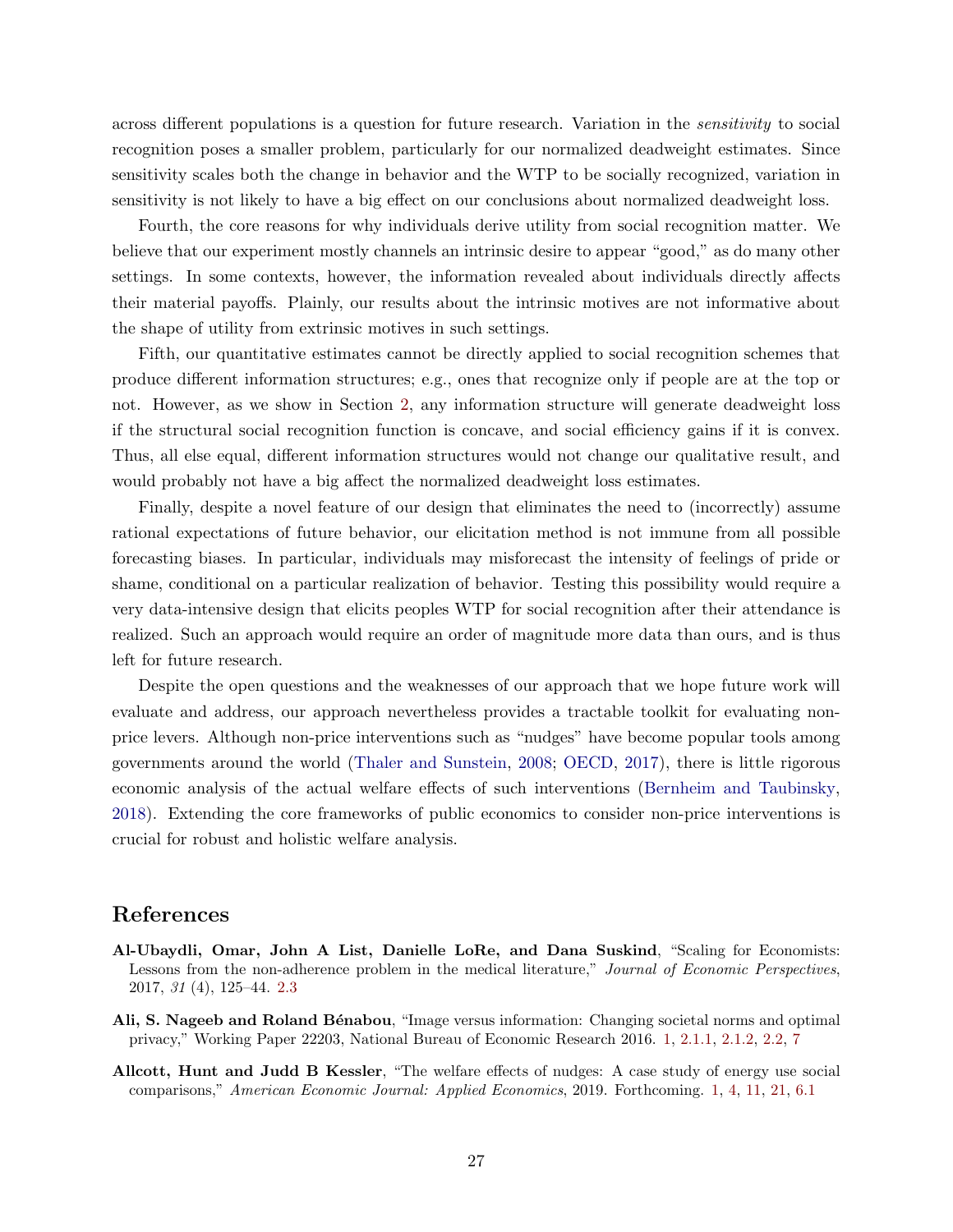across different populations is a question for future research. Variation in the *sensitivity* to social recognition poses a smaller problem, particularly for our normalized deadweight estimates. Since sensitivity scales both the change in behavior and the WTP to be socially recognized, variation in sensitivity is not likely to have a big effect on our conclusions about normalized deadweight loss.

Fourth, the core reasons for why individuals derive utility from social recognition matter. We believe that our experiment mostly channels an intrinsic desire to appear "good," as do many other settings. In some contexts, however, the information revealed about individuals directly affects their material payoffs. Plainly, our results about the intrinsic motives are not informative about the shape of utility from extrinsic motives in such settings.

Fifth, our quantitative estimates cannot be directly applied to social recognition schemes that produce different information structures; e.g., ones that recognize only if people are at the top or not. However, as we show in Section 2, any information structure will generate deadweight loss if the structural social recognition function is concave, and social efficiency gains if it is convex. Thus, all else equal, different information structures would not change our qualitative result, and would probably not have a big affect the normalized deadweight loss estimates.

Finally, despite a novel feature of our design that eliminates the need to (incorrectly) assume rational expectations of future behavior, our elicitation method is not immune from all possible forecasting biases. In particular, individuals may misforecast the intensity of feelings of pride or shame, conditional on a particular realization of behavior. Testing this possibility would require a very data-intensive design that elicits peoples WTP for social recognition after their attendance is realized. Such an approach would require an order of magnitude more data than ours, and is thus left for future research.

Despite the open questions and the weaknesses of our approach that we hope future work will evaluate and address, our approach nevertheless provides a tractable toolkit for evaluating non-price levers. Although non-price interventions such as "nudges" have become popular tools among governments around the world (Thaler and Sunstein, 2008; OECD, 2017), there is little rigorous economic analysis of the actual welfare effects of such interventions (Bernheim and Taubinsky, 2018). Extending the core frameworks of public economics to consider non-price interventions is crucial for robust and holistic welfare analysis.

# References

**Al-Ubaydli, Omar, John A List, Danielle LoRe, and Dana Suskind**, "Scaling for Economists: Lessons from the non-adherence problem in the medical literature," *Journal of Economic Perspectives*, 2017, *31* (4), 125–44. 2.3

**Ali, S. Nageeb and Roland Bénabou**, "Image versus information: Changing societal norms and optimal privacy," Working Paper 22203, National Bureau of Economic Research 2016. 1, 2.1.1, 2.1.2, 2.2, 7

**Allcott, Hunt and Judd B Kessler**, "The welfare effects of nudges: A case study of energy use social comparisons," *American Economic Journal: Applied Economics*, 2019. Forthcoming. 1, 4, 11, 21, 6.1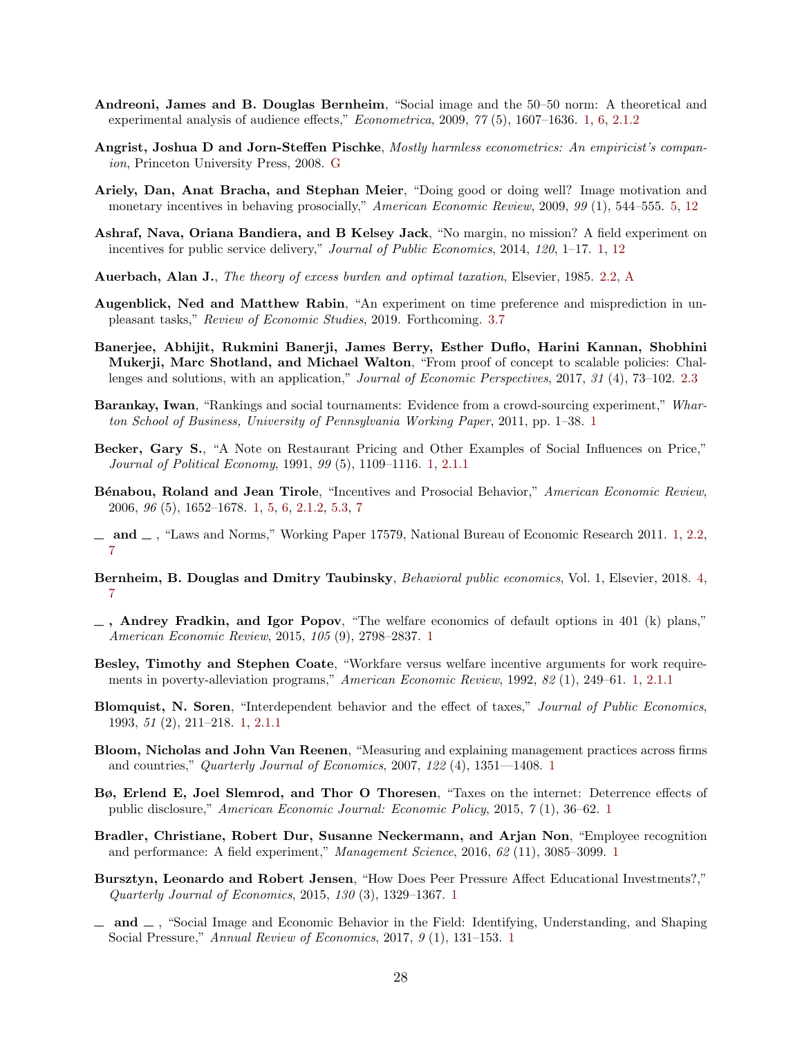**Andreoni, James and B. Douglas Bernheim**, "Social image and the 50–50 norm: A theoretical and experimental analysis of audience effects," *Econometrica*, 2009, *77* (5), 1607–1636. 1, 6, 2.1.2

**Angrist, Joshua D and Jorn-Steffen Pischke**, *Mostly harmless econometrics: An empiricist's companion*, Princeton University Press, 2008. G

**Ariely, Dan, Anat Bracha, and Stephan Meier**, "Doing good or doing well? Image motivation and monetary incentives in behaving prosocially," *American Economic Review*, 2009, *99* (1), 544–555. 5, 12

**Ashraf, Nava, Oriana Bandiera, and B Kelsey Jack**, "No margin, no mission? A field experiment on incentives for public service delivery," *Journal of Public Economics*, 2014, *120*, 1–17. 1, 12

**Auerbach, Alan J.**, *The theory of excess burden and optimal taxation*, Elsevier, 1985. 2.2, A

**Augenblick, Ned and Matthew Rabin**, "An experiment on time preference and misprediction in unpleasant tasks," *Review of Economic Studies*, 2019. Forthcoming. 3.7

**Banerjee, Abhijit, Rukmini Banerji, James Berry, Esther Duflo, Harini Kannan, Shobhini Mukerji, Marc Shotland, and Michael Walton**, "From proof of concept to scalable policies: Challenges and solutions, with an application," *Journal of Economic Perspectives*, 2017, *31* (4), 73–102. 2.3

**Barankay, Iwan**, "Rankings and social tournaments: Evidence from a crowd-sourcing experiment," *Wharton School of Business, University of Pennsylvania Working Paper*, 2011, pp. 1–38. 1

**Becker, Gary S.**, "A Note on Restaurant Pricing and Other Examples of Social Influences on Price," *Journal of Political Economy*, 1991, *99* (5), 1109–1116. 1, 2.1.1

**Bénabou, Roland and Jean Tirole**, "Incentives and Prosocial Behavior," *American Economic Review*, 2006, *96* (5), 1652–1678. 1, 5, 6, 2.1.2, 5.3, 7

**_ and _** , "Laws and Norms," Working Paper 17579, National Bureau of Economic Research 2011. 1, 2.2, 7

**Bernheim, B. Douglas and Dmitry Taubinsky**, *Behavioral public economics*, Vol. 1, Elsevier, 2018. 4, 7

**_ , Andrey Fradkin, and Igor Popov**, "The welfare economics of default options in 401 (k) plans," *American Economic Review*, 2015, *105* (9), 2798–2837. 1

**Besley, Timothy and Stephen Coate**, "Workfare versus welfare incentive arguments for work requirements in poverty-alleviation programs," *American Economic Review*, 1992, *82* (1), 249–61. 1, 2.1.1

**Blomquist, N. Soren**, "Interdependent behavior and the effect of taxes," *Journal of Public Economics*, 1993, *51* (2), 211–218. 1, 2.1.1

**Bloom, Nicholas and John Van Reenen**, "Measuring and explaining management practices across firms and countries," *Quarterly Journal of Economics*, 2007, *122* (4), 1351—1408. 1

**Bø, Erlend E, Joel Slemrod, and Thor O Thoresen**, "Taxes on the internet: Deterrence effects of public disclosure," *American Economic Journal: Economic Policy*, 2015, *7* (1), 36–62. 1

**Bradler, Christiane, Robert Dur, Susanne Neckermann, and Arjan Non**, "Employee recognition and performance: A field experiment," *Management Science*, 2016, *62* (11), 3085–3099. 1

**Bursztyn, Leonardo and Robert Jensen**, "How Does Peer Pressure Affect Educational Investments?," *Quarterly Journal of Economics*, 2015, *130* (3), 1329–1367. 1

**_ and _** , "Social Image and Economic Behavior in the Field: Identifying, Understanding, and Shaping Social Pressure," *Annual Review of Economics*, 2017, *9* (1), 131–153. 1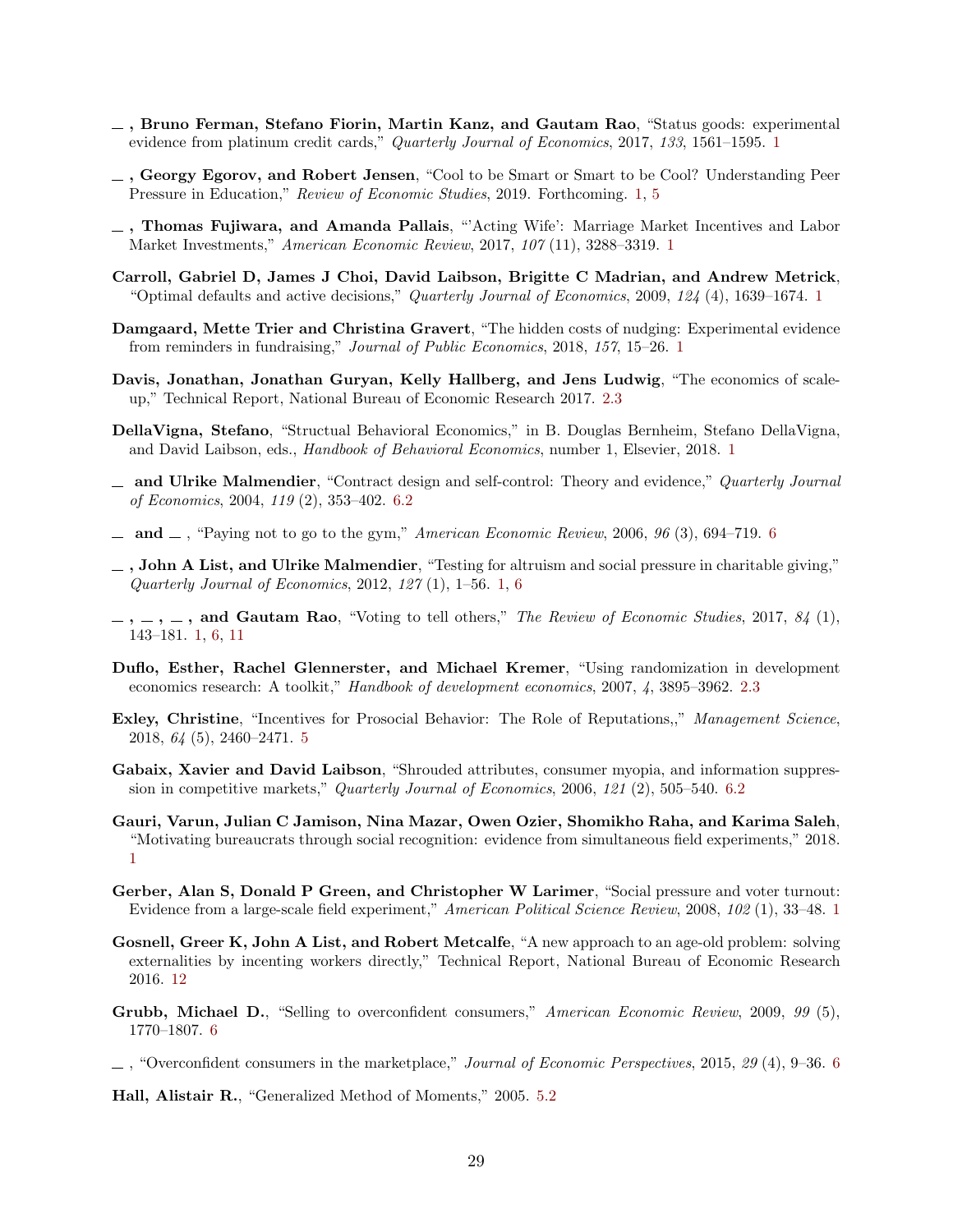**\_ , Bruno Ferman, Stefano Fiorin, Martin Kanz, and Gautam Rao**, "Status goods: experimental evidence from platinum credit cards," *Quarterly Journal of Economics*, 2017, *133*, 1561–1595. 1

**\_ , Georgy Egorov, and Robert Jensen**, "Cool to be Smart or Smart to be Cool? Understanding Peer Pressure in Education," *Review of Economic Studies*, 2019. Forthcoming. 1, 5

**\_ , Thomas Fujiwara, and Amanda Pallais**, "'Acting Wife': Marriage Market Incentives and Labor Market Investments," *American Economic Review*, 2017, *107* (11), 3288–3319. 1

**Carroll, Gabriel D, James J Choi, David Laibson, Brigitte C Madrian, and Andrew Metrick**, "Optimal defaults and active decisions," *Quarterly Journal of Economics*, 2009, *124* (4), 1639–1674. 1

**Damgaard, Mette Trier and Christina Gravert**, "The hidden costs of nudging: Experimental evidence from reminders in fundraising," *Journal of Public Economics*, 2018, *157*, 15–26. 1

**Davis, Jonathan, Jonathan Guryan, Kelly Hallberg, and Jens Ludwig**, "The economics of scale-up," Technical Report, National Bureau of Economic Research 2017. 2.3

**DellaVigna, Stefano**, "Structural Behavioral Economics," in B. Douglas Bernheim, Stefano DellaVigna, and David Laibson, eds., *Handbook of Behavioral Economics*, number 1, Elsevier, 2018. 1

**\_ and Ulrike Malmendier**, "Contract design and self-control: Theory and evidence," *Quarterly Journal of Economics*, 2004, *119* (2), 353–402. 6.2

**\_ and \_** , "Paying not to go to the gym," *American Economic Review*, 2006, *96* (3), 694–719. 6

**\_ , John A List, and Ulrike Malmendier**, "Testing for altruism and social pressure in charitable giving," *Quarterly Journal of Economics*, 2012, *127* (1), 1–56. 1, 6

**\_ , \_ , \_ , and Gautam Rao**, "Voting to tell others," *The Review of Economic Studies*, 2017, *84* (1), 143–181. 1, 6, 11

**Duflo, Esther, Rachel Glennerster, and Michael Kremer**, "Using randomization in development economics research: A toolkit," *Handbook of development economics*, 2007, *4*, 3895–3962. 2.3

**Exley, Christine**, "Incentives for Prosocial Behavior: The Role of Reputations,," *Management Science*, 2018, *64* (5), 2460–2471. 5

**Gabaix, Xavier and David Laibson**, "Shrouded attributes, consumer myopia, and information suppression in competitive markets," *Quarterly Journal of Economics*, 2006, *121* (2), 505–540. 6.2

**Gauri, Varun, Julian C Jamison, Nina Mazar, Owen Ozier, Shomikho Raha, and Karima Saleh**, "Motivating bureaucrats through social recognition: evidence from simultaneous field experiments," 2018. 1

**Gerber, Alan S, Donald P Green, and Christopher W Larimer**, "Social pressure and voter turnout: Evidence from a large-scale field experiment," *American Political Science Review*, 2008, *102* (1), 33–48. 1

**Gosnell, Greer K, John A List, and Robert Metcalfe**, "A new approach to an age-old problem: solving externalities by incenting workers directly," Technical Report, National Bureau of Economic Research 2016. 12

**Grubb, Michael D.**, "Selling to overconfident consumers," *American Economic Review*, 2009, *99* (5), 1770–1807. 6

**\_** , "Overconfident consumers in the marketplace," *Journal of Economic Perspectives*, 2015, *29* (4), 9–36. 6

**Hall, Alistair R.**, "Generalized Method of Moments," 2005. 5.2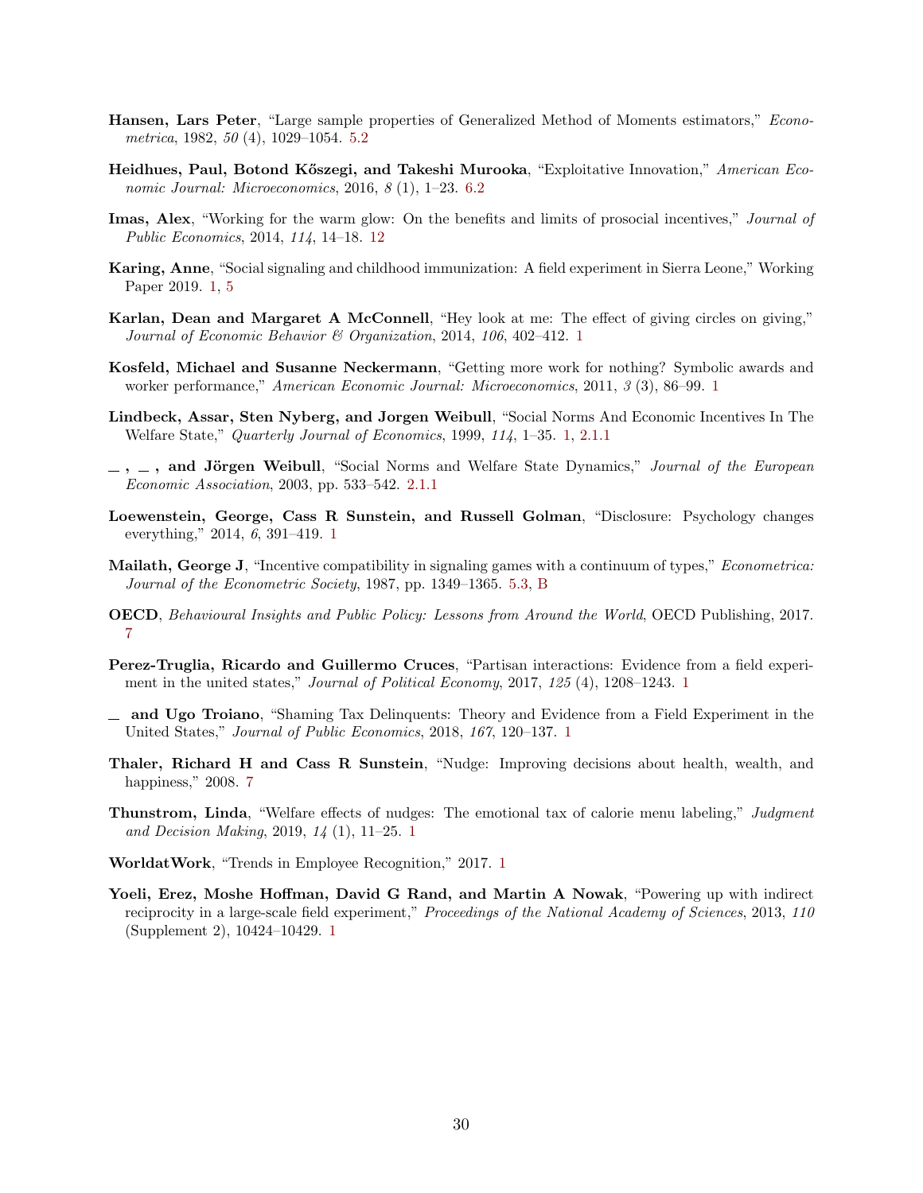**Hansen, Lars Peter**, "Large sample properties of Generalized Method of Moments estimators," *Econometrica*, 1982, *50* (4), 1029–1054. 5.2

**Heidhues, Paul, Botond Kőszegi, and Takeshi Murooka**, "Exploitative Innovation," *American Economic Journal: Microeconomics*, 2016, *8* (1), 1–23. 6.2

**Imas, Alex**, "Working for the warm glow: On the benefits and limits of prosocial incentives," *Journal of Public Economics*, 2014, *114*, 14–18. 12

**Karing, Anne**, "Social signaling and childhood immunization: A field experiment in Sierra Leone," Working Paper 2019. 1, 5

**Karlan, Dean and Margaret A McConnell**, "Hey look at me: The effect of giving circles on giving," *Journal of Economic Behavior & Organization*, 2014, *106*, 402–412. 1

**Kosfeld, Michael and Susanne Neckermann**, "Getting more work for nothing? Symbolic awards and worker performance," *American Economic Journal: Microeconomics*, 2011, *3* (3), 86–99. 1

**Lindbeck, Assar, Sten Nyberg, and Jorgen Weibull**, "Social Norms And Economic Incentives In The Welfare State," *Quarterly Journal of Economics*, 1999, *114*, 1–35. 1, 2.1.1

**_ , _ , and Jörgen Weibull**, "Social Norms and Welfare State Dynamics," *Journal of the European Economic Association*, 2003, pp. 533–542. 2.1.1

**Loewenstein, George, Cass R Sunstein, and Russell Golman**, "Disclosure: Psychology changes everything," 2014, *6*, 391–419. 1

**Mailath, George J**, "Incentive compatibility in signaling games with a continuum of types," *Econometrica: Journal of the Econometric Society*, 1987, pp. 1349–1365. 5.3, B

**OECD**, *Behavioural Insights and Public Policy: Lessons from Around the World*, OECD Publishing, 2017. 7

**Perez-Truglia, Ricardo and Guillermo Cruces**, "Partisan interactions: Evidence from a field experiment in the united states," *Journal of Political Economy*, 2017, *125* (4), 1208–1243. 1

**_ and Ugo Troiano**, "Shaming Tax Delinquents: Theory and Evidence from a Field Experiment in the United States," *Journal of Public Economics*, 2018, *167*, 120–137. 1

**Thaler, Richard H and Cass R Sunstein**, "Nudge: Improving decisions about health, wealth, and happiness," 2008. 7

**Thunstrom, Linda**, "Welfare effects of nudges: The emotional tax of calorie menu labeling," *Judgment and Decision Making*, 2019, *14* (1), 11–25. 1

**WorldatWork**, "Trends in Employee Recognition," 2017. 1

**Yoeli, Erez, Moshe Hoffman, David G Rand, and Martin A Nowak**, "Powering up with indirect reciprocity in a large-scale field experiment," *Proceedings of the National Academy of Sciences*, 2013, *110* (Supplement 2), 10424–10429. 1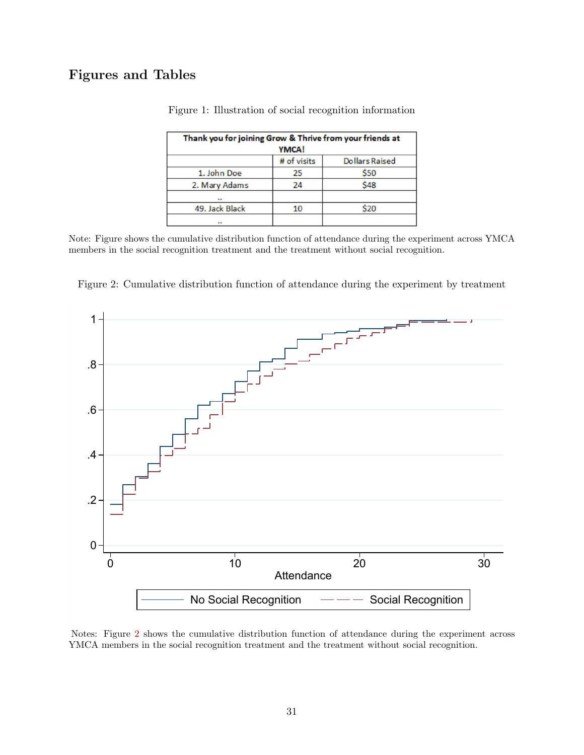## Figures and Tables

Figure 1: Illustration of social recognition information

| Thank you for joining Grow & Thrive from your friends at YMCA! | | |
|---|---|---|
| | # of visits | Dollars Raised |
| 1. John Doe | 25 | $50 |
| 2. Mary Adams | 24 | $48 |
| .. | | |
| 49. Jack Black | 10 | $20 |
| .. | | |

Note: Figure shows the cumulative distribution function of attendance during the experiment across YMCA members in the social recognition treatment and the treatment without social recognition.

Figure 2: Cumulative distribution function of attendance during the experiment by treatment

Notes: Figure 2 shows the cumulative distribution function of attendance during the experiment across YMCA members in the social recognition treatment and the treatment without social recognition.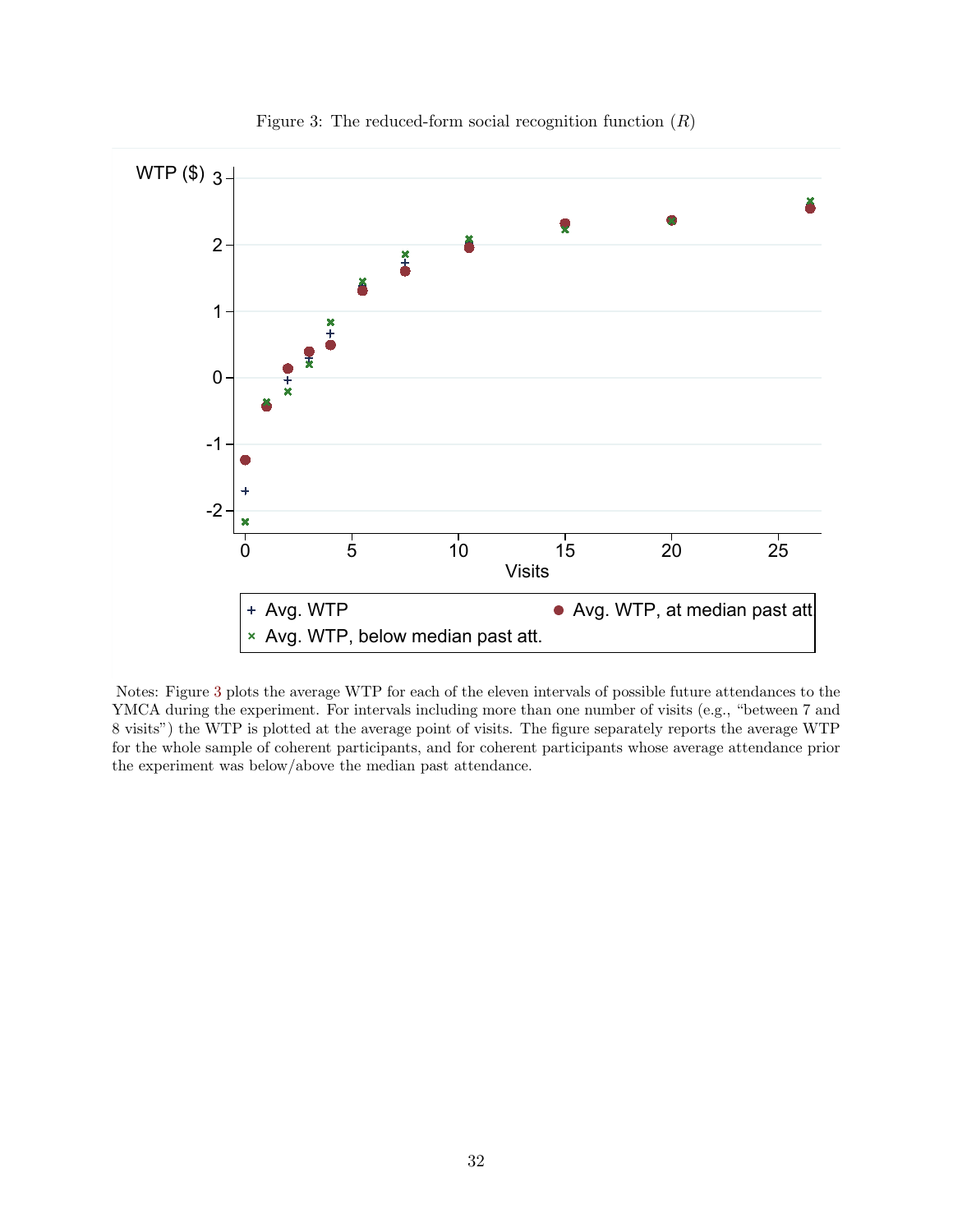Figure 3: The reduced-form social recognition function ($R$)

Notes: Figure 3 plots the average WTP for each of the eleven intervals of possible future attendances to the YMCA during the experiment. For intervals including more than one number of visits (e.g., "between 7 and 8 visits") the WTP is plotted at the average point of visits. The figure separately reports the average WTP for the whole sample of coherent participants, and for coherent participants whose average attendance prior the experiment was below/above the median past attendance.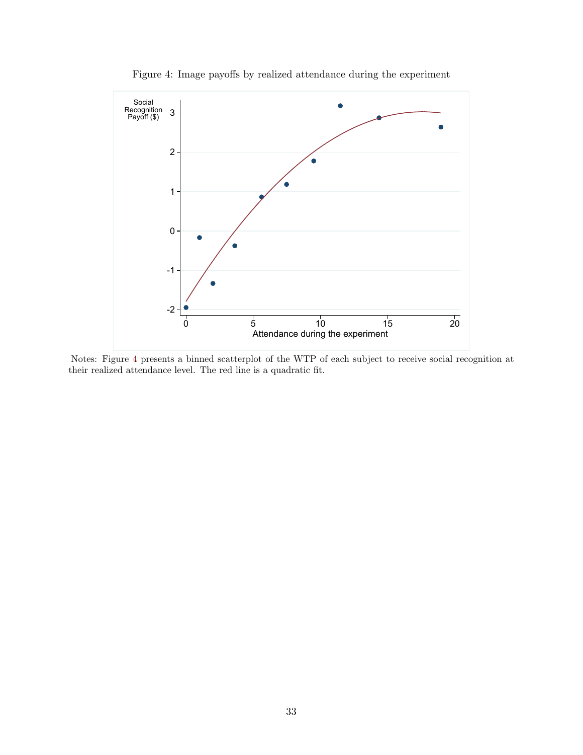Figure 4: Image payoffs by realized attendance during the experiment

Notes: Figure 4 presents a binned scatterplot of the WTP of each subject to receive social recognition at their realized attendance level. The red line is a quadratic fit.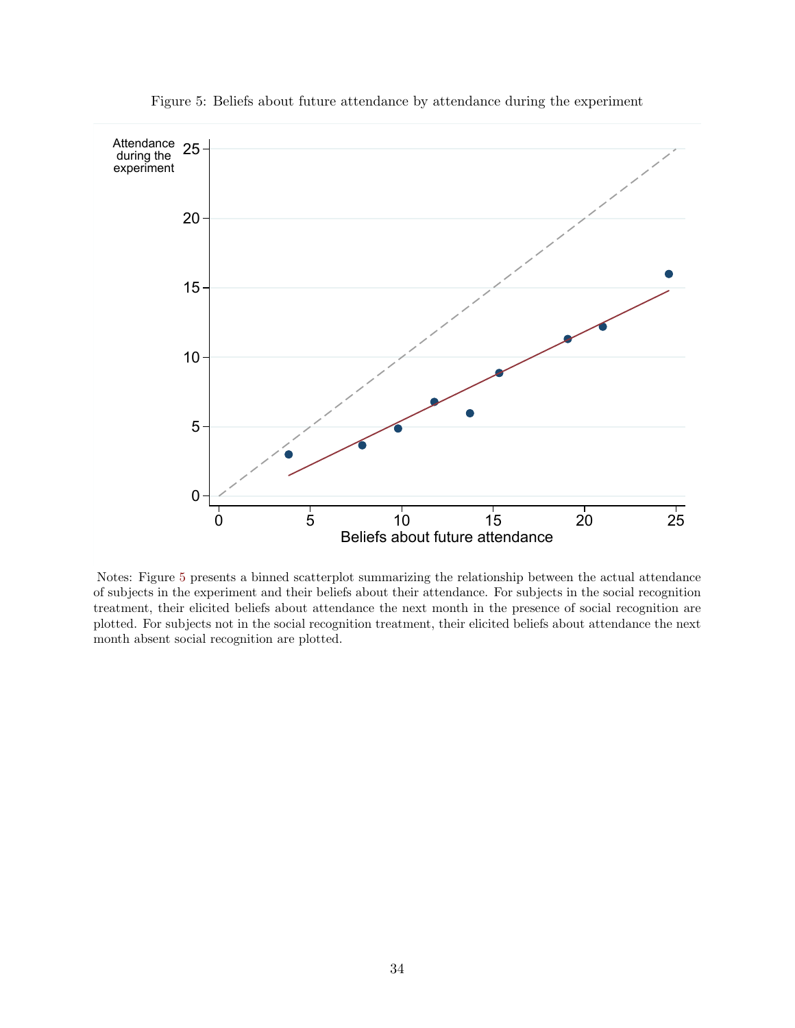Figure 5: Beliefs about future attendance by attendance during the experiment

Notes: Figure 5 presents a binned scatterplot summarizing the relationship between the actual attendance of subjects in the experiment and their beliefs about their attendance. For subjects in the social recognition treatment, their elicited beliefs about attendance the next month in the presence of social recognition are plotted. For subjects not in the social recognition treatment, their elicited beliefs about attendance the next month absent social recognition are plotted.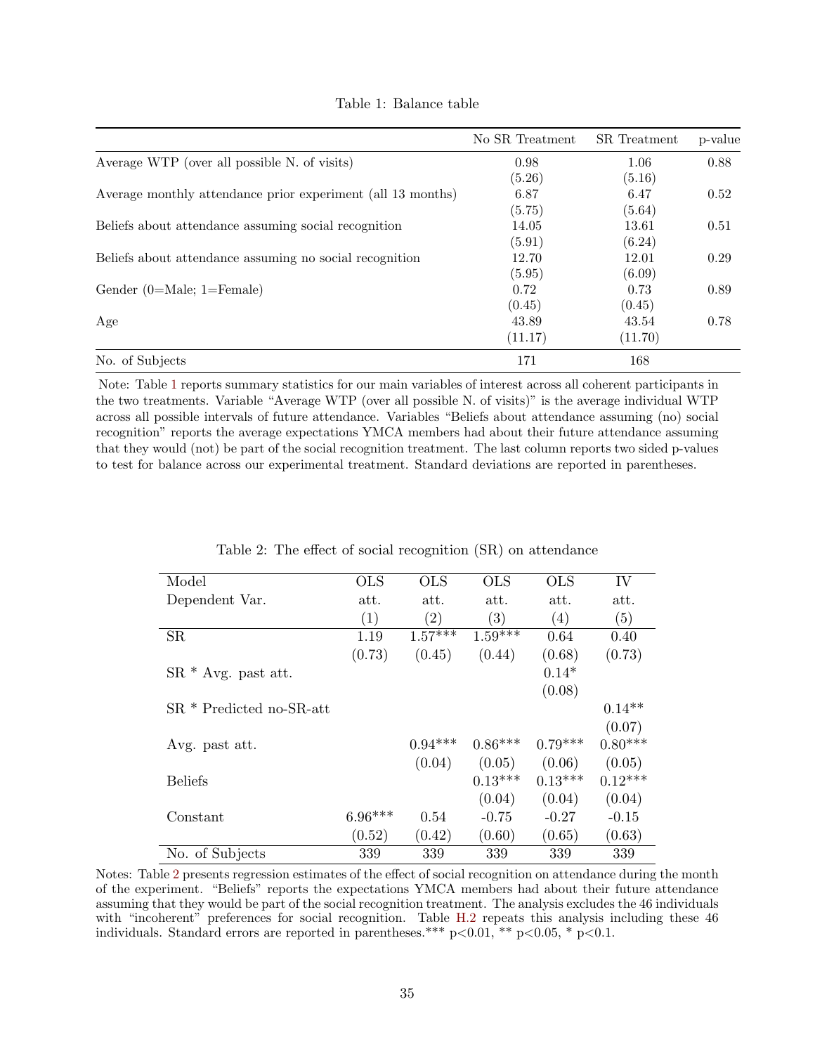Table 1: Balance table

| | No SR Treatment | SR Treatment | p-value |
|---|---|---|---|
| Average WTP (over all possible N. of visits) | 0.98 | 1.06 | 0.88 |
| | (5.26) | (5.16) | |
| Average monthly attendance prior experiment (all 13 months) | 6.87 | 6.47 | 0.52 |
| | (5.75) | (5.64) | |
| Beliefs about attendance assuming social recognition | 14.05 | 13.61 | 0.51 |
| | (5.91) | (6.24) | |
| Beliefs about attendance assuming no social recognition | 12.70 | 12.01 | 0.29 |
| | (5.95) | (6.09) | |
| Gender (0=Male; 1=Female) | 0.72 | 0.73 | 0.89 |
| | (0.45) | (0.45) | |
| Age | 43.89 | 43.54 | 0.78 |
| | (11.17) | (11.70) | |
| No. of Subjects | 171 | 168 | |

Note: Table 1 reports summary statistics for our main variables of interest across all coherent participants in the two treatments. Variable "Average WTP (over all possible N. of visits)" is the average individual WTP across all possible intervals of future attendance. Variables "Beliefs about attendance assuming (no) social recognition" reports the average expectations YMCA members had about their future attendance assuming that they would (not) be part of the social recognition treatment. The last column reports two sided p-values to test for balance across our experimental treatment. Standard deviations are reported in parentheses.

Table 2: The effect of social recognition (SR) on attendance

| Model | OLS | OLS | OLS | OLS | IV |
|---|---|---|---|---|---|
| Dependent Var. | att. | att. | att. | att. | att. |
| | (1) | (2) | (3) | (4) | (5) |
| SR | 1.19 | 1.57*** | 1.59*** | 0.64 | 0.40 |
| | (0.73) | (0.45) | (0.44) | (0.68) | (0.73) |
| SR * Avg. past att. | | | | 0.14* | |
| | | | | (0.08) | |
| SR * Predicted no-SR-att | | | | | 0.14** |
| | | | | | (0.07) |
| Avg. past att. | | 0.94*** | 0.86*** | 0.79*** | 0.80*** |
| | | (0.04) | (0.05) | (0.06) | (0.05) |
| Beliefs | | | 0.13*** | 0.13*** | 0.12*** |
| | | | (0.04) | (0.04) | (0.04) |
| Constant | 6.96*** | 0.54 | -0.75 | -0.27 | -0.15 |
| | (0.52) | (0.42) | (0.60) | (0.65) | (0.63) |
| No. of Subjects | 339 | 339 | 339 | 339 | 339 |

Notes: Table 2 presents regression estimates of the effect of social recognition on attendance during the month of the experiment. "Beliefs" reports the expectations YMCA members had about their future attendance assuming that they would be part of the social recognition treatment. The analysis excludes the 46 individuals with "incoherent" preferences for social recognition. Table H.2 repeats this analysis including these 46 individuals. Standard errors are reported in parentheses.*** p<0.01, ** p<0.05, * p<0.1.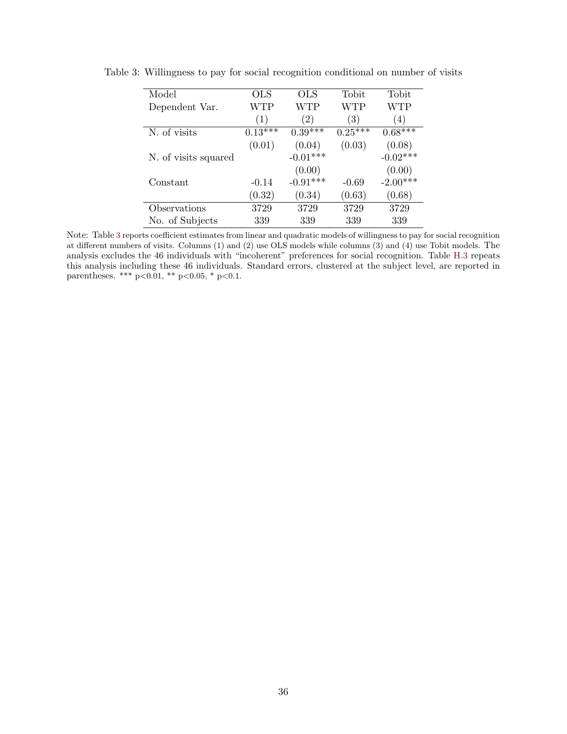Table 3: Willingness to pay for social recognition conditional on number of visits

| Model | OLS | OLS | Tobit | Tobit |
|---|---|---|---|---|
| Dependent Var. | WTP | WTP | WTP | WTP |
| | (1) | (2) | (3) | (4) |
| N. of visits | 0.13*** | 0.39*** | 0.25*** | 0.68*** |
| | (0.01) | (0.04) | (0.03) | (0.08) |
| N. of visits squared | | -0.01*** | | -0.02*** |
| | | (0.00) | | (0.00) |
| Constant | -0.14 | -0.91*** | -0.69 | -2.00*** |
| | (0.32) | (0.34) | (0.63) | (0.68) |
| Observations | 3729 | 3729 | 3729 | 3729 |
| No. of Subjects | 339 | 339 | 339 | 339 |

Note: Table 3 reports coefficient estimates from linear and quadratic models of willingness to pay for social recognition at different numbers of visits. Columns (1) and (2) use OLS models while columns (3) and (4) use Tobit models. The analysis excludes the 46 individuals with "incoherent" preferences for social recognition. Table H.3 repeats this analysis including these 46 individuals. Standard errors, clustered at the subject level, are reported in parentheses. *** $p<0.01$, ** $p<0.05$, * $p<0.1$.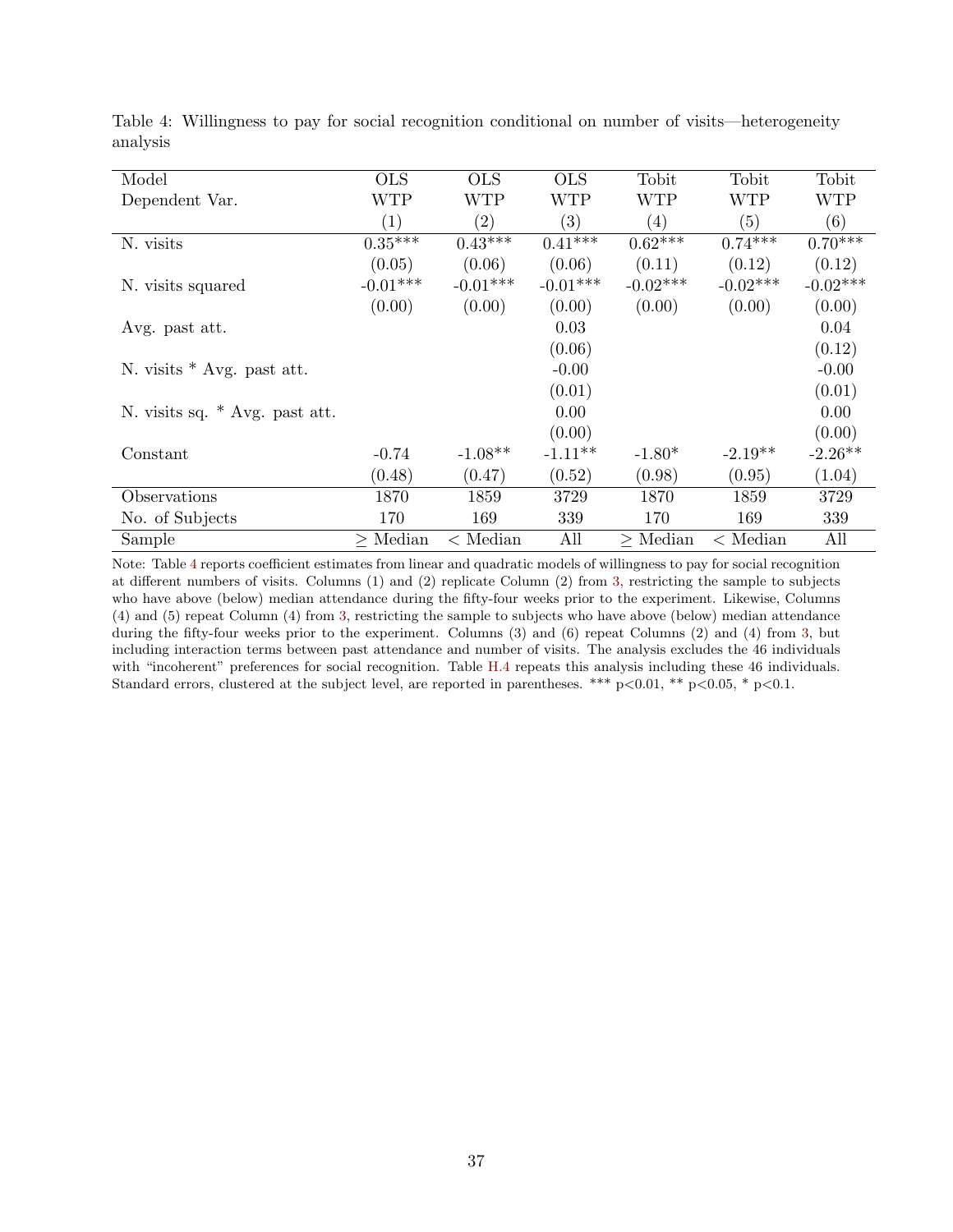Table 4: Willingness to pay for social recognition conditional on number of visits—heterogeneity analysis

| Model | OLS | OLS | OLS | Tobit | Tobit | Tobit |
|---|---|---|---|---|---|---|
| Dependent Var. | WTP | WTP | WTP | WTP | WTP | WTP |
| | (1) | (2) | (3) | (4) | (5) | (6) |
| N. visits | 0.35*** | 0.43*** | 0.41*** | 0.62*** | 0.74*** | 0.70*** |
| | (0.05) | (0.06) | (0.06) | (0.11) | (0.12) | (0.12) |
| N. visits squared | -0.01*** | -0.01*** | -0.01*** | -0.02*** | -0.02*** | -0.02*** |
| | (0.00) | (0.00) | (0.00) | (0.00) | (0.00) | (0.00) |
| Avg. past att. | | | 0.03 | | | 0.04 |
| | | | (0.06) | | | (0.12) |
| N. visits * Avg. past att. | | | -0.00 | | | -0.00 |
| | | | (0.01) | | | (0.01) |
| N. visits sq. * Avg. past att. | | | 0.00 | | | 0.00 |
| | | | (0.00) | | | (0.00) |
| Constant | -0.74 | -1.08** | -1.11** | -1.80* | -2.19** | -2.26** |
| | (0.48) | (0.47) | (0.52) | (0.98) | (0.95) | (1.04) |
| Observations | 1870 | 1859 | 3729 | 1870 | 1859 | 3729 |
| No. of Subjects | 170 | 169 | 339 | 170 | 169 | 339 |
| Sample | $\geq$ Median | $<$ Median | All | $\geq$ Median | $<$ Median | All |

Note: Table 4 reports coefficient estimates from linear and quadratic models of willingness to pay for social recognition at different numbers of visits. Columns (1) and (2) replicate Column (2) from 3, restricting the sample to subjects who have above (below) median attendance during the fifty-four weeks prior to the experiment. Likewise, Columns (4) and (5) repeat Column (4) from 3, restricting the sample to subjects who have above (below) median attendance during the fifty-four weeks prior to the experiment. Columns (3) and (6) repeat Columns (2) and (4) from 3, but including interaction terms between past attendance and number of visits. The analysis excludes the 46 individuals with "incoherent" preferences for social recognition. Table H.4 repeats this analysis including these 46 individuals. Standard errors, clustered at the subject level, are reported in parentheses. *** p<0.01, ** p<0.05, * p<0.1.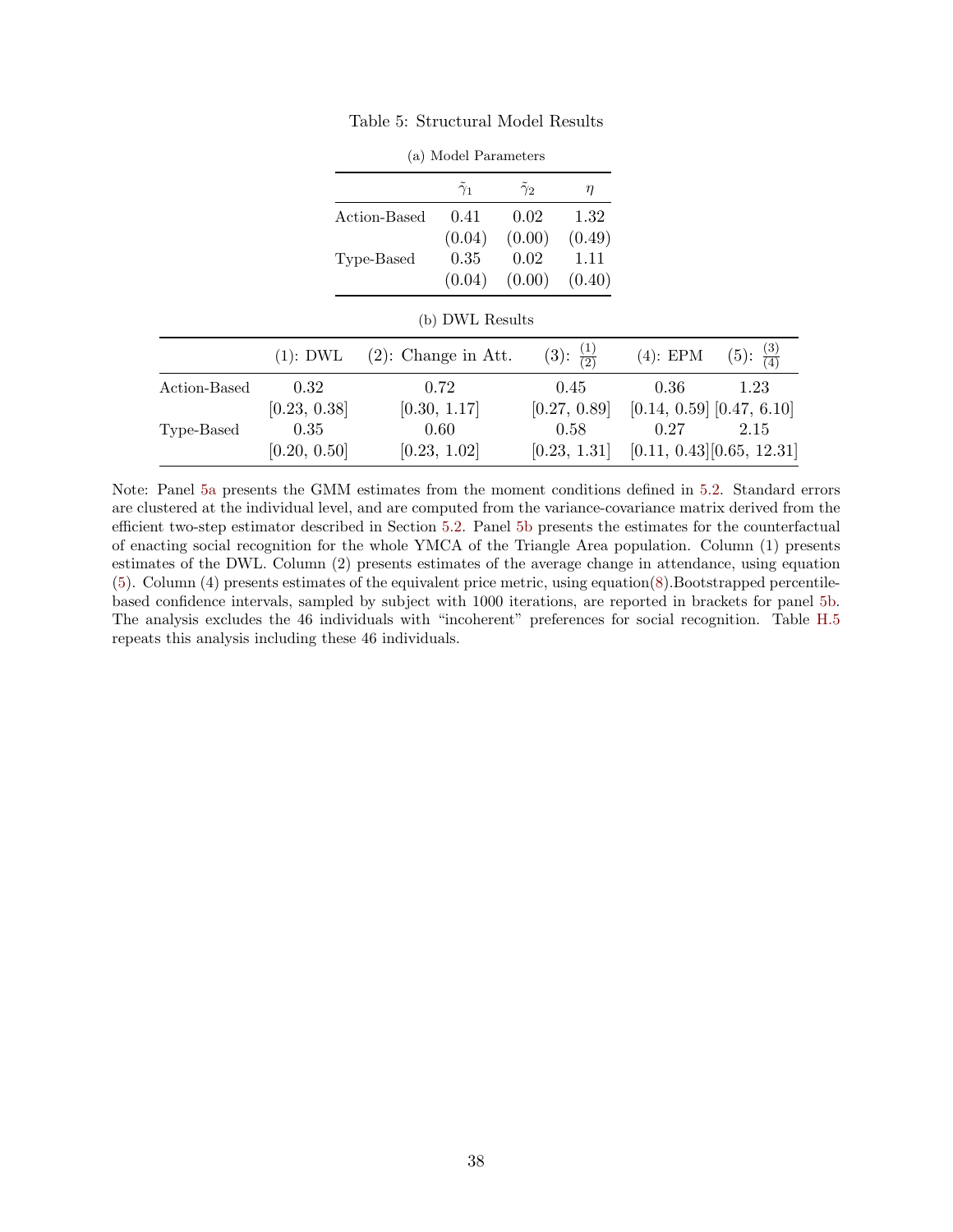Table 5: Structural Model Results

(a) Model Parameters

| | $\tilde{\gamma}_1$ | $\tilde{\gamma}_2$ | $\eta$ |
|---|---|---|---|
| Action-Based | 0.41 | 0.02 | 1.32 |
| | (0.04) | (0.00) | (0.49) |
| Type-Based | 0.35 | 0.02 | 1.11 |
| | (0.04) | (0.00) | (0.40) |

(b) DWL Results

| | (1): DWL | (2): Change in Att. | (3): $\frac{(1)}{(2)}$ | (4): EPM | (5): $\frac{(3)}{(4)}$ |
|---|---|---|---|---|---|
| Action-Based | 0.32 | 0.72 | 0.45 | 0.36 | 1.23 |
| | [0.23, 0.38] | [0.30, 1.17] | [0.27, 0.89] | [0.14, 0.59] | [0.47, 6.10] |
| Type-Based | 0.35 | 0.60 | 0.58 | 0.27 | 2.15 |
| | [0.20, 0.50] | [0.23, 1.02] | [0.23, 1.31] | [0.11, 0.43] | [0.65, 12.31] |

Note: Panel 5a presents the GMM estimates from the moment conditions defined in 5.2. Standard errors are clustered at the individual level, and are computed from the variance-covariance matrix derived from the efficient two-step estimator described in Section 5.2. Panel 5b presents the estimates for the counterfactual of enacting social recognition for the whole YMCA of the Triangle Area population. Column (1) presents estimates of the DWL. Column (2) presents estimates of the average change in attendance, using equation (5). Column (4) presents estimates of the equivalent price metric, using equation(8).Bootstrapped percentile-based confidence intervals, sampled by subject with 1000 iterations, are reported in brackets for panel 5b. The analysis excludes the 46 individuals with "incoherent" preferences for social recognition. Table H.5 repeats this analysis including these 46 individuals.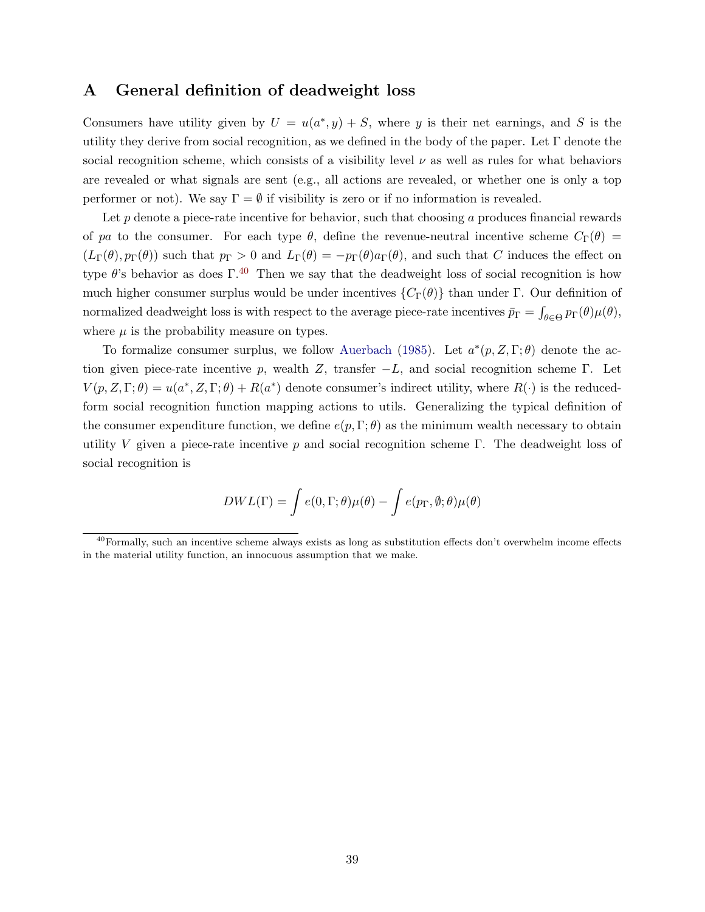# A General definition of deadweight loss

Consumers have utility given by $U = u(a^*, y) + S$, where $y$ is their net earnings, and $S$ is the utility they derive from social recognition, as we defined in the body of the paper. Let $\Gamma$ denote the social recognition scheme, which consists of a visibility level $\nu$ as well as rules for what behaviors are revealed or what signals are sent (e.g., all actions are revealed, or whether one is only a top performer or not). We say $\Gamma = \emptyset$ if visibility is zero or if no information is revealed.

Let $p$ denote a piece-rate incentive for behavior, such that choosing $a$ produces financial rewards of $pa$ to the consumer. For each type $\theta$, define the revenue-neutral incentive scheme $C_\Gamma(\theta) = (L_\Gamma(\theta), p_\Gamma(\theta))$ such that $p_\Gamma > 0$ and $L_\Gamma(\theta) = -p_\Gamma(\theta)a_\Gamma(\theta)$, and such that $C$ induces the effect on type $\theta$'s behavior as does $\Gamma$.[40] Then we say that the deadweight loss of social recognition is how much higher consumer surplus would be under incentives $\{C_\Gamma(\theta)\}$ than under $\Gamma$. Our definition of normalized deadweight loss is with respect to the average piece-rate incentives $\bar{p}_\Gamma = \int_{\theta \in \Theta} p_\Gamma(\theta)\mu(\theta)$, where $\mu$ is the probability measure on types.

To formalize consumer surplus, we follow Auerbach (1985). Let $a^*(p, Z, \Gamma; \theta)$ denote the action given piece-rate incentive $p$, wealth $Z$, transfer $-L$, and social recognition scheme $\Gamma$. Let $V(p, Z, \Gamma; \theta) = u(a^*, Z, \Gamma; \theta) + R(a^*)$ denote consumer's indirect utility, where $R(\cdot)$ is the reduced-form social recognition function mapping actions to utils. Generalizing the typical definition of the consumer expenditure function, we define $e(p, \Gamma; \theta)$ as the minimum wealth necessary to obtain utility $V$ given a piece-rate incentive $p$ and social recognition scheme $\Gamma$. The deadweight loss of social recognition is

$$DWL(\Gamma) = \int e(0, \Gamma; \theta)\mu(\theta) - \int e(p_\Gamma, \emptyset; \theta)\mu(\theta)$$

[40] Formally, such an incentive scheme always exists as long as substitution effects don't overwhelm income effects in the material utility function, an innocuous assumption that we make.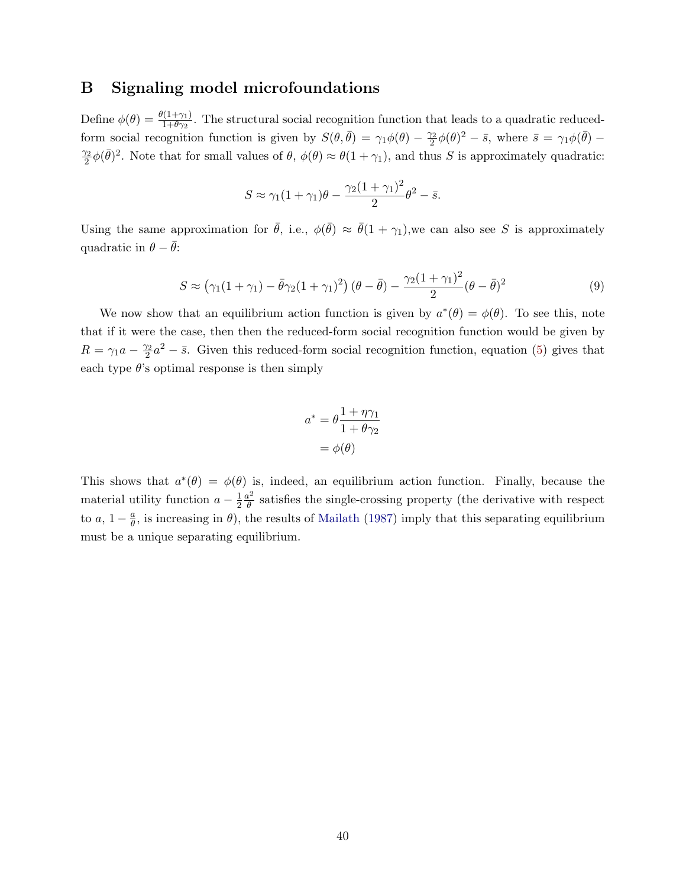# B Signaling model microfoundations

Define $\phi(\theta) = \frac{\theta(1+\gamma_1)}{1+\theta\gamma_2}$. The structural social recognition function that leads to a quadratic reduced-form social recognition function is given by $S(\theta, \bar{\theta}) = \gamma_1\phi(\theta) - \frac{\gamma_2}{2}\phi(\theta)^2 - \bar{s}$, where $\bar{s} = \gamma_1\phi(\bar{\theta}) - \frac{\gamma_2}{2}\phi(\bar{\theta})^2$. Note that for small values of $\theta$, $\phi(\theta) \approx \theta(1+\gamma_1)$, and thus $S$ is approximately quadratic:

$$S \approx \gamma_1(1+\gamma_1)\theta - \frac{\gamma_2(1+\gamma_1)^2}{2}\theta^2 - \bar{s}.$$

Using the same approximation for $\bar{\theta}$, i.e., $\phi(\bar{\theta}) \approx \bar{\theta}(1+\gamma_1)$,we can also see $S$ is approximately quadratic in $\theta - \bar{\theta}$:

$$S \approx \left(\gamma_1(1+\gamma_1) - \bar{\theta}\gamma_2(1+\gamma_1)^2\right)(\theta - \bar{\theta}) - \frac{\gamma_2(1+\gamma_1)^2}{2}(\theta - \bar{\theta})^2 \tag{9}$$

We now show that an equilibrium action function is given by $a^*(\theta) = \phi(\theta)$. To see this, note that if it were the case, then then the reduced-form social recognition function would be given by $R = \gamma_1 a - \frac{\gamma_2}{2}a^2 - \bar{s}$. Given this reduced-form social recognition function, equation (5) gives that each type $\theta$'s optimal response is then simply

$$\begin{aligned} a^* &= \theta\frac{1+\eta\gamma_1}{1+\theta\gamma_2} \\ &= \phi(\theta) \end{aligned}$$

This shows that $a^*(\theta) = \phi(\theta)$ is, indeed, an equilibrium action function. Finally, because the material utility function $a - \frac{1}{2}\frac{a^2}{\theta}$ satisfies the single-crossing property (the derivative with respect to $a$, $1 - \frac{a}{\theta}$, is increasing in $\theta$), the results of Mailath (1987) imply that this separating equilibrium must be a unique separating equilibrium.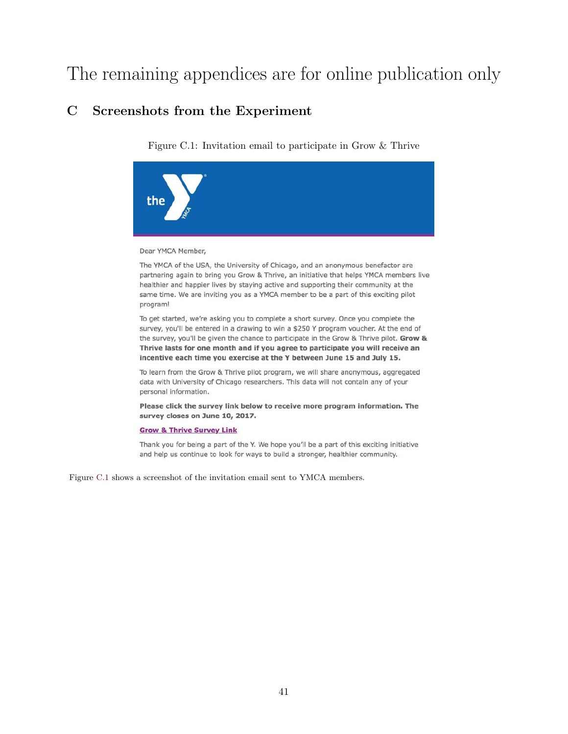# The remaining appendices are for online publication only

## C Screenshots from the Experiment

Figure C.1: Invitation email to participate in Grow & Thrive

the YMCA

Dear YMCA Member,

The YMCA of the USA, the University of Chicago, and an anonymous benefactor are partnering again to bring you Grow & Thrive, an initiative that helps YMCA members live healthier and happier lives by staying active and supporting their community at the same time. We are inviting you as a YMCA member to be a part of this exciting pilot program!

To get started, we're asking you to complete a short survey. Once you complete the survey, you'll be entered in a drawing to win a $250 Y program voucher. At the end of the survey, you'll be given the chance to participate in the Grow & Thrive pilot. **Grow & Thrive lasts for one month and if you agree to participate you will receive an incentive each time you exercise at the Y between June 15 and July 15.**

To learn from the Grow & Thrive pilot program, we will share anonymous, aggregated data with University of Chicago researchers. This data will not contain any of your personal information.

**Please click the survey link below to receive more program information. The survey closes on June 10, 2017.**

**Grow & Thrive Survey Link**

Thank you for being a part of the Y. We hope you'll be a part of this exciting initiative and help us continue to look for ways to build a stronger, healthier community.

Figure C.1 shows a screenshot of the invitation email sent to YMCA members.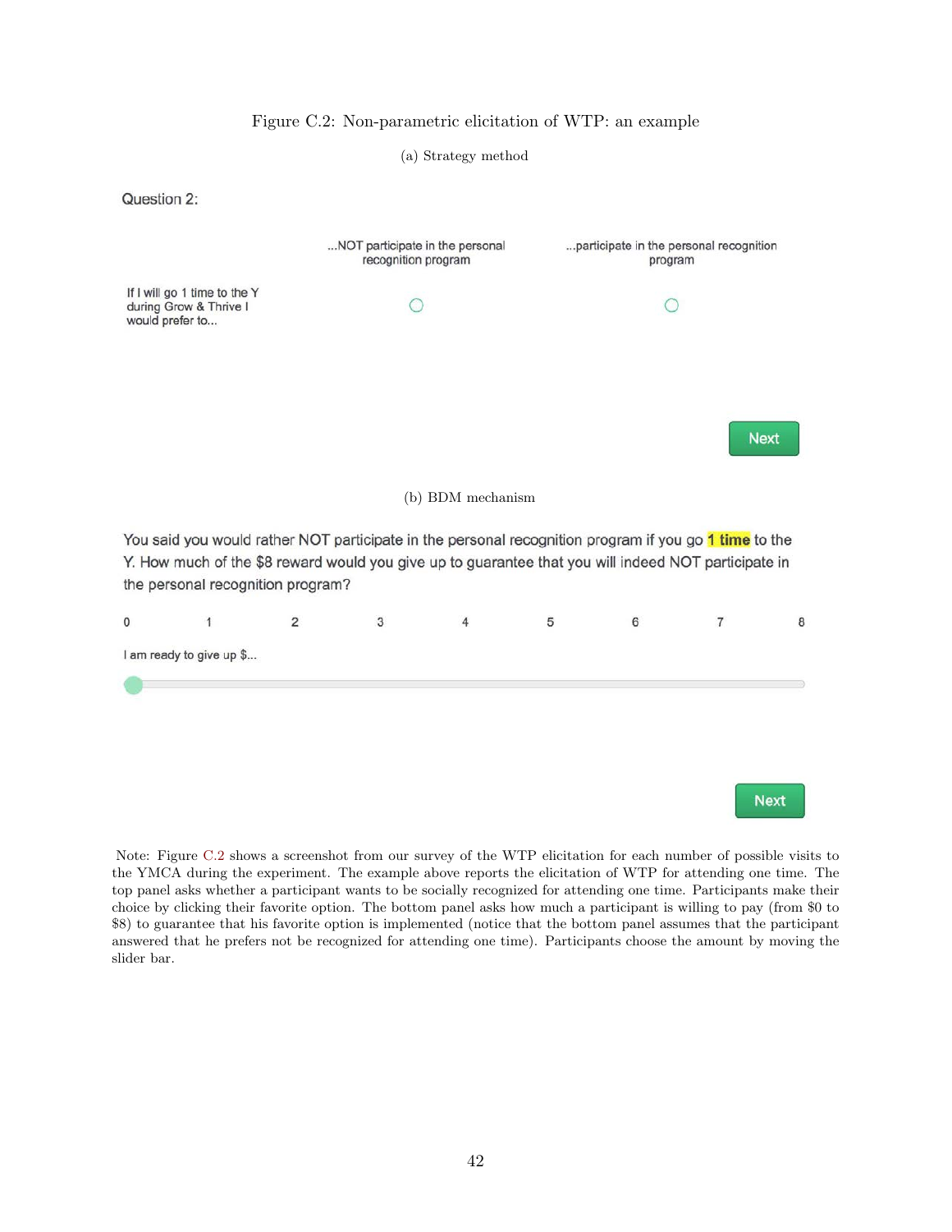Figure C.2: Non-parametric elicitation of WTP: an example

(a) Strategy method

Question 2:

| | ...NOT participate in the personal recognition program | ...participate in the personal recognition program |
|---|---|---|
| If I will go 1 time to the Y during Grow & Thrive I would prefer to... | ○ | ○ |

Next

(b) BDM mechanism

You said you would rather NOT participate in the personal recognition program if you go **1 time** to the Y. How much of the $8 reward would you give up to guarantee that you will indeed NOT participate in the personal recognition program?

0 1 2 3 4 5 6 7 8

I am ready to give up $...

Next

Note: Figure C.2 shows a screenshot from our survey of the WTP elicitation for each number of possible visits to the YMCA during the experiment. The example above reports the elicitation of WTP for attending one time. The top panel asks whether a participant wants to be socially recognized for attending one time. Participants make their choice by clicking their favorite option. The bottom panel asks how much a participant is willing to pay (from $0 to $8) to guarantee that his favorite option is implemented (notice that the bottom panel assumes that the participant answered that he prefers not be recognized for attending one time). Participants choose the amount by moving the slider bar.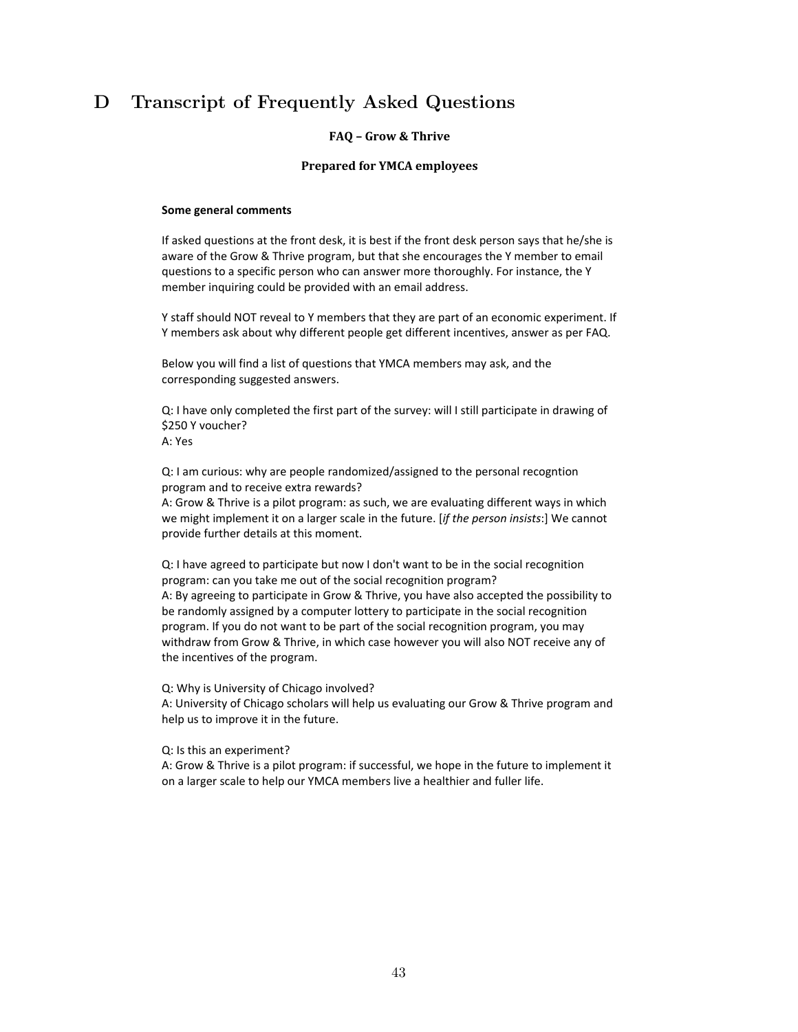# D Transcript of Frequently Asked Questions

**FAQ – Grow & Thrive**

**Prepared for YMCA employees**

**Some general comments**

If asked questions at the front desk, it is best if the front desk person says that he/she is aware of the Grow & Thrive program, but that she encourages the Y member to email questions to a specific person who can answer more thoroughly. For instance, the Y member inquiring could be provided with an email address.

Y staff should NOT reveal to Y members that they are part of an economic experiment. If Y members ask about why different people get different incentives, answer as per FAQ.

Below you will find a list of questions that YMCA members may ask, and the corresponding suggested answers.

Q: I have only completed the first part of the survey: will I still participate in drawing of $250 Y voucher?
A: Yes

Q: I am curious: why are people randomized/assigned to the personal recogntion program and to receive extra rewards?
A: Grow & Thrive is a pilot program: as such, we are evaluating different ways in which we might implement it on a larger scale in the future. [*if the person insists*:] We cannot provide further details at this moment.

Q: I have agreed to participate but now I don't want to be in the social recognition program: can you take me out of the social recognition program?
A: By agreeing to participate in Grow & Thrive, you have also accepted the possibility to be randomly assigned by a computer lottery to participate in the social recognition program. If you do not want to be part of the social recognition program, you may withdraw from Grow & Thrive, in which case however you will also NOT receive any of the incentives of the program.

Q: Why is University of Chicago involved?
A: University of Chicago scholars will help us evaluating our Grow & Thrive program and help us to improve it in the future.

Q: Is this an experiment?
A: Grow & Thrive is a pilot program: if successful, we hope in the future to implement it on a larger scale to help our YMCA members live a healthier and fuller life.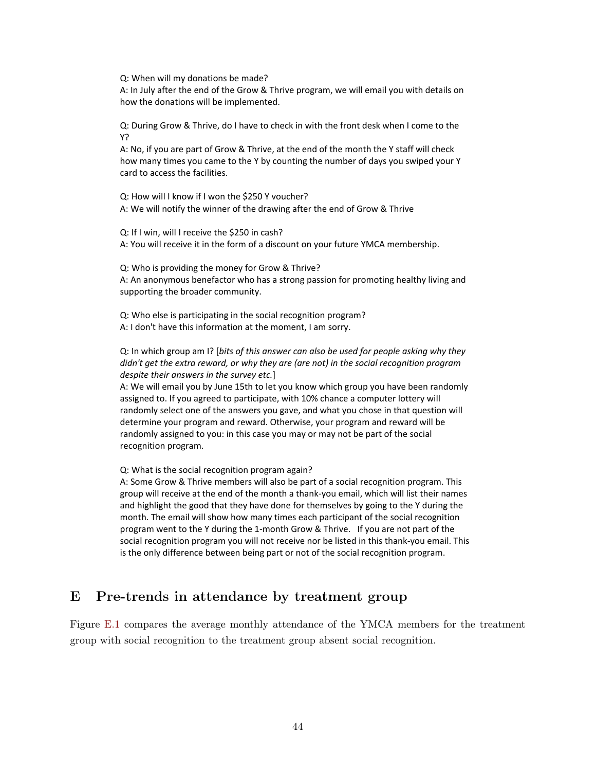Q: When will my donations be made?
A: In July after the end of the Grow & Thrive program, we will email you with details on how the donations will be implemented.

Q: During Grow & Thrive, do I have to check in with the front desk when I come to the Y?
A: No, if you are part of Grow & Thrive, at the end of the month the Y staff will check how many times you came to the Y by counting the number of days you swiped your Y card to access the facilities.

Q: How will I know if I won the $250 Y voucher?
A: We will notify the winner of the drawing after the end of Grow & Thrive

Q: If I win, will I receive the $250 in cash?
A: You will receive it in the form of a discount on your future YMCA membership.

Q: Who is providing the money for Grow & Thrive?
A: An anonymous benefactor who has a strong passion for promoting healthy living and supporting the broader community.

Q: Who else is participating in the social recognition program?
A: I don't have this information at the moment, I am sorry.

Q: In which group am I? [*bits of this answer can also be used for people asking why they didn't get the extra reward, or why they are (are not) in the social recognition program despite their answers in the survey etc.*]
A: We will email you by June 15th to let you know which group you have been randomly assigned to. If you agreed to participate, with 10% chance a computer lottery will randomly select one of the answers you gave, and what you chose in that question will determine your program and reward. Otherwise, your program and reward will be randomly assigned to you: in this case you may or may not be part of the social recognition program.

Q: What is the social recognition program again?
A: Some Grow & Thrive members will also be part of a social recognition program. This group will receive at the end of the month a thank-you email, which will list their names and highlight the good that they have done for themselves by going to the Y during the month. The email will show how many times each participant of the social recognition program went to the Y during the 1-month Grow & Thrive. If you are not part of the social recognition program you will not receive nor be listed in this thank-you email. This is the only difference between being part or not of the social recognition program.

## E Pre-trends in attendance by treatment group

Figure E.1 compares the average monthly attendance of the YMCA members for the treatment group with social recognition to the treatment group absent social recognition.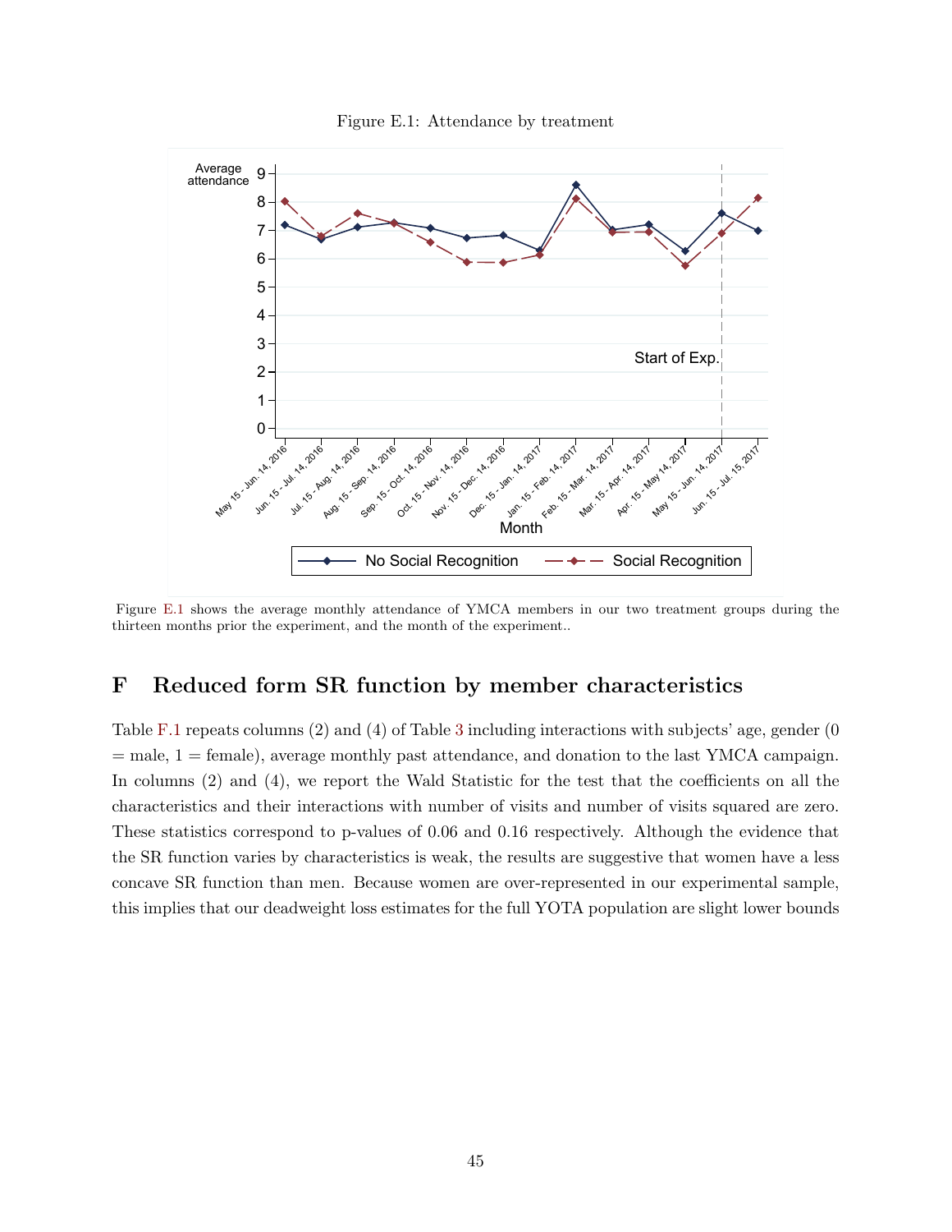Figure E.1: Attendance by treatment

Figure E.1 shows the average monthly attendance of YMCA members in our two treatment groups during the thirteen months prior the experiment, and the month of the experiment..

## F Reduced form SR function by member characteristics

Table F.1 repeats columns (2) and (4) of Table 3 including interactions with subjects' age, gender (0 = male, 1 = female), average monthly past attendance, and donation to the last YMCA campaign. In columns (2) and (4), we report the Wald Statistic for the test that the coefficients on all the characteristics and their interactions with number of visits and number of visits squared are zero. These statistics correspond to p-values of 0.06 and 0.16 respectively. Although the evidence that the SR function varies by characteristics is weak, the results are suggestive that women have a less concave SR function than men. Because women are over-represented in our experimental sample, this implies that our deadweight loss estimates for the full YOTA population are slight lower bounds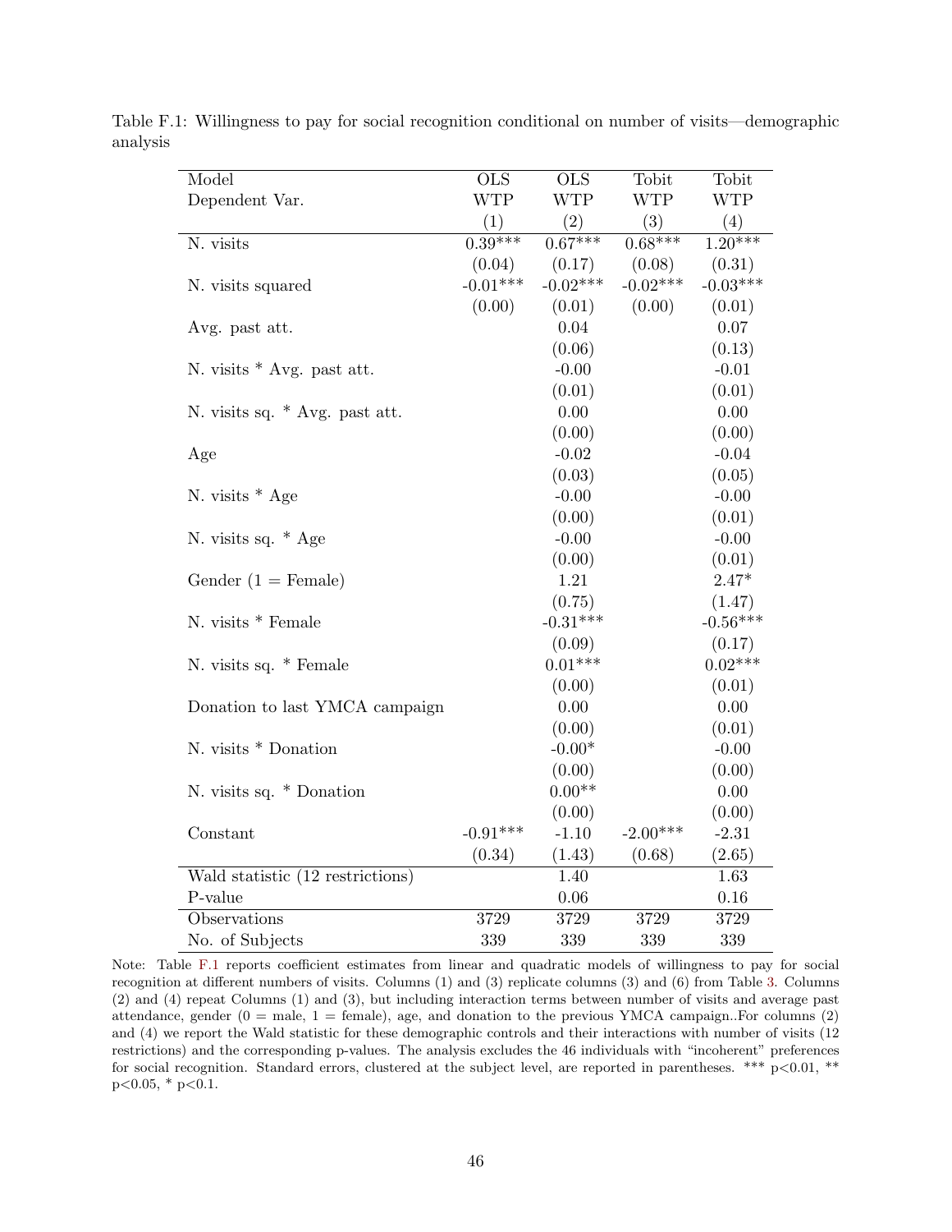Table F.1: Willingness to pay for social recognition conditional on number of visits—demographic analysis

| Model | OLS | OLS | Tobit | Tobit |
|---|---|---|---|---|
| Dependent Var. | WTP | WTP | WTP | WTP |
| | (1) | (2) | (3) | (4) |
| N. visits | 0.39*** | 0.67*** | 0.68*** | 1.20*** |
| | (0.04) | (0.17) | (0.08) | (0.31) |
| N. visits squared | -0.01*** | -0.02*** | -0.02*** | -0.03*** |
| | (0.00) | (0.01) | (0.00) | (0.01) |
| Avg. past att. | | 0.04 | | 0.07 |
| | | (0.06) | | (0.13) |
| N. visits * Avg. past att. | | -0.00 | | -0.01 |
| | | (0.01) | | (0.01) |
| N. visits sq. * Avg. past att. | | 0.00 | | 0.00 |
| | | (0.00) | | (0.00) |
| Age | | -0.02 | | -0.04 |
| | | (0.03) | | (0.05) |
| N. visits * Age | | -0.00 | | -0.00 |
| | | (0.00) | | (0.01) |
| N. visits sq. * Age | | -0.00 | | -0.00 |
| | | (0.00) | | (0.01) |
| Gender (1 = Female) | | 1.21 | | 2.47* |
| | | (0.75) | | (1.47) |
| N. visits * Female | | -0.31*** | | -0.56*** |
| | | (0.09) | | (0.17) |
| N. visits sq. * Female | | 0.01*** | | 0.02*** |
| | | (0.00) | | (0.01) |
| Donation to last YMCA campaign | | 0.00 | | 0.00 |
| | | (0.00) | | (0.01) |
| N. visits * Donation | | -0.00* | | -0.00 |
| | | (0.00) | | (0.00) |
| N. visits sq. * Donation | | 0.00** | | 0.00 |
| | | (0.00) | | (0.00) |
| Constant | -0.91*** | -1.10 | -2.00*** | -2.31 |
| | (0.34) | (1.43) | (0.68) | (2.65) |
| Wald statistic (12 restrictions) | | 1.40 | | 1.63 |
| P-value | | 0.06 | | 0.16 |
| Observations | 3729 | 3729 | 3729 | 3729 |
| No. of Subjects | 339 | 339 | 339 | 339 |

Note: Table F.1 reports coefficient estimates from linear and quadratic models of willingness to pay for social recognition at different numbers of visits. Columns (1) and (3) replicate columns (3) and (6) from Table 3. Columns (2) and (4) repeat Columns (1) and (3), but including interaction terms between number of visits and average past attendance, gender (0 = male, 1 = female), age, and donation to the previous YMCA campaign..For columns (2) and (4) we report the Wald statistic for these demographic controls and their interactions with number of visits (12 restrictions) and the corresponding p-values. The analysis excludes the 46 individuals with "incoherent" preferences for social recognition. Standard errors, clustered at the subject level, are reported in parentheses. *** p<0.01, ** p<0.05, * p<0.1.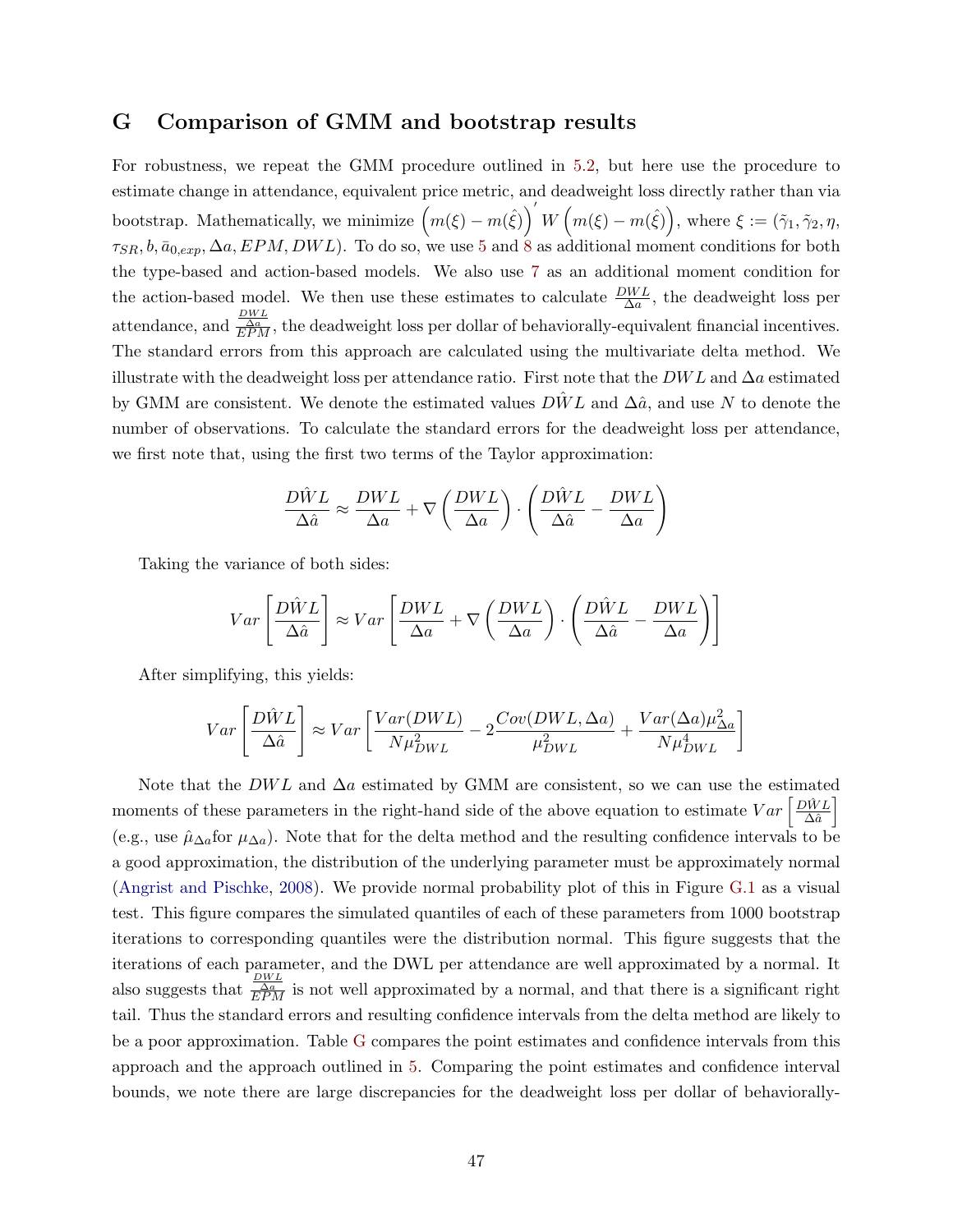## G Comparison of GMM and bootstrap results

For robustness, we repeat the GMM procedure outlined in 5.2, but here use the procedure to estimate change in attendance, equivalent price metric, and deadweight loss directly rather than via bootstrap. Mathematically, we minimize $\left(m(\xi) - m(\hat{\xi})\right)' W \left(m(\xi) - m(\hat{\xi})\right)$, where $\xi := (\tilde{\gamma}_1, \tilde{\gamma}_2, \eta, \tau_{SR}, b, \bar{a}_{0,exp}, \Delta a, EPM, DWL)$. To do so, we use 5 and 8 as additional moment conditions for both the type-based and action-based models. We also use 7 as an additional moment condition for the action-based model. We then use these estimates to calculate $\frac{DWL}{\Delta a}$, the deadweight loss per attendance, and $\frac{\frac{DWL}{\Delta a}}{EPM}$, the deadweight loss per dollar of behaviorally-equivalent financial incentives. The standard errors from this approach are calculated using the multivariate delta method. We illustrate with the deadweight loss per attendance ratio. First note that the $DWL$ and $\Delta a$ estimated by GMM are consistent. We denote the estimated values $D\hat{W}L$ and $\Delta\hat{a}$, and use $N$ to denote the number of observations. To calculate the standard errors for the deadweight loss per attendance, we first note that, using the first two terms of the Taylor approximation:

$$\frac{D\hat{W}L}{\Delta\hat{a}} \approx \frac{DWL}{\Delta a} + \nabla\left(\frac{DWL}{\Delta a}\right) \cdot \left(\frac{D\hat{W}L}{\Delta\hat{a}} - \frac{DWL}{\Delta a}\right)$$

Taking the variance of both sides:

$$Var\left[\frac{D\hat{W}L}{\Delta\hat{a}}\right] \approx Var\left[\frac{DWL}{\Delta a} + \nabla\left(\frac{DWL}{\Delta a}\right) \cdot \left(\frac{D\hat{W}L}{\Delta\hat{a}} - \frac{DWL}{\Delta a}\right)\right]$$

After simplifying, this yields:

$$Var\left[\frac{D\hat{W}L}{\Delta\hat{a}}\right] \approx Var\left[\frac{Var(DWL)}{N\mu_{DWL}^2} - 2\frac{Cov(DWL, \Delta a)}{\mu_{DWL}^2} + \frac{Var(\Delta a)\mu_{\Delta a}^2}{N\mu_{DWL}^4}\right]$$

Note that the $DWL$ and $\Delta a$ estimated by GMM are consistent, so we can use the estimated moments of these parameters in the right-hand side of the above equation to estimate $Var\left[\frac{D\hat{W}L}{\Delta\hat{a}}\right]$ (e.g., use $\hat{\mu}_{\Delta a}$for $\mu_{\Delta a}$). Note that for the delta method and the resulting confidence intervals to be a good approximation, the distribution of the underlying parameter must be approximately normal (Angrist and Pischke, 2008). We provide normal probability plot of this in Figure G.1 as a visual test. This figure compares the simulated quantiles of each of these parameters from 1000 bootstrap iterations to corresponding quantiles were the distribution normal. This figure suggests that the iterations of each parameter, and the DWL per attendance are well approximated by a normal. It also suggests that $\frac{\frac{DWL}{\Delta a}}{EPM}$ is not well approximated by a normal, and that there is a significant right tail. Thus the standard errors and resulting confidence intervals from the delta method are likely to be a poor approximation. Table G compares the point estimates and confidence intervals from this approach and the approach outlined in 5. Comparing the point estimates and confidence interval bounds, we note there are large discrepancies for the deadweight loss per dollar of behaviorally-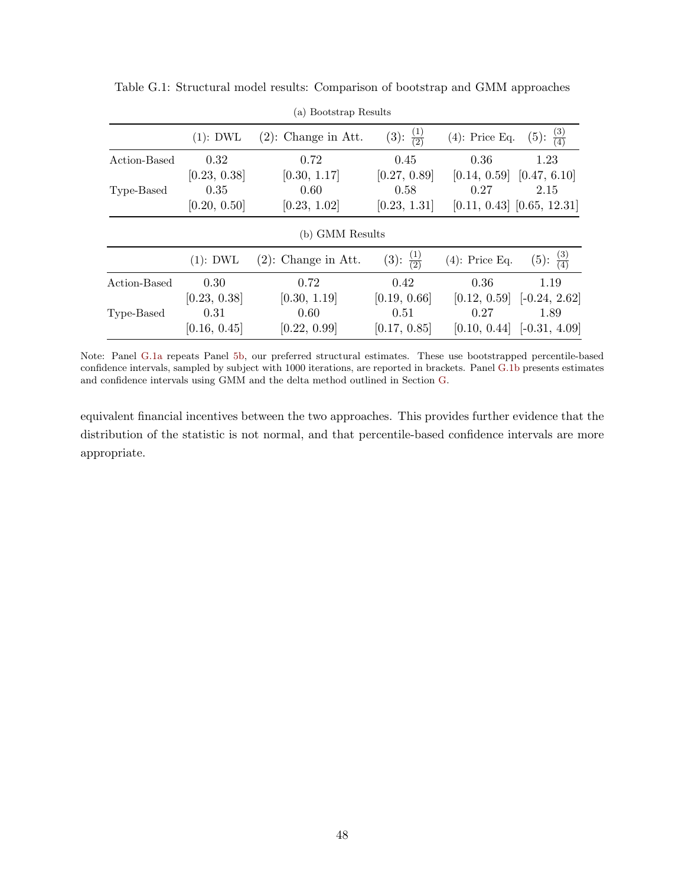Table G.1: Structural model results: Comparison of bootstrap and GMM approaches

(a) Bootstrap Results

| | (1): DWL | (2): Change in Att. | (3): $\frac{(1)}{(2)}$ | (4): Price Eq. | (5): $\frac{(3)}{(4)}$ |
|---|---|---|---|---|---|
| Action-Based | 0.32 | 0.72 | 0.45 | 0.36 | 1.23 |
| | [0.23, 0.38] | [0.30, 1.17] | [0.27, 0.89] | [0.14, 0.59] | [0.47, 6.10] |
| Type-Based | 0.35 | 0.60 | 0.58 | 0.27 | 2.15 |
| | [0.20, 0.50] | [0.23, 1.02] | [0.23, 1.31] | [0.11, 0.43] | [0.65, 12.31] |

(b) GMM Results

| | (1): DWL | (2): Change in Att. | (3): $\frac{(1)}{(2)}$ | (4): Price Eq. | (5): $\frac{(3)}{(4)}$ |
|---|---|---|---|---|---|
| Action-Based | 0.30 | 0.72 | 0.42 | 0.36 | 1.19 |
| | [0.23, 0.38] | [0.30, 1.19] | [0.19, 0.66] | [0.12, 0.59] | [-0.24, 2.62] |
| Type-Based | 0.31 | 0.60 | 0.51 | 0.27 | 1.89 |
| | [0.16, 0.45] | [0.22, 0.99] | [0.17, 0.85] | [0.10, 0.44] | [-0.31, 4.09] |

Note: Panel G.1a repeats Panel 5b, our preferred structural estimates. These use bootstrapped percentile-based confidence intervals, sampled by subject with 1000 iterations, are reported in brackets. Panel G.1b presents estimates and confidence intervals using GMM and the delta method outlined in Section G.

equivalent financial incentives between the two approaches. This provides further evidence that the distribution of the statistic is not normal, and that percentile-based confidence intervals are more appropriate.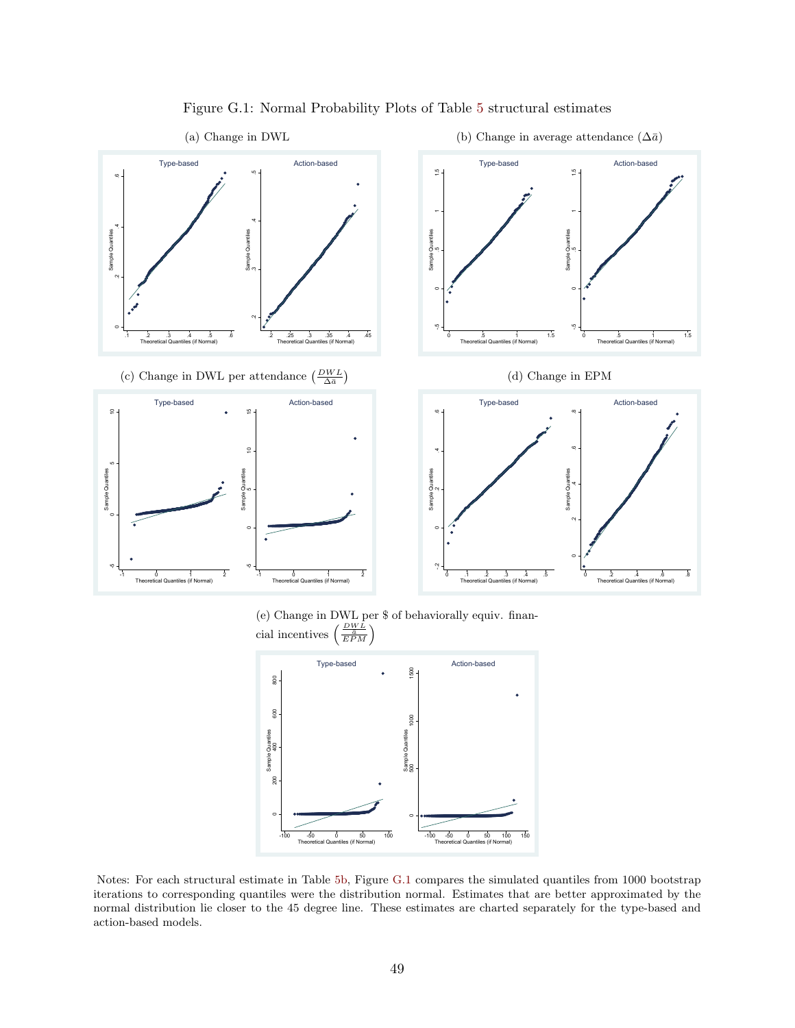Figure G.1: Normal Probability Plots of Table 5 structural estimates

(a) Change in DWL

(b) Change in average attendance ($\Delta\bar{a}$)

(c) Change in DWL per attendance $\left(\frac{DWL}{\Delta\bar{a}}\right)$

(d) Change in EPM

(e) Change in DWL per $ of behaviorally equiv. financial incentives $\left(\frac{\frac{DWL}{\bar{a}}}{EPM}\right)$

Notes: For each structural estimate in Table 5b, Figure G.1 compares the simulated quantiles from 1000 bootstrap iterations to corresponding quantiles were the distribution normal. Estimates that are better approximated by the normal distribution lie closer to the 45 degree line. These estimates are charted separately for the type-based and action-based models.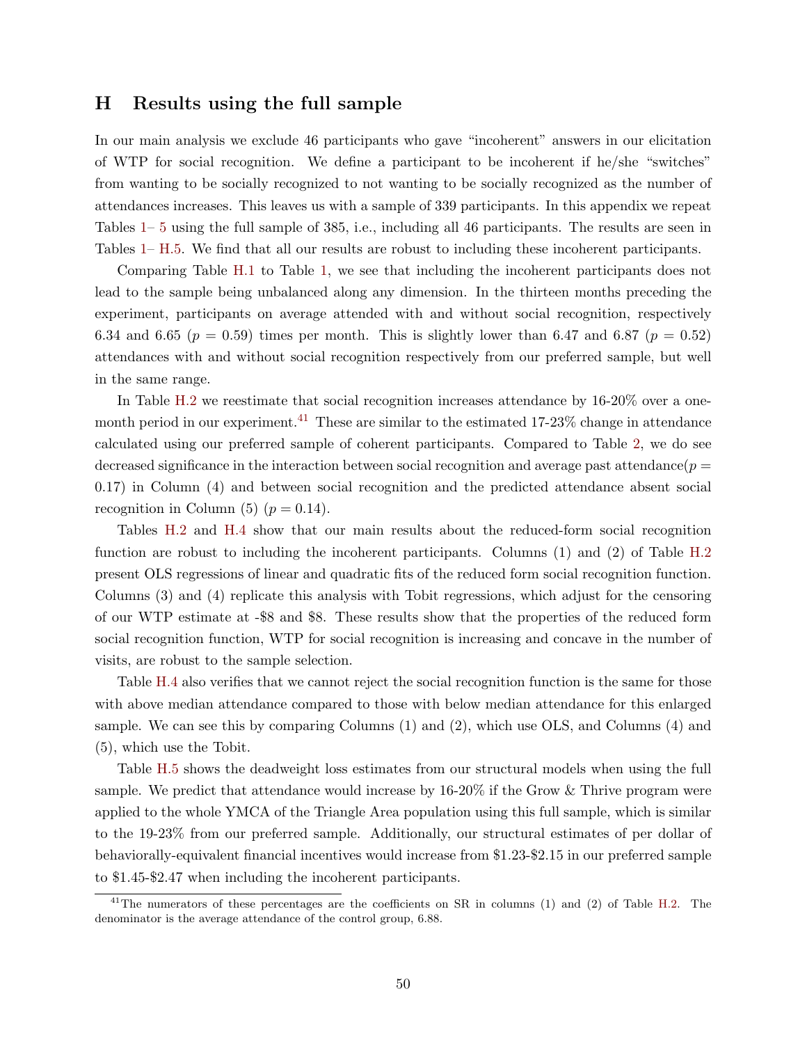# H Results using the full sample

In our main analysis we exclude 46 participants who gave "incoherent" answers in our elicitation of WTP for social recognition. We define a participant to be incoherent if he/she "switches" from wanting to be socially recognized to not wanting to be socially recognized as the number of attendances increases. This leaves us with a sample of 339 participants. In this appendix we repeat Tables 1– 5 using the full sample of 385, i.e., including all 46 participants. The results are seen in Tables 1– H.5. We find that all our results are robust to including these incoherent participants.

Comparing Table H.1 to Table 1, we see that including the incoherent participants does not lead to the sample being unbalanced along any dimension. In the thirteen months preceding the experiment, participants on average attended with and without social recognition, respectively 6.34 and 6.65 ($p = 0.59$) times per month. This is slightly lower than 6.47 and 6.87 ($p = 0.52$) attendances with and without social recognition respectively from our preferred sample, but well in the same range.

In Table H.2 we reestimate that social recognition increases attendance by 16-20% over a one-month period in our experiment.[41] These are similar to the estimated 17-23% change in attendance calculated using our preferred sample of coherent participants. Compared to Table 2, we do see decreased significance in the interaction between social recognition and average past attendance($p = 0.17$) in Column (4) and between social recognition and the predicted attendance absent social recognition in Column (5) ($p = 0.14$).

Tables H.2 and H.4 show that our main results about the reduced-form social recognition function are robust to including the incoherent participants. Columns (1) and (2) of Table H.2 present OLS regressions of linear and quadratic fits of the reduced form social recognition function. Columns (3) and (4) replicate this analysis with Tobit regressions, which adjust for the censoring of our WTP estimate at -$8 and $8. These results show that the properties of the reduced form social recognition function, WTP for social recognition is increasing and concave in the number of visits, are robust to the sample selection.

Table H.4 also verifies that we cannot reject the social recognition function is the same for those with above median attendance compared to those with below median attendance for this enlarged sample. We can see this by comparing Columns (1) and (2), which use OLS, and Columns (4) and (5), which use the Tobit.

Table H.5 shows the deadweight loss estimates from our structural models when using the full sample. We predict that attendance would increase by 16-20% if the Grow & Thrive program were applied to the whole YMCA of the Triangle Area population using this full sample, which is similar to the 19-23% from our preferred sample. Additionally, our structural estimates of per dollar of behaviorally-equivalent financial incentives would increase from $1.23-$2.15 in our preferred sample to $1.45-$2.47 when including the incoherent participants.

[41] The numerators of these percentages are the coefficients on SR in columns (1) and (2) of Table H.2. The denominator is the average attendance of the control group, 6.88.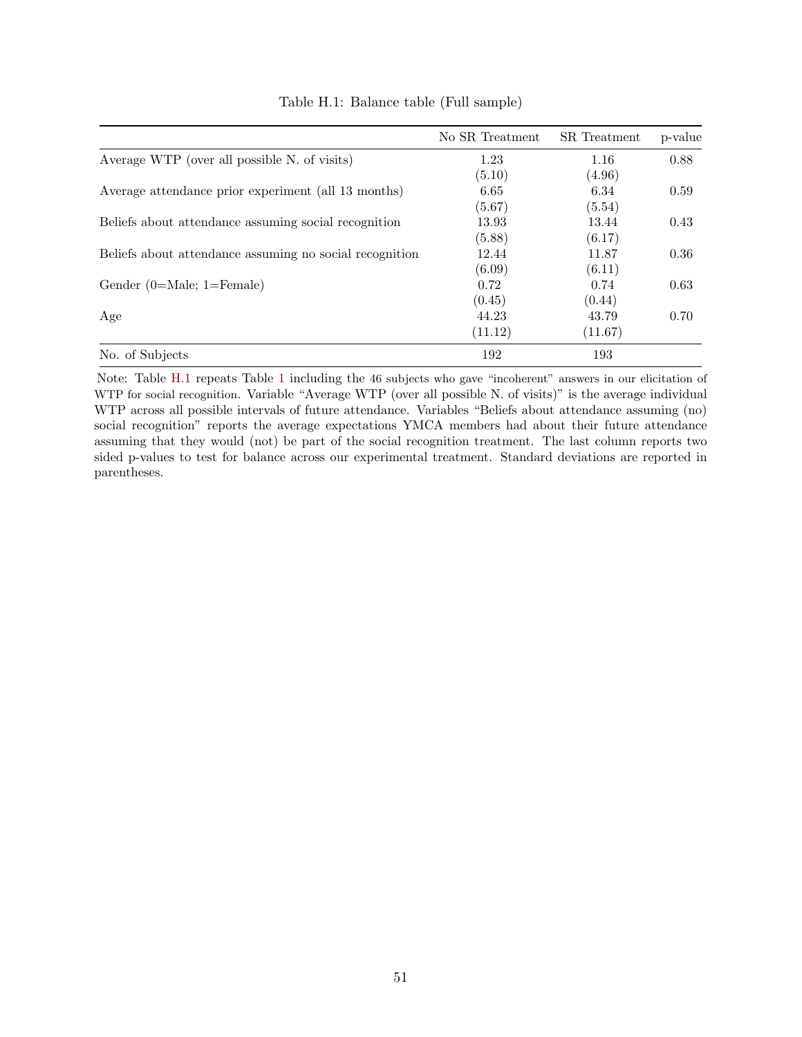Table H.1: Balance table (Full sample)

| | No SR Treatment | SR Treatment | p-value |
|---|---|---|---|
| Average WTP (over all possible N. of visits) | 1.23 | 1.16 | 0.88 |
| | (5.10) | (4.96) | |
| Average attendance prior experiment (all 13 months) | 6.65 | 6.34 | 0.59 |
| | (5.67) | (5.54) | |
| Beliefs about attendance assuming social recognition | 13.93 | 13.44 | 0.43 |
| | (5.88) | (6.17) | |
| Beliefs about attendance assuming no social recognition | 12.44 | 11.87 | 0.36 |
| | (6.09) | (6.11) | |
| Gender (0=Male; 1=Female) | 0.72 | 0.74 | 0.63 |
| | (0.45) | (0.44) | |
| Age | 44.23 | 43.79 | 0.70 |
| | (11.12) | (11.67) | |
| No. of Subjects | 192 | 193 | |

Note: Table H.1 repeats Table 1 including the 46 subjects who gave "incoherent" answers in our elicitation of WTP for social recognition. Variable "Average WTP (over all possible N. of visits)" is the average individual WTP across all possible intervals of future attendance. Variables "Beliefs about attendance assuming (no) social recognition" reports the average expectations YMCA members had about their future attendance assuming that they would (not) be part of the social recognition treatment. The last column reports two sided p-values to test for balance across our experimental treatment. Standard deviations are reported in parentheses.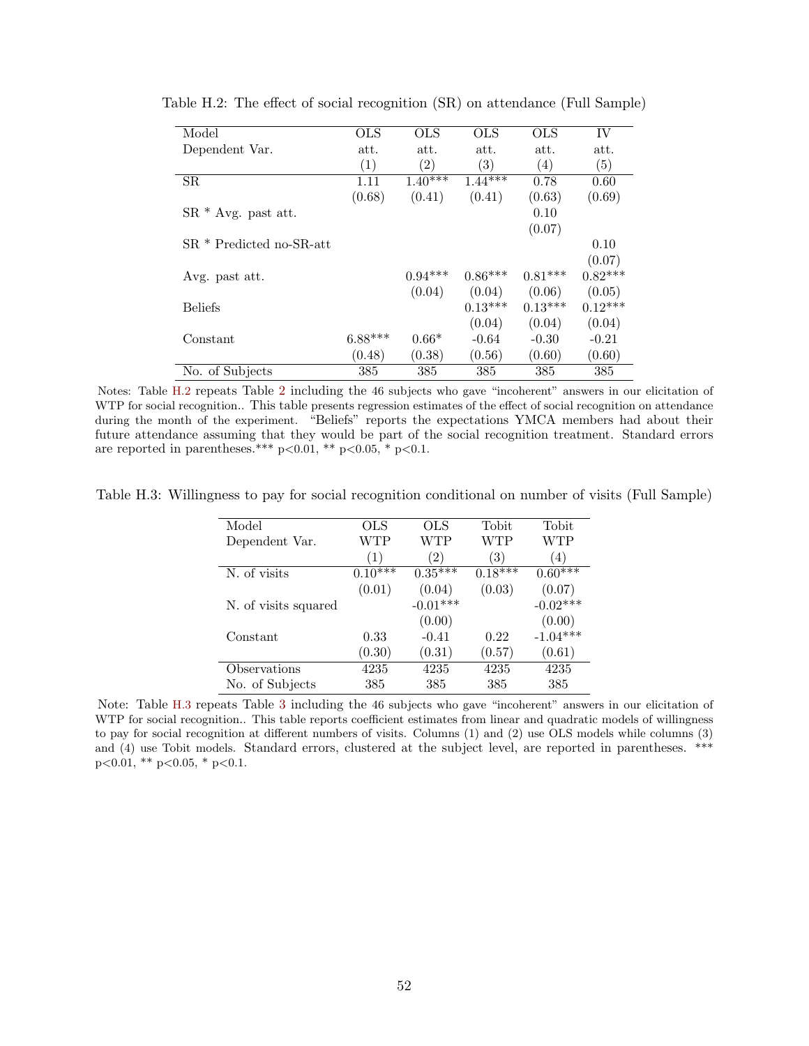Table H.2: The effect of social recognition (SR) on attendance (Full Sample)

| Model | OLS | OLS | OLS | OLS | IV |
|---|---|---|---|---|---|
| Dependent Var. | att. | att. | att. | att. | att. |
| | (1) | (2) | (3) | (4) | (5) |
| SR | 1.11 | 1.40*** | 1.44*** | 0.78 | 0.60 |
| | (0.68) | (0.41) | (0.41) | (0.63) | (0.69) |
| SR * Avg. past att. | | | | 0.10 | |
| | | | | (0.07) | |
| SR * Predicted no-SR-att | | | | | 0.10 |
| | | | | | (0.07) |
| Avg. past att. | | 0.94*** | 0.86*** | 0.81*** | 0.82*** |
| | | (0.04) | (0.04) | (0.06) | (0.05) |
| Beliefs | | | 0.13*** | 0.13*** | 0.12*** |
| | | | (0.04) | (0.04) | (0.04) |
| Constant | 6.88*** | 0.66* | -0.64 | -0.30 | -0.21 |
| | (0.48) | (0.38) | (0.56) | (0.60) | (0.60) |
| No. of Subjects | 385 | 385 | 385 | 385 | 385 |

Notes: Table H.2 repeats Table 2 including the 46 subjects who gave "incoherent" answers in our elicitation of WTP for social recognition.. This table presents regression estimates of the effect of social recognition on attendance during the month of the experiment. "Beliefs" reports the expectations YMCA members had about their future attendance assuming that they would be part of the social recognition treatment. Standard errors are reported in parentheses.*** p<0.01, ** p<0.05, * p<0.1.

Table H.3: Willingness to pay for social recognition conditional on number of visits (Full Sample)

| Model | OLS | OLS | Tobit | Tobit |
|---|---|---|---|---|
| Dependent Var. | WTP | WTP | WTP | WTP |
| | (1) | (2) | (3) | (4) |
| N. of visits | 0.10*** | 0.35*** | 0.18*** | 0.60*** |
| | (0.01) | (0.04) | (0.03) | (0.07) |
| N. of visits squared | | -0.01*** | | -0.02*** |
| | | (0.00) | | (0.00) |
| Constant | 0.33 | -0.41 | 0.22 | -1.04*** |
| | (0.30) | (0.31) | (0.57) | (0.61) |
| Observations | 4235 | 4235 | 4235 | 4235 |
| No. of Subjects | 385 | 385 | 385 | 385 |

Note: Table H.3 repeats Table 3 including the 46 subjects who gave "incoherent" answers in our elicitation of WTP for social recognition.. This table reports coefficient estimates from linear and quadratic models of willingness to pay for social recognition at different numbers of visits. Columns (1) and (2) use OLS models while columns (3) and (4) use Tobit models. Standard errors, clustered at the subject level, are reported in parentheses. *** p<0.01, ** p<0.05, * p<0.1.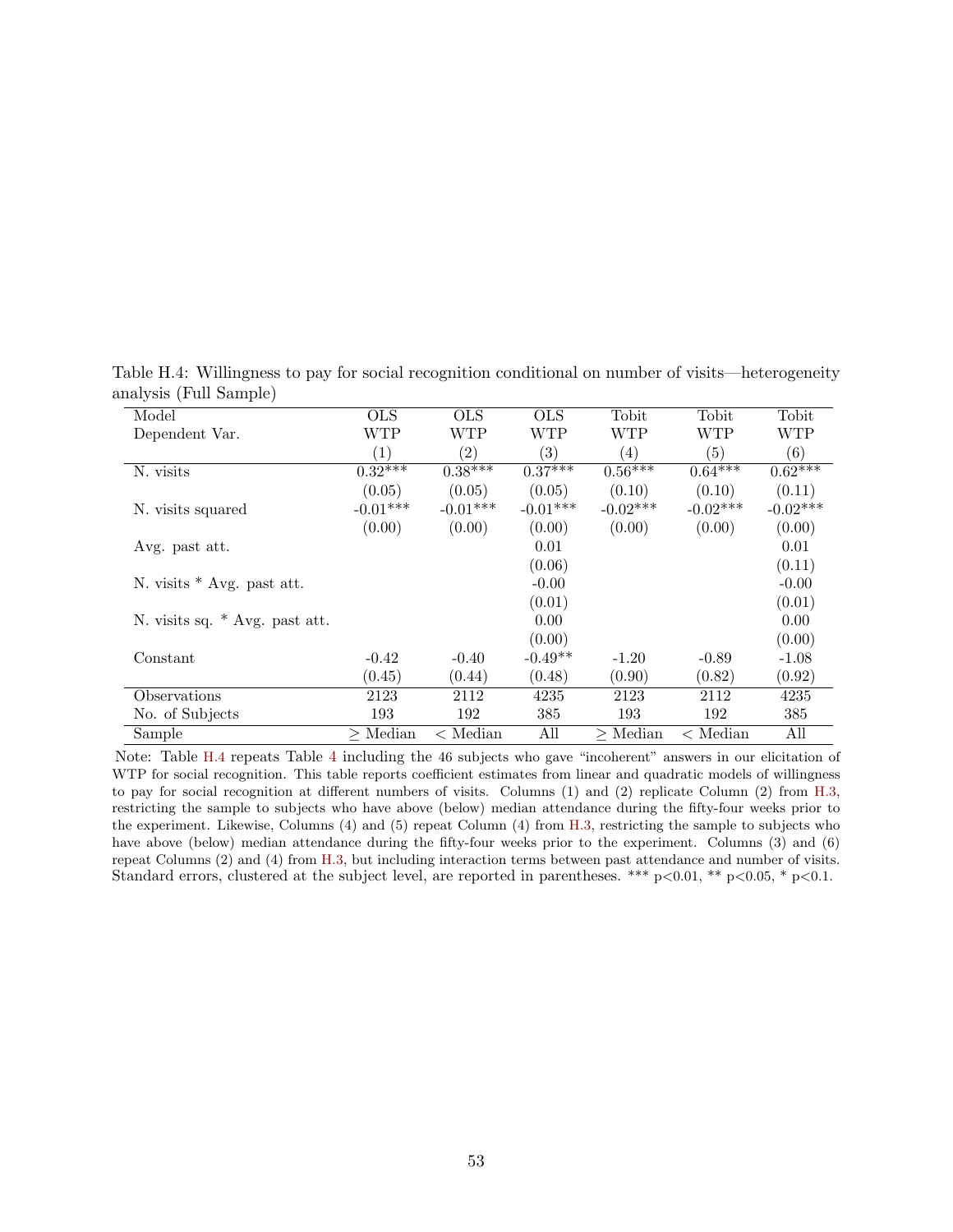Table H.4: Willingness to pay for social recognition conditional on number of visits—heterogeneity analysis (Full Sample)

| Model | OLS | OLS | OLS | Tobit | Tobit | Tobit |
|---|---|---|---|---|---|---|
| Dependent Var. | WTP | WTP | WTP | WTP | WTP | WTP |
| | (1) | (2) | (3) | (4) | (5) | (6) |
| N. visits | 0.32*** | 0.38*** | 0.37*** | 0.56*** | 0.64*** | 0.62*** |
| | (0.05) | (0.05) | (0.05) | (0.10) | (0.10) | (0.11) |
| N. visits squared | -0.01*** | -0.01*** | -0.01*** | -0.02*** | -0.02*** | -0.02*** |
| | (0.00) | (0.00) | (0.00) | (0.00) | (0.00) | (0.00) |
| Avg. past att. | | | 0.01 | | | 0.01 |
| | | | (0.06) | | | (0.11) |
| N. visits * Avg. past att. | | | -0.00 | | | -0.00 |
| | | | (0.01) | | | (0.01) |
| N. visits sq. * Avg. past att. | | | 0.00 | | | 0.00 |
| | | | (0.00) | | | (0.00) |
| Constant | -0.42 | -0.40 | -0.49** | -1.20 | -0.89 | -1.08 |
| | (0.45) | (0.44) | (0.48) | (0.90) | (0.82) | (0.92) |
| Observations | 2123 | 2112 | 4235 | 2123 | 2112 | 4235 |
| No. of Subjects | 193 | 192 | 385 | 193 | 192 | 385 |
| Sample | ≥ Median | < Median | All | ≥ Median | < Median | All |

Note: Table H.4 repeats Table 4 including the 46 subjects who gave "incoherent" answers in our elicitation of WTP for social recognition. This table reports coefficient estimates from linear and quadratic models of willingness to pay for social recognition at different numbers of visits. Columns (1) and (2) replicate Column (2) from H.3, restricting the sample to subjects who have above (below) median attendance during the fifty-four weeks prior to the experiment. Likewise, Columns (4) and (5) repeat Column (4) from H.3, restricting the sample to subjects who have above (below) median attendance during the fifty-four weeks prior to the experiment. Columns (3) and (6) repeat Columns (2) and (4) from H.3, but including interaction terms between past attendance and number of visits. Standard errors, clustered at the subject level, are reported in parentheses. *** p<0.01, ** p<0.05, * p<0.1.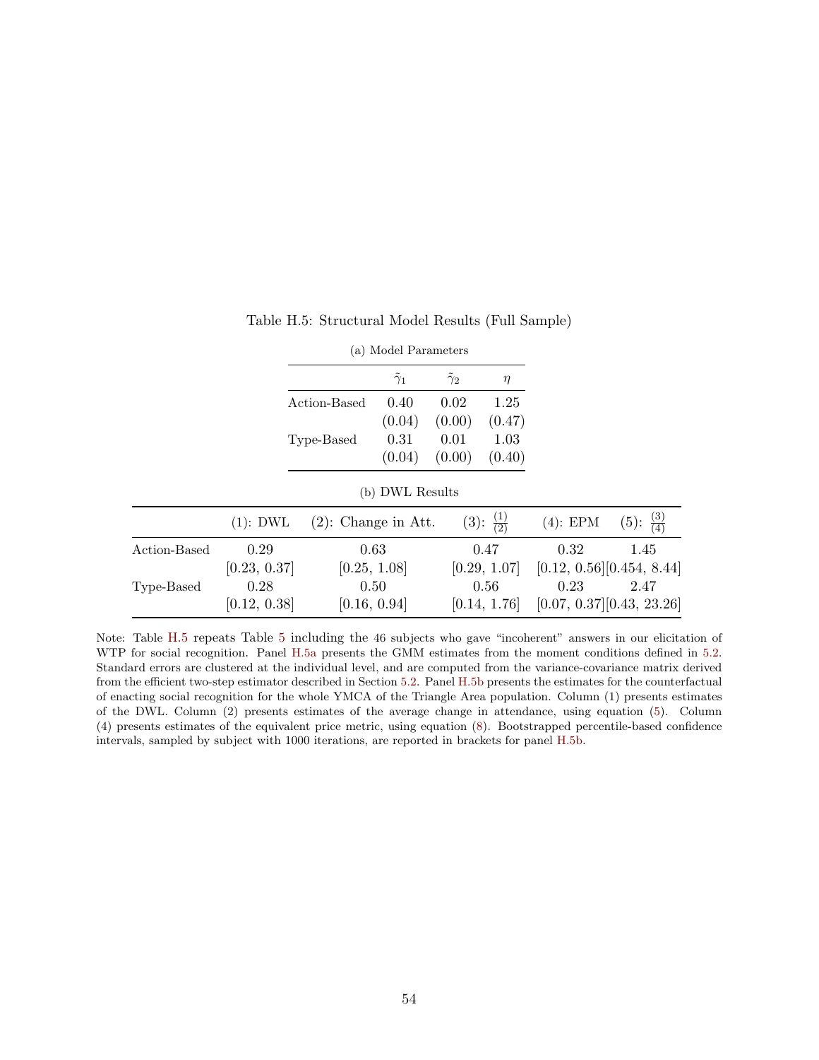Table H.5: Structural Model Results (Full Sample)

(a) Model Parameters

| | $\tilde{\gamma}_1$ | $\tilde{\gamma}_2$ | $\eta$ |
|---|---|---|---|
| Action-Based | 0.40 | 0.02 | 1.25 |
| | (0.04) | (0.00) | (0.47) |
| Type-Based | 0.31 | 0.01 | 1.03 |
| | (0.04) | (0.00) | (0.40) |

(b) DWL Results

| | (1): DWL | (2): Change in Att. | (3): $\frac{(1)}{(2)}$ | (4): EPM | (5): $\frac{(3)}{(4)}$ |
|---|---|---|---|---|---|
| Action-Based | 0.29 | 0.63 | 0.47 | 0.32 | 1.45 |
| | [0.23, 0.37] | [0.25, 1.08] | [0.29, 1.07] | [0.12, 0.56] | [0.454, 8.44] |
| Type-Based | 0.28 | 0.50 | 0.56 | 0.23 | 2.47 |
| | [0.12, 0.38] | [0.16, 0.94] | [0.14, 1.76] | [0.07, 0.37] | [0.43, 23.26] |

Note: Table H.5 repeats Table 5 including the 46 subjects who gave "incoherent" answers in our elicitation of WTP for social recognition. Panel H.5a presents the GMM estimates from the moment conditions defined in 5.2. Standard errors are clustered at the individual level, and are computed from the variance-covariance matrix derived from the efficient two-step estimator described in Section 5.2. Panel H.5b presents the estimates for the counterfactual of enacting social recognition for the whole YMCA of the Triangle Area population. Column (1) presents estimates of the DWL. Column (2) presents estimates of the average change in attendance, using equation (5). Column (4) presents estimates of the equivalent price metric, using equation (8). Bootstrapped percentile-based confidence intervals, sampled by subject with 1000 iterations, are reported in brackets for panel H.5b.